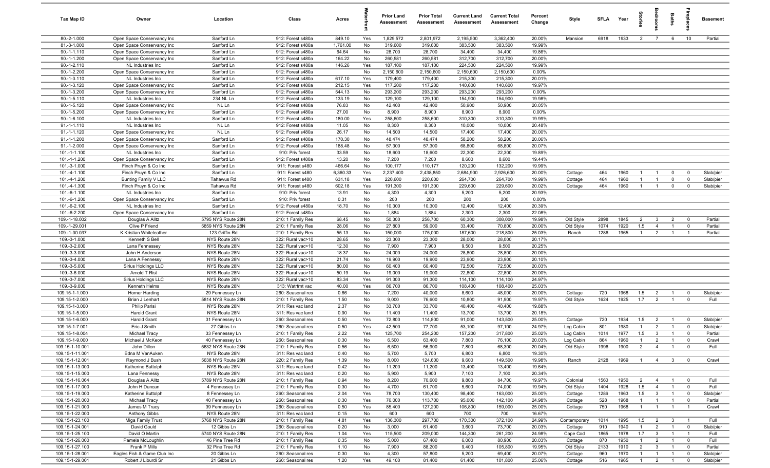| Tax Map ID | Owner | Location | Class | Acres | Waterfront | Prior Land Assessment | Prior Total Assessment | Current Land Assessment | Current Total Assessment | Percent Change | Style | SFLA | Year | Stories | Bedrooms | Baths | Fireplaces | Basement |
|---|---|---|---|---|---|---|---|---|---|---|---|---|---|---|---|---|---|---|
| 80.-2-1.000 | Open Space Conservancy Inc | Sanford Ln | 912: Forest s480a | 849.10 | Yes | 1,829,572 | 2,801,972 | 2,195,500 | 3,362,400 | 20.00% | Mansion | 6918 | 1933 | 2 | 7 | 6 | 10 | Partial |
| 81.-3-1.000 | Open Space Conservancy Inc | Sanford Ln | 912: Forest s480a | 1,761.00 | No | 319,600 | 319,600 | 383,500 | 383,500 | 19.99% | | | | | | | | |
| 90.-1-1.110 | Open Space Conservancy Inc | Sanford Ln | 912: Forest s480a | 64.64 | No | 28,700 | 28,700 | 34,400 | 34,400 | 19.86% | | | | | | | | |
| 90.-1-1.200 | Open Space Conservancy Inc | Sanford Ln | 912: Forest s480a | 164.22 | No | 260,581 | 260,581 | 312,700 | 312,700 | 20.00% | | | | | | | | |
| 90.-1-2.110 | NL Industries Inc | Sanford Ln | 912: Forest s480a | 146.26 | Yes | 187,100 | 187,100 | 224,500 | 224,500 | 19.99% | | | | | | | | |
| 90.-1-2.200 | Open Space Conservancy Inc | Sanford Ln | 912: Forest s480a | | No | 2,150,600 | 2,150,600 | 2,150,600 | 2,150,600 | 0.00% | | | | | | | | |
| 90.-1-3.110 | NL Industries Inc | Sanford Ln | 912: Forest s480a | 617.10 | Yes | 179,400 | 179,400 | 215,300 | 215,300 | 20.01% | | | | | | | | |
| 90.-1-3.120 | Open Space Conservancy Inc | Sanford Ln | 912: Forest s480a | 212.15 | Yes | 117,200 | 117,200 | 140,600 | 140,600 | 19.97% | | | | | | | | |
| 90.-1-3.200 | Open Space Conservancy Inc | Sanford Ln | 912: Forest s480a | 544.13 | No | 293,200 | 293,200 | 293,200 | 293,200 | 0.00% | | | | | | | | |
| 90.-1-5.110 | NL Industries Inc | 234 NL Ln | 912: Forest s480a | 133.19 | No | 129,100 | 129,100 | 154,900 | 154,900 | 19.98% | | | | | | | | |
| 90.-1-5.120 | Open Space Conservancy Inc | NL Ln | 912: Forest s480a | 76.83 | No | 42,400 | 42,400 | 50,900 | 50,900 | 20.05% | | | | | | | | |
| 90.-1-5.200 | Open Space Conservancy Inc | Sanford Ln | 912: Forest s480a | 27.00 | No | 8,900 | 8,900 | 8,900 | 8,900 | 0.00% | | | | | | | | |
| 90.-1-6.100 | NL Industries Inc | Sanford Ln | 912: Forest s480a | 180.00 | Yes | 258,600 | 258,600 | 310,300 | 310,300 | 19.99% | | | | | | | | |
| 91.-1-1.110 | NL Industries Inc | NL Ln | 912: Forest s480a | 11.05 | No | 8,300 | 8,300 | 10,000 | 10,000 | 20.48% | | | | | | | | |
| 91.-1-1.120 | Open Space Conservancy Inc | NL Ln | 912: Forest s480a | 26.17 | No | 14,500 | 14,500 | 17,400 | 17,400 | 20.00% | | | | | | | | |
| 91.-1-1.200 | Open Space Conservancy Inc | Sanford Ln | 912: Forest s480a | 170.30 | No | 48,474 | 48,474 | 58,200 | 58,200 | 20.06% | | | | | | | | |
| 91.-1-2.000 | Open Space Conservancy Inc | Sanford Ln | 912: Forest s480a | 188.48 | No | 57,300 | 57,300 | 68,800 | 68,800 | 20.07% | | | | | | | | |
| 101.-1-1.100 | NL Industries Inc | Sanford Ln | 910: Priv forest | 33.59 | No | 18,600 | 18,600 | 22,300 | 22,300 | 19.89% | | | | | | | | |
| 101.-1-1.200 | Open Space Conservancy Inc | Sanford Ln | 912: Forest s480a | 13.20 | No | 7,200 | 7,200 | 8,600 | 8,600 | 19.44% | | | | | | | | |
| 101.-3-1.000 | Finch Pruyn & Co Inc | Sanford Ln | 911: Forest s480 | 466.64 | No | 100,177 | 110,177 | 120,200 | 132,200 | 19.99% | | | | | | | | |
| 101.-4-1.100 | Finch Pruyn & Co Inc | Sanford Ln | 911: Forest s480 | 6,360.33 | Yes | 2,237,400 | 2,438,850 | 2,684,900 | 2,926,600 | 20.00% | Cottage | 464 | 1960 | 1 | 1 | 0 | 0 | Slab/pier |
| 101.-4-1.200 | Bunting Family V LLC | Tahawus Rd | 911: Forest s480 | 631.18 | Yes | 220,600 | 220,600 | 264,700 | 264,700 | 19.99% | Cottage | 464 | 1960 | 1 | 1 | 0 | 0 | Slab/pier |
| 101.-4-1.300 | Finch Pruyn & Co Inc | Tahawus Rd | 911: Forest s480 | 602.18 | Yes | 191,300 | 191,300 | 229,600 | 229,600 | 20.02% | Cottage | 464 | 1960 | 1 | 1 | 0 | 0 | Slab/pier |
| 101.-6-1.100 | NL Industries Inc | Sanford Ln | 910: Priv forest | 13.91 | No | 4,300 | 4,300 | 5,200 | 5,200 | 20.93% | | | | | | | | |
| 101.-6-1.200 | Open Space Conservancy Inc | Sanford Ln | 910: Priv forest | 0.31 | No | 200 | 200 | 200 | 200 | 0.00% | | | | | | | | |
| 101.-6-2.100 | NL Industries Inc | Sanford Ln | 912: Forest s480a | 18.70 | No | 10,300 | 10,300 | 12,400 | 12,400 | 20.39% | | | | | | | | |
| 101.-6-2.200 | Open Space Conservancy Inc | Sanford Ln | 912: Forest s480a | | No | 1,884 | 1,884 | 2,300 | 2,300 | 22.08% | | | | | | | | |
| 109.-1-18.002 | Douglas A Alitz | 5795 NYS Route 28N | 210: 1 Family Res | 68.45 | No | 50,300 | 256,700 | 60,300 | 308,000 | 19.98% | Old Style | 2898 | 1845 | 2 | 3 | 2 | 0 | Partial |
| 109.-1-29.001 | Clive P Friend | 5859 NYS Route 28N | 210: 1 Family Res | 28.06 | No | 27,800 | 59,000 | 33,400 | 70,800 | 20.00% | Old Style | 1074 | 1920 | 1.5 | 4 | 1 | 0 | Partial |
| 109.-1-30.037 | K Kristian Whiteleather | 123 Griffin Rd | 210: 1 Family Res | 55.13 | No | 150,000 | 175,000 | 187,600 | 218,800 | 25.03% | Ranch | 1286 | 1965 | 1 | 2 | 1 | 1 | Partial |
| 109.-3-1.000 | Kenneth S Bell | NYS Route 28N | 322: Rural vac>10 | 28.65 | No | 23,300 | 23,300 | 28,000 | 28,000 | 20.17% | | | | | | | | |
| 109.-3-2.000 | Lana Fennessey | NYS Route 28N | 322: Rural vac>10 | 12.30 | No | 7,900 | 7,900 | 9,500 | 9,500 | 20.25% | | | | | | | | |
| 109.-3-3.000 | John H Anderson | NYS Route 28N | 322: Rural vac>10 | 18.37 | No | 24,000 | 24,000 | 28,800 | 28,800 | 20.00% | | | | | | | | |
| 109.-3-4.000 | Lana A Fennessy | NYS Route 28N | 322: Rural vac>10 | 21.74 | No | 19,900 | 19,900 | 23,900 | 23,900 | 20.10% | | | | | | | | |
| 109.-3-5.000 | Sirius Holdings LLC | NYS Route 28N | 322: Rural vac>10 | 80.00 | No | 60,400 | 60,400 | 72,500 | 72,500 | 20.03% | | | | | | | | |
| 109.-3-6.000 | Arnold T Rist | NYS Route 28N | 322: Rural vac>10 | 50.19 | No | 19,000 | 19,000 | 22,800 | 22,800 | 20.00% | | | | | | | | |
| 109.-3-7.000 | Sirius Holdings LLC | NYS Route 28N | 322: Rural vac>10 | 83.34 | Yes | 91,300 | 91,300 | 114,100 | 114,100 | 24.97% | | | | | | | | |
| 109.-3-9.000 | Kenneth Helms | NYS Route 28N | 313: Watrfrnt vac | 40.00 | Yes | 86,700 | 86,700 | 108,400 | 108,400 | 25.03% | | | | | | | | |
| 109.15-1-1.000 | Homer Harding | 29 Fennessey Ln | 260: Seasonal res | 0.66 | No | 7,200 | 40,000 | 8,600 | 48,000 | 20.00% | Cottage | 720 | 1968 | 1.5 | 2 | 1 | 0 | Slab/pier |
| 109.15-1-2.000 | Brian J Lenhart | 5814 NYS Route 28N | 210: 1 Family Res | 1.50 | No | 9,000 | 76,600 | 10,800 | 91,900 | 19.97% | Old Style | 1624 | 1925 | 1.7 | 2 | 1 | 0 | Full |
| 109.15-1-3.000 | Philip Parisi | NYS Route 28N | 311: Res vac land | 2.37 | No | 33,700 | 33,700 | 40,400 | 40,400 | 19.88% | | | | | | | | |
| 109.15-1-5.000 | Harold Grant | NYS Route 28N | 311: Res vac land | 0.90 | No | 11,400 | 11,400 | 13,700 | 13,700 | 20.18% | | | | | | | | |
| 109.15-1-6.000 | Harold Grant | 31 Fennessey Ln | 260: Seasonal res | 0.50 | Yes | 72,800 | 114,800 | 91,000 | 143,500 | 25.00% | Cottage | 720 | 1934 | 1.5 | 2 | 1 | 0 | Slab/pier |
| 109.15-1-7.001 | Eric J Smith | 27 Gibbs Ln | 260: Seasonal res | 0.50 | Yes | 42,500 | 77,700 | 53,100 | 97,100 | 24.97% | Log Cabin | 801 | 1980 | 1 | 2 | 1 | 0 | Slab/pier |
| 109.15-1-8.004 | Michael Tracy | 33 Fennessey Ln | 210: 1 Family Res | 2.22 | Yes | 125,700 | 254,200 | 157,200 | 317,800 | 25.02% | Log Cabin | 1014 | 1977 | 1.5 | 3 | 1 | 0 | Partial |
| 109.15-1-9.000 | Michael J McKeon | 40 Fennessey Ln | 260: Seasonal res | 0.30 | No | 6,500 | 63,400 | 7,800 | 76,100 | 20.03% | Log Cabin | 864 | 1960 | 1 | 2 | 1 | 0 | Crawl |
| 109.15-1-10.001 | John Dillon | 5632 NYS Route 28N | 210: 1 Family Res | 0.56 | No | 6,500 | 56,900 | 7,800 | 68,300 | 20.04% | Old Style | 1996 | 1900 | 2 | 4 | 1 | 0 | Full |
| 109.15-1-11.001 | Edna M VanAuken | NYS Route 28N | 311: Res vac land | 0.40 | No | 5,700 | 5,700 | 6,800 | 6,800 | 19.30% | | | | | | | | |
| 109.15-1-12.001 | Raymond J Bush | 5638 NYS Route 28N | 220: 2 Family Res | 1.39 | No | 8,000 | 124,600 | 9,600 | 149,500 | 19.98% | Ranch | 2128 | 1969 | 1 | 4 | 3 | 0 | Crawl |
| 109.15-1-13.000 | Katherine Buttolph | NYS Route 28N | 311: Res vac land | 0.42 | No | 11,200 | 11,200 | 13,400 | 13,400 | 19.64% | | | | | | | | |
| 109.15-1-15.000 | Lana Fennessy | NYS Route 28N | 311: Res vac land | 0.20 | No | 5,900 | 5,900 | 7,100 | 7,100 | 20.34% | | | | | | | | |
| 109.15-1-16.064 | Douglas A Alitz | 5789 NYS Route 28N | 210: 1 Family Res | 0.94 | No | 8,200 | 70,600 | 9,800 | 84,700 | 19.97% | Colonial | 1560 | 1950 | 2 | 4 | 1 | 0 | Full |
| 109.15-1-17.000 | John H Duncan | 4 Fennessey Ln | 210: 1 Family Res | 0.30 | No | 4,700 | 61,700 | 5,600 | 74,000 | 19.94% | Old Style | 1404 | 1928 | 1.5 | 4 | 1 | 0 | Full |
| 109.15-1-19.000 | Katherine Buttolph | 8 Fennessey Ln | 260: Seasonal res | 2.04 | Yes | 78,700 | 130,400 | 98,400 | 163,000 | 25.00% | Cottage | 1286 | 1963 | 1.5 | 3 | 1 | 0 | Slab/pier |
| 109.15-1-20.000 | Michael Tracy | 40 Fennessey Ln | 260: Seasonal res | 0.30 | Yes | 76,000 | 113,700 | 95,000 | 142,100 | 24.98% | Cottage | 528 | 1968 | 1 | 1 | 1 | 0 | Partial |
| 109.15-1-21.000 | James M Tracy | 39 Fennessey Ln | 260: Seasonal res | 0.50 | Yes | 85,400 | 127,200 | 106,800 | 159,000 | 25.00% | Cottage | 750 | 1968 | 1 | 1 | 1 | 1 | Crawl |
| 109.15-1-22.000 | Anthony Gibbs | NYS Route 28N | 311: Res vac land | 0.15 | No | 600 | 600 | 700 | 700 | 16.67% | | | | | | | | |
| 109.15-1-23.100 | Miga Family Trust | 5768 NYS Route 28N | 210: 1 Family Res | 4.81 | Yes | 136,300 | 297,700 | 170,300 | 372,100 | 24.99% | Contemporary | 1014 | 1995 | 1.5 | 2 | 3 | 1 | Full |
| 109.15-1-24.001 | David Gould | 12 Gibbs Ln | 260: Seasonal res | 0.20 | No | 3,000 | 61,400 | 3,600 | 73,700 | 20.03% | Cottage | 910 | 1940 | 1 | 2 | 1 | 0 | Slab/pier |
| 109.15-1-25.100 | David O Martin | 5740 NYS Route 28N | 210: 1 Family Res | 1.04 | Yes | 115,500 | 209,000 | 144,300 | 261,200 | 24.98% | Cape Cod | 1865 | 1978 | 1.7 | 3 | 1 | 1 | Full |
| 109.15-1-26.000 | Pamela McLoughlin | 46 Pine Tree Rd | 210: 1 Family Res | 0.35 | No | 5,000 | 67,400 | 6,000 | 80,900 | 20.03% | Cottage | 870 | 1950 | 1 | 2 | 1 | 0 | Full |
| 109.15-1-27.100 | Frank P Mills | 32 Pine Tree Rd | 210: 1 Family Res | 1.10 | No | 7,900 | 88,200 | 9,400 | 105,800 | 19.95% | Old Style | 2133 | 1910 | 2 | 3 | 1 | 0 | Partial |
| 109.15-1-28.001 | Eagles Fish & Game Club Inc | 20 Gibbs Ln | 260: Seasonal res | 0.30 | No | 4,300 | 57,800 | 5,200 | 69,400 | 20.07% | Cottage | 960 | 1970 | 1 | 1 | 1 | 0 | Slab/pier |
| 109.15-1-29.001 | Robert J Liburdi Sr | 21 Gibbs Ln | 260: Seasonal res | 1.20 | Yes | 49,100 | 81,400 | 61,400 | 101,800 | 25.06% | Cottage | 516 | 1965 | 1 | 2 | 1 | 0 | Slab/pier |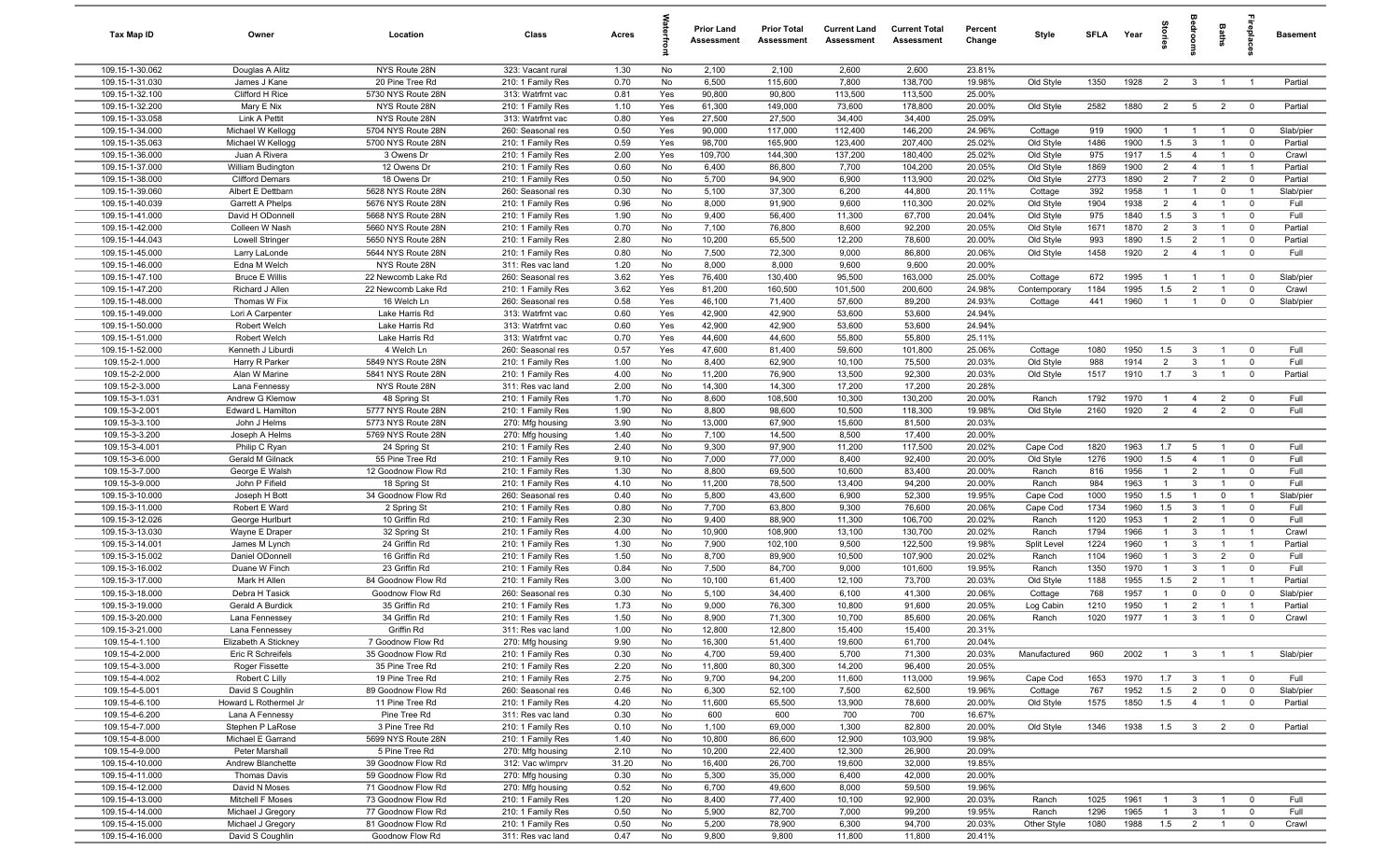| Tax Map ID | Owner | Location | Class | Acres | Waterfront | Prior Land Assessment | Prior Total Assessment | Current Land Assessment | Current Total Assessment | Percent Change | Style | SFLA | Year | Stories | Bedrooms | Baths | Fireplaces | Basement |
|---|---|---|---|---|---|---|---|---|---|---|---|---|---|---|---|---|---|---|
| 109.15-1-30.062 | Douglas A Alitz | NYS Route 28N | 323: Vacant rural | 1.30 | No | 2,100 | 2,100 | 2,600 | 2,600 | 23.81% | | | | | | | | |
| 109.15-1-31.030 | James J Kane | 20 Pine Tree Rd | 210: 1 Family Res | 0.70 | No | 6,500 | 115,600 | 7,800 | 138,700 | 19.98% | Old Style | 1350 | 1928 | 2 | 3 | 1 | 1 | Partial |
| 109.15-1-32.100 | Clifford H Rice | 5730 NYS Route 28N | 313: Watrfrnt vac | 0.81 | Yes | 90,800 | 90,800 | 113,500 | 113,500 | 25.00% | | | | | | | | |
| 109.15-1-32.200 | Mary E Nix | NYS Route 28N | 210: 1 Family Res | 1.10 | Yes | 61,300 | 149,000 | 73,600 | 178,800 | 20.00% | Old Style | 2582 | 1880 | 2 | 5 | 2 | 0 | Partial |
| 109.15-1-33.058 | Link A Pettit | NYS Route 28N | 313: Watrfrnt vac | 0.80 | Yes | 27,500 | 27,500 | 34,400 | 34,400 | 25.09% | | | | | | | | |
| 109.15-1-34.000 | Michael W Kellogg | 5704 NYS Route 28N | 260: Seasonal res | 0.50 | Yes | 90,000 | 117,000 | 112,400 | 146,200 | 24.96% | Cottage | 919 | 1900 | 1 | 1 | 1 | 0 | Slab/pier |
| 109.15-1-35.063 | Michael W Kellogg | 5700 NYS Route 28N | 210: 1 Family Res | 0.59 | Yes | 98,700 | 165,900 | 123,400 | 207,400 | 25.02% | Old Style | 1486 | 1900 | 1.5 | 3 | 1 | 0 | Partial |
| 109.15-1-36.000 | Juan A Rivera | 3 Owens Dr | 210: 1 Family Res | 2.00 | Yes | 109,700 | 144,300 | 137,200 | 180,400 | 25.02% | Old Style | 975 | 1917 | 1.5 | 4 | 1 | 0 | Crawl |
| 109.15-1-37.000 | William Budington | 12 Owens Dr | 210: 1 Family Res | 0.60 | No | 6,400 | 86,800 | 7,700 | 104,200 | 20.05% | Old Style | 1869 | 1900 | 2 | 4 | 1 | 1 | Partial |
| 109.15-1-38.000 | Clifford Demars | 18 Owens Dr | 210: 1 Family Res | 0.50 | No | 5,700 | 94,900 | 6,900 | 113,900 | 20.02% | Old Style | 2773 | 1890 | 2 | 7 | 2 | 0 | Partial |
| 109.15-1-39.060 | Albert E Dettbarn | 5628 NYS Route 28N | 260: Seasonal res | 0.30 | No | 5,100 | 37,300 | 6,200 | 44,800 | 20.11% | Cottage | 392 | 1958 | 1 | 1 | 0 | 1 | Slab/pier |
| 109.15-1-40.039 | Garrett A Phelps | 5676 NYS Route 28N | 210: 1 Family Res | 0.96 | No | 8,000 | 91,900 | 9,600 | 110,300 | 20.02% | Old Style | 1904 | 1938 | 2 | 4 | 1 | 0 | Full |
| 109.15-1-41.000 | David H ODonnell | 5668 NYS Route 28N | 210: 1 Family Res | 1.90 | No | 9,400 | 56,400 | 11,300 | 67,700 | 20.04% | Old Style | 975 | 1840 | 1.5 | 3 | 1 | 0 | Full |
| 109.15-1-42.000 | Colleen W Nash | 5660 NYS Route 28N | 210: 1 Family Res | 0.70 | No | 7,100 | 76,800 | 8,600 | 92,200 | 20.05% | Old Style | 1671 | 1870 | 2 | 3 | 1 | 0 | Partial |
| 109.15-1-44.043 | Lowell Stringer | 5650 NYS Route 28N | 210: 1 Family Res | 2.80 | No | 10,200 | 65,500 | 12,200 | 78,600 | 20.00% | Old Style | 993 | 1890 | 1.5 | 2 | 1 | 0 | Partial |
| 109.15-1-45.000 | Larry LaLonde | 5644 NYS Route 28N | 210: 1 Family Res | 0.80 | No | 7,500 | 72,300 | 9,000 | 86,800 | 20.06% | Old Style | 1458 | 1920 | 2 | 4 | 1 | 0 | Full |
| 109.15-1-46.000 | Edna M Welch | NYS Route 28N | 311: Res vac land | 1.20 | No | 8,000 | 8,000 | 9,600 | 9,600 | 20.00% | | | | | | | | |
| 109.15-1-47.100 | Bruce E Willis | 22 Newcomb Lake Rd | 260: Seasonal res | 3.62 | Yes | 76,400 | 130,400 | 95,500 | 163,000 | 25.00% | Cottage | 672 | 1995 | 1 | 1 | 1 | 0 | Slab/pier |
| 109.15-1-47.200 | Richard J Allen | 22 Newcomb Lake Rd | 210: 1 Family Res | 3.62 | Yes | 81,200 | 160,500 | 101,500 | 200,600 | 24.98% | Contemporary | 1184 | 1995 | 1.5 | 2 | 1 | 0 | Crawl |
| 109.15-1-48.000 | Thomas W Fix | 16 Welch Ln | 260: Seasonal res | 0.58 | Yes | 46,100 | 71,400 | 57,600 | 89,200 | 24.93% | Cottage | 441 | 1960 | 1 | 1 | 0 | 0 | Slab/pier |
| 109.15-1-49.000 | Lori A Carpenter | Lake Harris Rd | 313: Watrfrnt vac | 0.60 | Yes | 42,900 | 42,900 | 53,600 | 53,600 | 24.94% | | | | | | | | |
| 109.15-1-50.000 | Robert Welch | Lake Harris Rd | 313: Watrfrnt vac | 0.60 | Yes | 42,900 | 42,900 | 53,600 | 53,600 | 24.94% | | | | | | | | |
| 109.15-1-51.000 | Robert Welch | Lake Harris Rd | 313: Watrfrnt vac | 0.70 | Yes | 44,600 | 44,600 | 55,800 | 55,800 | 25.11% | | | | | | | | |
| 109.15-1-52.000 | Kenneth J Liburdi | 4 Welch Ln | 260: Seasonal res | 0.57 | Yes | 47,600 | 81,400 | 59,600 | 101,800 | 25.06% | Cottage | 1080 | 1950 | 1.5 | 3 | 1 | 0 | Full |
| 109.15-2-1.000 | Harry R Parker | 5849 NYS Route 28N | 210: 1 Family Res | 1.00 | No | 8,400 | 62,900 | 10,100 | 75,500 | 20.03% | Old Style | 988 | 1914 | 2 | 3 | 1 | 0 | Full |
| 109.15-2-2.000 | Alan W Marine | 5841 NYS Route 28N | 210: 1 Family Res | 4.00 | No | 11,200 | 76,900 | 13,500 | 92,300 | 20.03% | Old Style | 1517 | 1910 | 1.7 | 3 | 1 | 0 | Partial |
| 109.15-2-3.000 | Lana Fennessy | NYS Route 28N | 311: Res vac land | 2.00 | No | 14,300 | 14,300 | 17,200 | 17,200 | 20.28% | | | | | | | | |
| 109.15-3-1.031 | Andrew G Klemow | 48 Spring St | 210: 1 Family Res | 1.70 | No | 8,600 | 108,500 | 10,300 | 130,200 | 20.00% | Ranch | 1792 | 1970 | 1 | 4 | 2 | 0 | Full |
| 109.15-3-2.001 | Edward L Hamilton | 5777 NYS Route 28N | 210: 1 Family Res | 1.90 | No | 8,800 | 98,600 | 10,500 | 118,300 | 19.98% | Old Style | 2160 | 1920 | 2 | 4 | 2 | 0 | Full |
| 109.15-3-3.100 | John J Helms | 5773 NYS Route 28N | 270: Mfg housing | 3.90 | No | 13,000 | 67,900 | 15,600 | 81,500 | 20.03% | | | | | | | | |
| 109.15-3-3.200 | Joseph A Helms | 5769 NYS Route 28N | 270: Mfg housing | 1.40 | No | 7,100 | 14,500 | 8,500 | 17,400 | 20.00% | | | | | | | | |
| 109.15-3-4.001 | Philip C Ryan | 24 Spring St | 210: 1 Family Res | 2.40 | No | 9,300 | 97,900 | 11,200 | 117,500 | 20.02% | Cape Cod | 1820 | 1963 | 1.7 | 5 | 1 | 0 | Full |
| 109.15-3-6.000 | Gerald M Gilnack | 55 Pine Tree Rd | 210: 1 Family Res | 9.10 | No | 7,000 | 77,000 | 8,400 | 92,400 | 20.00% | Old Style | 1276 | 1900 | 1.5 | 4 | 1 | 0 | Full |
| 109.15-3-7.000 | George E Walsh | 12 Goodnow Flow Rd | 210: 1 Family Res | 1.30 | No | 8,800 | 69,500 | 10,600 | 83,400 | 20.00% | Ranch | 816 | 1956 | 1 | 2 | 1 | 0 | Full |
| 109.15-3-9.000 | John P Fifield | 18 Spring St | 210: 1 Family Res | 4.10 | No | 11,200 | 78,500 | 13,400 | 94,200 | 20.00% | Ranch | 984 | 1963 | 1 | 3 | 1 | 0 | Full |
| 109.15-3-10.000 | Joseph H Bott | 34 Goodnow Flow Rd | 260: Seasonal res | 0.40 | No | 5,800 | 43,600 | 6,900 | 52,300 | 19.95% | Cape Cod | 1000 | 1950 | 1.5 | 1 | 0 | 1 | Slab/pier |
| 109.15-3-11.000 | Robert E Ward | 2 Spring St | 210: 1 Family Res | 0.80 | No | 7,700 | 63,800 | 9,300 | 76,600 | 20.06% | Cape Cod | 1734 | 1960 | 1.5 | 3 | 1 | 0 | Full |
| 109.15-3-12.026 | George Hurlburt | 10 Griffin Rd | 210: 1 Family Res | 2.30 | No | 9,400 | 88,900 | 11,300 | 106,700 | 20.02% | Ranch | 1120 | 1953 | 1 | 2 | 1 | 0 | Full |
| 109.15-3-13.030 | Wayne E Draper | 32 Spring St | 210: 1 Family Res | 4.00 | No | 10,900 | 108,900 | 13,100 | 130,700 | 20.02% | Ranch | 1794 | 1966 | 1 | 3 | 1 | 1 | Crawl |
| 109.15-3-14.001 | James M Lynch | 24 Griffin Rd | 210: 1 Family Res | 1.30 | No | 7,900 | 102,100 | 9,500 | 122,500 | 19.98% | Split Level | 1224 | 1960 | 1 | 3 | 1 | 1 | Partial |
| 109.15-3-15.002 | Daniel ODonnell | 16 Griffin Rd | 210: 1 Family Res | 1.50 | No | 8,700 | 89,900 | 10,500 | 107,900 | 20.02% | Ranch | 1104 | 1960 | 1 | 3 | 2 | 0 | Full |
| 109.15-3-16.002 | Duane W Finch | 23 Griffin Rd | 210: 1 Family Res | 0.84 | No | 7,500 | 84,700 | 9,000 | 101,600 | 19.95% | Ranch | 1350 | 1970 | 1 | 3 | 1 | 0 | Full |
| 109.15-3-17.000 | Mark H Allen | 84 Goodnow Flow Rd | 210: 1 Family Res | 3.00 | No | 10,100 | 61,400 | 12,100 | 73,700 | 20.03% | Old Style | 1188 | 1955 | 1.5 | 2 | 1 | 1 | Partial |
| 109.15-3-18.000 | Debra H Tasick | Goodnow Flow Rd | 260: Seasonal res | 0.30 | No | 5,100 | 34,400 | 6,100 | 41,300 | 20.06% | Cottage | 768 | 1957 | 1 | 0 | 0 | 0 | Slab/pier |
| 109.15-3-19.000 | Gerald A Burdick | 35 Griffin Rd | 210: 1 Family Res | 1.73 | No | 9,000 | 76,300 | 10,800 | 91,600 | 20.05% | Log Cabin | 1210 | 1950 | 1 | 2 | 1 | 1 | Partial |
| 109.15-3-20.000 | Lana Fennessey | 34 Griffin Rd | 210: 1 Family Res | 1.50 | No | 8,900 | 71,300 | 10,700 | 85,600 | 20.06% | Ranch | 1020 | 1977 | 1 | 3 | 1 | 0 | Crawl |
| 109.15-3-21.000 | Lana Fennessey | Griffin Rd | 311: Res vac land | 1.00 | No | 12,800 | 12,800 | 15,400 | 15,400 | 20.31% | | | | | | | | |
| 109.15-4-1.100 | Elizabeth A Stickney | 7 Goodnow Flow Rd | 270: Mfg housing | 9.90 | No | 16,300 | 51,400 | 19,600 | 61,700 | 20.04% | | | | | | | | |
| 109.15-4-2.000 | Eric R Schreifels | 35 Goodnow Flow Rd | 210: 1 Family Res | 0.30 | No | 4,700 | 59,400 | 5,700 | 71,300 | 20.03% | Manufactured | 960 | 2002 | 1 | 3 | 1 | 1 | Slab/pier |
| 109.15-4-3.000 | Roger Fissette | 35 Pine Tree Rd | 210: 1 Family Res | 2.20 | No | 11,800 | 80,300 | 14,200 | 96,400 | 20.05% | | | | | | | | |
| 109.15-4-4.002 | Robert C Lilly | 19 Pine Tree Rd | 210: 1 Family Res | 2.75 | No | 9,700 | 94,200 | 11,600 | 113,000 | 19.96% | Cape Cod | 1653 | 1970 | 1.7 | 3 | 1 | 0 | Full |
| 109.15-4-5.001 | David S Coughlin | 89 Goodnow Flow Rd | 260: Seasonal res | 0.46 | No | 6,300 | 52,100 | 7,500 | 62,500 | 19.96% | Cottage | 767 | 1952 | 1.5 | 2 | 0 | 0 | Slab/pier |
| 109.15-4-6.100 | Howard L Rothermel Jr | 11 Pine Tree Rd | 210: 1 Family Res | 4.20 | No | 11,600 | 65,500 | 13,900 | 78,600 | 20.00% | Old Style | 1575 | 1850 | 1.5 | 4 | 1 | 0 | Partial |
| 109.15-4-6.200 | Lana A Fennessy | Pine Tree Rd | 311: Res vac land | 0.30 | No | 600 | 600 | 700 | 700 | 16.67% | | | | | | | | |
| 109.15-4-7.000 | Stephen P LaRose | 3 Pine Tree Rd | 210: 1 Family Res | 0.10 | No | 1,100 | 69,000 | 1,300 | 82,800 | 20.00% | Old Style | 1346 | 1938 | 1.5 | 3 | 2 | 0 | Partial |
| 109.15-4-8.000 | Michael E Garrand | 5699 NYS Route 28N | 210: 1 Family Res | 1.40 | No | 10,800 | 86,600 | 12,900 | 103,900 | 19.98% | | | | | | | | |
| 109.15-4-9.000 | Peter Marshall | 5 Pine Tree Rd | 270: Mfg housing | 2.10 | No | 10,200 | 22,400 | 12,300 | 26,900 | 20.09% | | | | | | | | |
| 109.15-4-10.000 | Andrew Blanchette | 39 Goodnow Flow Rd | 312: Vac w/imprv | 31.20 | No | 16,400 | 26,700 | 19,600 | 32,000 | 19.85% | | | | | | | | |
| 109.15-4-11.000 | Thomas Davis | 59 Goodnow Flow Rd | 270: Mfg housing | 0.30 | No | 5,300 | 35,000 | 6,400 | 42,000 | 20.00% | | | | | | | | |
| 109.15-4-12.000 | David N Moses | 71 Goodnow Flow Rd | 270: Mfg housing | 0.52 | No | 6,700 | 49,600 | 8,000 | 59,500 | 19.96% | | | | | | | | |
| 109.15-4-13.000 | Mitchell F Moses | 73 Goodnow Flow Rd | 210: 1 Family Res | 1.20 | No | 8,400 | 77,400 | 10,100 | 92,900 | 20.03% | Ranch | 1025 | 1961 | 1 | 3 | 1 | 0 | Full |
| 109.15-4-14.000 | Michael J Gregory | 77 Goodnow Flow Rd | 210: 1 Family Res | 0.50 | No | 5,900 | 82,700 | 7,000 | 99,200 | 19.95% | Ranch | 1296 | 1965 | 1 | 3 | 1 | 0 | Full |
| 109.15-4-15.000 | Michael J Gregory | 81 Goodnow Flow Rd | 210: 1 Family Res | 0.50 | No | 5,200 | 78,900 | 6,300 | 94,700 | 20.03% | Other Style | 1080 | 1988 | 1.5 | 2 | 1 | 0 | Crawl |
| 109.15-4-16.000 | David S Coughlin | Goodnow Flow Rd | 311: Res vac land | 0.47 | No | 9,800 | 9,800 | 11,800 | 11,800 | 20.41% | | | | | | | | |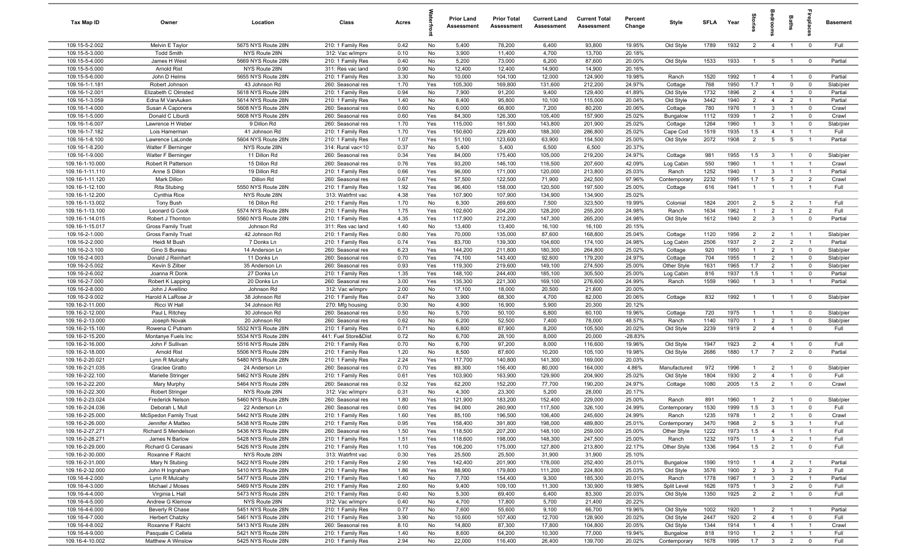| Tax Map ID | Owner | Location | Class | Acres | Waterfront | Prior Land Assessment | Prior Total Assessment | Current Land Assessment | Current Total Assessment | Percent Change | Style | SFLA | Year | Stories | Bedrooms | Baths | Fireplaces | Basement |
|---|---|---|---|---|---|---|---|---|---|---|---|---|---|---|---|---|---|---|
| 109.15-5-2.002 | Melvin E Taylor | 5675 NYS Route 28N | 210: 1 Family Res | 0.42 | No | 5,400 | 78,200 | 6,400 | 93,800 | 19.95% | Old Style | 1789 | 1932 | 2 | 4 | 1 | 0 | Full |
| 109.15-5-3.000 | Todd Smith | NYS Route 28N | 312: Vac w/imprv | 0.10 | No | 3,900 | 11,400 | 4,700 | 13,700 | 20.18% | | | | | | | | |
| 109.15-5-4.000 | James H West | 5669 NYS Route 28N | 210: 1 Family Res | 0.40 | No | 5,200 | 73,000 | 6,200 | 87,600 | 20.00% | Old Style | 1533 | 1933 | 1 | 5 | 1 | 0 | Partial |
| 109.15-5-5.000 | Arnold Rist | NYS Route 28N | 311: Res vac land | 0.90 | No | 12,400 | 12,400 | 14,900 | 14,900 | 20.16% | | | | | | | | |
| 109.15-5-6.000 | John D Helms | 5655 NYS Route 28N | 210: 1 Family Res | 3.30 | No | 10,000 | 104,100 | 12,000 | 124,900 | 19.98% | Ranch | 1520 | 1992 | 1 | 4 | 1 | 0 | Partial |
| 109.16-1-1.181 | Robert Johnson | 43 Johnson Rd | 260: Seasonal res | 1.70 | Yes | 105,300 | 169,800 | 131,600 | 212,200 | 24.97% | Cottage | 768 | 1950 | 1.7 | 1 | 0 | 0 | Slab/pier |
| 109.16-1-2.001 | Elizabeth C Olmsted | 5618 NYS Route 28N | 210: 1 Family Res | 0.94 | No | 7,900 | 91,200 | 9,400 | 129,400 | 41.89% | Old Style | 1732 | 1896 | 2 | 4 | 1 | 0 | Partial |
| 109.16-1-3.059 | Edna M VanAuken | 5614 NYS Route 28N | 210: 1 Family Res | 1.40 | No | 8,400 | 95,800 | 10,100 | 115,000 | 20.04% | Old Style | 3442 | 1940 | 2 | 4 | 2 | 1 | Partial |
| 109.16-1-4.000 | Susan A Caponera | 5608 NYS Route 28N | 260: Seasonal res | 0.60 | No | 6,000 | 66,800 | 7,200 | 80,200 | 20.06% | Cottage | 780 | 1976 | 1 | 3 | 1 | 0 | Crawl |
| 109.16-1-5.000 | Donald C Liburdi | 5608 NYS Route 28N | 260: Seasonal res | 0.60 | Yes | 84,300 | 126,300 | 105,400 | 157,900 | 25.02% | Bungalow | 1112 | 1939 | 1 | 2 | 1 | 0 | Crawl |
| 109.16-1-6.007 | Lawrence H Weber | 9 Dillon Rd | 260: Seasonal res | 1.70 | Yes | 115,000 | 161,500 | 143,800 | 201,900 | 25.02% | Cottage | 1264 | 1960 | 1 | 3 | 1 | 0 | Slab/pier |
| 109.16-1-7.182 | Lois Hamerman | 41 Johnson Rd | 210: 1 Family Res | 1.70 | Yes | 150,600 | 229,400 | 188,300 | 286,800 | 25.02% | Cape Cod | 1519 | 1935 | 1.5 | 4 | 1 | 1 | Full |
| 109.16-1-8.100 | Lawrence LaLonde | 5604 NYS Route 28N | 210: 1 Family Res | 1.07 | Yes | 51,100 | 123,600 | 63,900 | 154,500 | 25.00% | Old Style | 2072 | 1908 | 2 | 5 | 5 | 1 | Partial |
| 109.16-1-8.200 | Walter F Berninger | NYS Route 28N | 314: Rural vac<10 | 0.37 | No | 5,400 | 5,400 | 6,500 | 6,500 | 20.37% | | | | | | | | |
| 109.16-1-9.000 | Walter F Berninger | 11 Dillon Rd | 260: Seasonal res | 0.34 | Yes | 84,000 | 175,400 | 105,000 | 219,200 | 24.97% | Cottage | 981 | 1955 | 1.5 | 3 | 1 | 0 | Slab/pier |
| 109.16-1-10.000 | Robert R Patterson | 15 Dillon Rd | 260: Seasonal res | 0.76 | Yes | 93,200 | 146,100 | 116,500 | 207,600 | 42.09% | Log Cabin | 550 | 1960 | 1 | 1 | 1 | 1 | Crawl |
| 109.16-1-11.110 | Anne S Dillon | 19 Dillon Rd | 210: 1 Family Res | 0.66 | Yes | 96,000 | 171,000 | 120,000 | 213,800 | 25.03% | Ranch | 1252 | 1940 | 1 | 3 | 1 | 1 | Partial |
| 109.16-1-11.120 | Mark Dillon | Dillon Rd | 260: Seasonal res | 0.67 | Yes | 57,500 | 122,500 | 71,900 | 242,500 | 97.96% | Contemporary | 2232 | 1995 | 1.7 | 5 | 2 | 2 | Crawl |
| 109.16-1-12.100 | Rita Stubing | 5550 NYS Route 28N | 210: 1 Family Res | 1.92 | Yes | 96,400 | 158,000 | 120,500 | 197,500 | 25.00% | Cottage | 616 | 1941 | 1 | 1 | 1 | 1 | Full |
| 109.16-1-12.200 | Cynthia Rice | NYS Route 28N | 313: Watrfrnt vac | 4.38 | Yes | 107,900 | 107,900 | 134,900 | 134,900 | 25.02% | | | | | | | | |
| 109.16-1-13.002 | Tony Bush | 16 Dillon Rd | 210: 1 Family Res | 1.70 | No | 6,300 | 269,600 | 7,500 | 323,500 | 19.99% | Colonial | 1824 | 2001 | 2 | 5 | 2 | 1 | Full |
| 109.16-1-13.100 | Leonard G Cook | 5574 NYS Route 28N | 210: 1 Family Res | 1.75 | Yes | 102,600 | 204,200 | 128,200 | 255,200 | 24.98% | Ranch | 1634 | 1962 | 1 | 2 | 1 | 2 | Full |
| 109.16-1-14.015 | Robert J Thornton | 5560 NYS Route 28N | 210: 1 Family Res | 4.35 | Yes | 117,900 | 212,200 | 147,300 | 265,200 | 24.98% | Old Style | 1612 | 1940 | 2 | 3 | 1 | 0 | Partial |
| 109.16-1-15.017 | Gross Family Trust | Johnson Rd | 311: Res vac land | 1.40 | No | 13,400 | 13,400 | 16,100 | 16,100 | 20.15% | | | | | | | | |
| 109.16-2-1.000 | Gross Family Trust | 42 Johnson Rd | 210: 1 Family Res | 0.80 | Yes | 70,000 | 135,000 | 87,600 | 168,800 | 25.04% | Cottage | 1120 | 1956 | 2 | 2 | 1 | 1 | Slab/pier |
| 109.16-2-2.000 | Heidi M Bush | 7 Donks Ln | 210: 1 Family Res | 0.74 | Yes | 83,700 | 139,300 | 104,600 | 174,100 | 24.98% | Log Cabin | 2506 | 1937 | 2 | 2 | 2 | 1 | Partial |
| 109.16-2-3.100 | Gino S Bureau | 14 Anderson Ln | 260: Seasonal res | 6.23 | Yes | 144,200 | 211,800 | 180,300 | 264,800 | 25.02% | Cottage | 920 | 1950 | 1 | 2 | 1 | 0 | Slab/pier |
| 109.16-2-4.003 | Donald J Reinhart | 11 Donks Ln | 260: Seasonal res | 0.70 | Yes | 74,100 | 143,400 | 92,600 | 179,200 | 24.97% | Cottage | 704 | 1955 | 1 | 2 | 1 | 0 | Slab/pier |
| 109.16-2-5.002 | Kevin S Zilber | 35 Anderson Ln | 260: Seasonal res | 0.93 | Yes | 119,300 | 219,600 | 149,100 | 274,500 | 25.00% | Other Style | 1631 | 1965 | 1.7 | 2 | 1 | 0 | Slab/pier |
| 109.16-2-6.002 | Joanna R Donk | 27 Donks Ln | 210: 1 Family Res | 1.35 | Yes | 148,100 | 244,400 | 185,100 | 305,500 | 25.00% | Log Cabin | 816 | 1937 | 1.5 | 1 | 1 | 0 | Partial |
| 109.16-2-7.000 | Robert K Lapping | 20 Donks Ln | 260: Seasonal res | 3.00 | Yes | 135,300 | 221,300 | 169,100 | 276,600 | 24.99% | Ranch | 1559 | 1960 | 1 | 3 | 1 | 1 | Partial |
| 109.16-2-8.000 | John J Avellino | Johnson Rd | 312: Vac w/imprv | 2.00 | No | 17,100 | 18,000 | 20,500 | 21,600 | 20.00% | | | | | | | | |
| 109.16-2-9.002 | Harold A LaRose Jr | 38 Johnson Rd | 210: 1 Family Res | 0.47 | No | 3,900 | 68,300 | 4,700 | 82,000 | 20.06% | Cottage | 832 | 1992 | 1 | 1 | 1 | 0 | Slab/pier |
| 109.16-2-11.000 | Ricci W Hall | 34 Johnson Rd | 270: Mfg housing | 0.30 | No | 4,900 | 16,900 | 5,900 | 20,300 | 20.12% | | | | | | | | |
| 109.16-2-12.000 | Paul L Ritchey | 30 Johnson Rd | 260: Seasonal res | 0.50 | No | 5,700 | 50,100 | 6,800 | 60,100 | 19.96% | Cottage | 720 | 1975 | 1 | 1 | 1 | 0 | Slab/pier |
| 109.16-2-13.000 | Joseph Novak | 20 Johnson Rd | 260: Seasonal res | 0.62 | No | 6,200 | 52,500 | 7,400 | 78,000 | 48.57% | Ranch | 1140 | 1970 | 1 | 2 | 1 | 0 | Slab/pier |
| 109.16-2-15.100 | Rowena C Putnam | 5532 NYS Route 28N | 210: 1 Family Res | 0.71 | No | 6,800 | 87,900 | 8,200 | 105,500 | 20.02% | Old Style | 2239 | 1919 | 2 | 4 | 1 | 0 | Full |
| 109.16-2-15.200 | Montanye Fuels Inc | 5534 NYS Route 28N | 441: Fuel Store&Dist | 0.72 | No | 6,700 | 28,100 | 8,000 | 20,000 | -28.83% | | | | | | | | |
| 109.16-2-16.000 | John F Sullivan | 5516 NYS Route 28N | 210: 1 Family Res | 0.70 | No | 6,700 | 97,200 | 8,000 | 116,600 | 19.96% | Old Style | 1947 | 1923 | 2 | 4 | 1 | 0 | Full |
| 109.16-2-18.000 | Arnold Rist | 5506 NYS Route 28N | 210: 1 Family Res | 1.20 | No | 8,500 | 87,600 | 10,200 | 105,100 | 19.98% | Old Style | 2686 | 1880 | 1.7 | 7 | 2 | 0 | Partial |
| 109.16-2-20.021 | Lynn R Mulcahy | 5480 NYS Route 28N | 210: 1 Family Res | 2.24 | Yes | 117,700 | 140,800 | 141,300 | 169,000 | 20.03% | | | | | | | | |
| 109.16-2-21.035 | Graclee Gratto | 24 Anderson Ln | 260: Seasonal res | 0.70 | Yes | 89,300 | 156,400 | 80,000 | 164,000 | 4.86% | Manufactured | 972 | 1996 | 1 | 2 | 1 | 0 | Slab/pier |
| 109.16-2-22.100 | Marielle Stringer | 5462 NYS Route 28N | 210: 1 Family Res | 0.61 | Yes | 103,900 | 163,900 | 129,900 | 204,900 | 25.02% | Old Style | 1804 | 1930 | 2 | 4 | 1 | 0 | Full |
| 109.16-2-22.200 | Mary Murphy | 5464 NYS Route 28N | 260: Seasonal res | 0.32 | Yes | 62,200 | 152,200 | 77,700 | 190,200 | 24.97% | Cottage | 1080 | 2005 | 1.5 | 2 | 1 | 0 | Crawl |
| 109.16-2-22.300 | Robert Stringer | NYS Route 28N | 312: Vac w/imprv | 0.31 | No | 4,300 | 23,300 | 5,200 | 28,000 | 20.17% | | | | | | | | |
| 109.16-2-23.024 | Frederick Nelson | 5460 NYS Route 28N | 260: Seasonal res | 1.80 | Yes | 121,900 | 183,200 | 152,400 | 229,000 | 25.00% | Ranch | 891 | 1960 | 1 | 2 | 1 | 0 | Slab/pier |
| 109.16-2-24.036 | Deborah L Mull | 22 Anderson Ln | 260: Seasonal res | 0.60 | Yes | 94,000 | 260,900 | 117,500 | 326,100 | 24.99% | Contemporary | 1530 | 1999 | 1.5 | 3 | 1 | 0 | Full |
| 109.16-2-25.000 | McSpedon Family Trust | 5442 NYS Route 28N | 210: 1 Family Res | 1.60 | Yes | 85,100 | 196,500 | 106,400 | 245,600 | 24.99% | Ranch | 1235 | 1978 | 1 | 2 | 1 | 0 | Crawl |
| 109.16-2-26.000 | Jennifer A Matteo | 5438 NYS Route 28N | 210: 1 Family Res | 0.95 | Yes | 158,400 | 391,800 | 198,000 | 489,800 | 25.01% | Contemporary | 3470 | 1968 | 2 | 5 | 3 | 1 | Full |
| 109.16-2-27.271 | Richard S Mendelson | 5436 NYS Route 28N | 260: Seasonal res | 1.50 | Yes | 118,500 | 207,200 | 148,100 | 259,000 | 25.00% | Other Style | 1222 | 1973 | 1.5 | 4 | 1 | 1 | Full |
| 109.16-2-28.271 | James N Barlow | 5428 NYS Route 28N | 210: 1 Family Res | 1.51 | Yes | 118,600 | 198,000 | 148,300 | 247,500 | 25.00% | Ranch | 1232 | 1975 | 1 | 3 | 2 | 1 | Full |
| 109.16-2-29.000 | Richard G Cerasani | 5426 NYS Route 28N | 210: 1 Family Res | 1.10 | Yes | 106,200 | 175,000 | 127,800 | 213,800 | 22.17% | Other Style | 1336 | 1964 | 1.5 | 2 | 1 | 0 | Full |
| 109.16-2-30.000 | Roxanne F Raicht | NYS Route 28N | 313: Watrfrnt vac | 0.30 | Yes | 25,500 | 25,500 | 31,900 | 31,900 | 25.10% | | | | | | | | |
| 109.16-2-31.000 | Mary N Stubing | 5422 NYS Route 28N | 210: 1 Family Res | 2.90 | Yes | 142,400 | 201,900 | 178,000 | 252,400 | 25.01% | Bungalow | 1590 | 1910 | 1 | 4 | 2 | 1 | Partial |
| 109.16-2-32.000 | John H Ingraham | 5410 NYS Route 28N | 210: 1 Family Res | 1.86 | Yes | 88,900 | 179,800 | 111,200 | 224,800 | 25.03% | Old Style | 3576 | 1900 | 2 | 3 | 3 | 2 | Full |
| 109.16-4-2.000 | Lynn R Mulcahy | 5477 NYS Route 28N | 210: 1 Family Res | 1.40 | No | 7,700 | 154,400 | 9,300 | 185,300 | 20.01% | Ranch | 1778 | 1967 | 1 | 3 | 2 | 1 | Partial |
| 109.16-4-3.000 | Michael J Moses | 5469 NYS Route 28N | 210: 1 Family Res | 2.60 | No | 9,400 | 109,100 | 11,300 | 130,900 | 19.98% | Split Level | 1626 | 1975 | 1 | 3 | 2 | 0 | Full |
| 109.16-4-4.000 | Virginia L Hall | 5473 NYS Route 28N | 210: 1 Family Res | 0.40 | No | 5,300 | 69,400 | 6,400 | 83,300 | 20.03% | Old Style | 1350 | 1925 | 2 | 2 | 1 | 0 | Full |
| 109.16-4-5.000 | Andrew G Klemow | NYS Route 28N | 312: Vac w/imprv | 0.40 | No | 4,700 | 17,800 | 5,700 | 21,400 | 20.22% | | | | | | | | |
| 109.16-4-6.000 | Beverly R Chase | 5451 NYS Route 28N | 210: 1 Family Res | 0.77 | No | 7,600 | 55,600 | 9,100 | 66,700 | 19.96% | Old Style | 1002 | 1920 | 1 | 2 | 1 | 1 | Partial |
| 109.16-4-7.000 | Herbert Chatzky | 5461 NYS Route 28N | 210: 1 Family Res | 3.90 | No | 10,600 | 107,400 | 12,700 | 128,900 | 20.02% | Old Style | 2447 | 1920 | 2 | 4 | 1 | 0 | Full |
| 109.16-4-8.002 | Roxanne F Raicht | 5413 NYS Route 28N | 260: Seasonal res | 8.10 | No | 14,800 | 87,300 | 17,800 | 104,800 | 20.05% | Old Style | 1344 | 1914 | 1 | 4 | 1 | 1 | Crawl |
| 109.16-4-9.000 | Pasquale C Cellela | 5421 NYS Route 28N | 210: 1 Family Res | 1.40 | No | 8,600 | 64,200 | 10,300 | 77,000 | 19.94% | Bungalow | 818 | 1910 | 1 | 2 | 1 | 1 | Full |
| 109.16-4-10.002 | Matthew A Winslow | 5425 NYS Route 28N | 210: 1 Family Res | 2.94 | No | 22,000 | 116,400 | 26,400 | 139,700 | 20.02% | Contemporary | 1678 | 1995 | 1.7 | 3 | 2 | 0 | Full |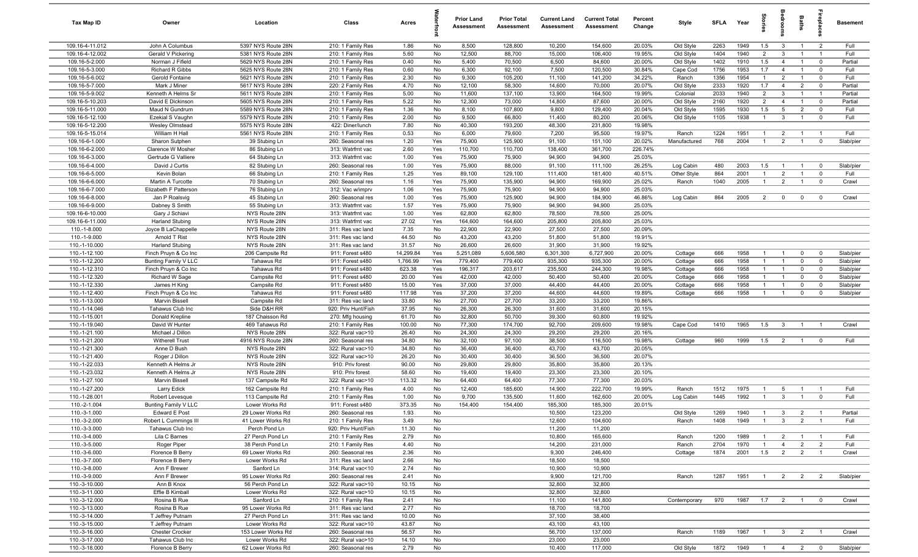| Tax Map ID | Owner | Location | Class | Acres | Waterfront | Prior Land Assessment | Prior Total Assessment | Current Land Assessment | Current Total Assessment | Percent Change | Style | SFLA | Year | Stories | Bedrooms | Baths | Fireplaces | Basement |
|---|---|---|---|---|---|---|---|---|---|---|---|---|---|---|---|---|---|---|
| 109.16-4-11.012 | John A Columbus | 5397 NYS Route 28N | 210: 1 Family Res | 1.86 | No | 8,500 | 128,800 | 10,200 | 154,600 | 20.03% | Old Style | 2263 | 1949 | 1.5 | 3 | 1 | 2 | Full |
| 109.16-4-12.002 | Gerald V Pickering | 5381 NYS Route 28N | 210: 1 Family Res | 5.60 | No | 12,500 | 88,700 | 15,000 | 106,400 | 19.95% | Old Style | 1404 | 1940 | 2 | 3 | 1 | 1 | Full |
| 109.16-5-2.000 | Norman J Fifield | 5629 NYS Route 28N | 210: 1 Family Res | 0.40 | No | 5,400 | 70,500 | 6,500 | 84,600 | 20.00% | Old Style | 1402 | 1910 | 1.5 | 4 | 1 | 0 | Partial |
| 109.16-5-3.000 | Richard R Gibbs | 5625 NYS Route 28N | 210: 1 Family Res | 0.60 | No | 6,300 | 92,100 | 7,500 | 120,500 | 30.84% | Cape Cod | 1756 | 1953 | 1.7 | 4 | 1 | 0 | Full |
| 109.16-5-6.002 | Gerold Fontaine | 5621 NYS Route 28N | 210: 1 Family Res | 2.30 | No | 9,300 | 105,200 | 11,100 | 141,200 | 34.22% | Ranch | 1356 | 1954 | 1 | 2 | 1 | 0 | Full |
| 109.16-5-7.000 | Mark J Miner | 5617 NYS Route 28N | 220: 2 Family Res | 4.70 | No | 12,100 | 58,300 | 14,600 | 70,000 | 20.07% | Old Style | 2333 | 1920 | 1.7 | 4 | 2 | 0 | Partial |
| 109.16-5-9.002 | Kenneth A Helms Sr | 5611 NYS Route 28N | 210: 1 Family Res | 5.00 | No | 11,600 | 137,100 | 13,900 | 164,500 | 19.99% | Colonial | 2033 | 1940 | 2 | 3 | 1 | 1 | Partial |
| 109.16-5-10.203 | David E Dickinson | 5605 NYS Route 28N | 210: 1 Family Res | 5.22 | No | 12,300 | 73,000 | 14,800 | 87,600 | 20.00% | Old Style | 2160 | 1920 | 2 | 4 | 1 | 0 | Partial |
| 109.16-5-11.000 | Maud N Gundrum | 5589 NYS Route 28N | 210: 1 Family Res | 1.36 | No | 8,100 | 107,800 | 9,800 | 129,400 | 20.04% | Old Style | 1595 | 1930 | 1.5 | 5 | 2 | 0 | Full |
| 109.16-5-12.100 | Ezekial S Vaughn | 5579 NYS Route 28N | 210: 1 Family Res | 2.00 | No | 9,500 | 66,800 | 11,400 | 80,200 | 20.06% | Old Style | 1105 | 1938 | 1 | 3 | 1 | 0 | Full |
| 109.16-5-12.200 | Wesley Olmstead | 5575 NYS Route 28N | 422: Diner/lunch | 7.80 | No | 40,300 | 193,200 | 48,300 | 231,800 | 19.98% | | | | | | | | |
| 109.16-5-15.014 | William H Hall | 5561 NYS Route 28N | 210: 1 Family Res | 0.53 | No | 6,000 | 79,600 | 7,200 | 95,500 | 19.97% | Ranch | 1224 | 1951 | 1 | 2 | 1 | 1 | Full |
| 109.16-6-1.000 | Sharon Sutphen | 39 Stubing Ln | 260: Seasonal res | 1.20 | Yes | 75,900 | 125,900 | 91,100 | 151,100 | 20.02% | Manufactured | 768 | 2004 | 1 | 2 | 1 | 0 | Slab/pier |
| 109.16-6-2.000 | Clarence W Mosher | 86 Stubing Ln | 313: Watrfrnt vac | 2.60 | Yes | 110,700 | 110,700 | 138,400 | 361,700 | 226.74% | | | | | | | | |
| 109.16-6-3.000 | Gertrude G Valliere | 64 Stubing Ln | 313: Watrfrnt vac | 1.00 | Yes | 75,900 | 75,900 | 94,900 | 94,900 | 25.03% | | | | | | | | |
| 109.16-6-4.000 | David J Curtis | 82 Stubing Ln | 260: Seasonal res | 1.00 | Yes | 75,900 | 88,000 | 91,100 | 111,100 | 26.25% | Log Cabin | 480 | 2003 | 1.5 | 1 | 1 | 0 | Slab/pier |
| 109.16-6-5.000 | Kevin Bolan | 66 Stubing Ln | 210: 1 Family Res | 1.25 | Yes | 89,100 | 129,100 | 111,400 | 181,400 | 40.51% | Other Style | 864 | 2001 | 1 | 2 | 1 | 0 | Full |
| 109.16-6-6.000 | Martin A Turcotte | 70 Stubing Ln | 260: Seasonal res | 1.16 | Yes | 75,900 | 135,900 | 94,900 | 169,900 | 25.02% | Ranch | 1040 | 2005 | 1 | 2 | 1 | 0 | Crawl |
| 109.16-6-7.000 | Elizabeth F Patterson | 76 Stubing Ln | 312: Vac w/imprv | 1.06 | Yes | 75,900 | 75,900 | 94,900 | 94,900 | 25.03% | | | | | | | | |
| 109.16-6-8.000 | Jan P Roalsvig | 45 Stubing Ln | 260: Seasonal res | 1.00 | Yes | 75,900 | 125,900 | 94,900 | 184,900 | 46.86% | Log Cabin | 864 | 2005 | 2 | 0 | 0 | 0 | Crawl |
| 109.16-6-9.000 | Dabney S Smith | 55 Stubing Ln | 313: Watrfrnt vac | 1.57 | Yes | 75,900 | 75,900 | 94,900 | 94,900 | 25.03% | | | | | | | | |
| 109.16-6-10.000 | Gary J Schiavi | NYS Route 28N | 313: Watrfrnt vac | 1.00 | Yes | 62,800 | 62,800 | 78,500 | 78,500 | 25.00% | | | | | | | | |
| 109.16-6-11.000 | Harland Stubing | NYS Route 28N | 313: Watrfrnt vac | 27.02 | Yes | 164,600 | 164,600 | 205,800 | 205,800 | 25.03% | | | | | | | | |
| 110.-1-8.000 | Joyce B LaChappelle | NYS Route 28N | 311: Res vac land | 7.35 | No | 22,900 | 22,900 | 27,500 | 27,500 | 20.09% | | | | | | | | |
| 110.-1-9.000 | Arnold T Rist | NYS Route 28N | 311: Res vac land | 44.50 | No | 43,200 | 43,200 | 51,800 | 51,800 | 19.91% | | | | | | | | |
| 110.-1-10.000 | Harland Stubing | NYS Route 28N | 311: Res vac land | 31.57 | No | 26,600 | 26,600 | 31,900 | 31,900 | 19.92% | | | | | | | | |
| 110.-1-12.100 | Finch Pruyn & Co Inc | 206 Campsite Rd | 911: Forest s480 | 14,299.84 | Yes | 5,251,089 | 5,606,580 | 6,301,300 | 6,727,900 | 20.00% | Cottage | 666 | 1958 | 1 | 1 | 0 | 0 | Slab/pier |
| 110.-1-12.200 | Bunting Family V LLC | Tahawus Rd | 911: Forest s480 | 1,766.99 | Yes | 779,400 | 779,400 | 935,300 | 935,300 | 20.00% | Cottage | 666 | 1958 | 1 | 1 | 0 | 0 | Slab/pier |
| 110.-1-12.310 | Finch Pruyn & Co Inc | Tahawus Rd | 911: Forest s480 | 623.38 | Yes | 196,317 | 203,617 | 235,500 | 244,300 | 19.98% | Cottage | 666 | 1958 | 1 | 1 | 0 | 0 | Slab/pier |
| 110.-1-12.320 | Richard W Sage | Campsite Rd | 911: Forest s480 | 20.00 | Yes | 42,000 | 42,000 | 50,400 | 50,400 | 20.00% | Cottage | 666 | 1958 | 1 | 1 | 0 | 0 | Slab/pier |
| 110.-1-12.330 | James H King | Campsite Rd | 911: Forest s480 | 15.00 | Yes | 37,000 | 37,000 | 44,400 | 44,400 | 20.00% | Cottage | 666 | 1958 | 1 | 1 | 0 | 0 | Slab/pier |
| 110.-1-12.400 | Finch Pruyn & Co Inc | Tahawus Rd | 911: Forest s480 | 117.98 | Yes | 37,200 | 37,200 | 44,600 | 44,600 | 19.89% | Cottage | 666 | 1958 | 1 | 1 | 0 | 0 | Slab/pier |
| 110.-1-13.000 | Marvin Bissell | Campsite Rd | 311: Res vac land | 33.80 | No | 27,700 | 27,700 | 33,200 | 33,200 | 19.86% | | | | | | | | |
| 110.-1-14.046 | Tahawus Club Inc | Side D&H RR | 920: Priv Hunt/Fish | 37.95 | No | 26,300 | 26,300 | 31,600 | 31,600 | 20.15% | | | | | | | | |
| 110.-1-15.001 | Donald Krepline | 187 Chaisson Rd | 270: Mfg housing | 61.70 | No | 32,800 | 50,700 | 39,300 | 60,800 | 19.92% | | | | | | | | |
| 110.-1-19.040 | David W Hunter | 469 Tahawus Rd | 210: 1 Family Res | 100.00 | No | 77,300 | 174,700 | 92,700 | 209,600 | 19.98% | Cape Cod | 1410 | 1965 | 1.5 | 3 | 1 | 1 | Crawl |
| 110.-1-21.100 | Michael J Dillon | NYS Route 28N | 322: Rural vac>10 | 26.40 | No | 24,300 | 24,300 | 29,200 | 29,200 | 20.16% | | | | | | | | |
| 110.-1-21.200 | Witherell Trust | 4916 NYS Route 28N | 260: Seasonal res | 34.80 | No | 32,100 | 97,100 | 38,500 | 116,500 | 19.98% | Cottage | 960 | 1999 | 1.5 | 2 | 1 | 0 | Full |
| 110.-1-21.300 | Anne D Bush | NYS Route 28N | 322: Rural vac>10 | 34.80 | No | 36,400 | 36,400 | 43,700 | 43,700 | 20.05% | | | | | | | | |
| 110.-1-21.400 | Roger J Dillon | NYS Route 28N | 322: Rural vac>10 | 26.20 | No | 30,400 | 30,400 | 36,500 | 36,500 | 20.07% | | | | | | | | |
| 110.-1-22.033 | Kenneth A Helms Jr | NYS Route 28N | 910: Priv forest | 90.00 | No | 29,800 | 29,800 | 35,800 | 35,800 | 20.13% | | | | | | | | |
| 110.-1-23.032 | Kenneth A Helms Jr | NYS Route 28N | 910: Priv forest | 58.60 | No | 19,400 | 19,400 | 23,300 | 23,300 | 20.10% | | | | | | | | |
| 110.-1-27.100 | Marvin Bissell | 137 Campsite Rd | 322: Rural vac>10 | 113.32 | No | 64,400 | 64,400 | 77,300 | 77,300 | 20.03% | | | | | | | | |
| 110.-1-27.200 | Larry Edick | 162 Campsite Rd | 210: 1 Family Res | 4.00 | No | 12,400 | 185,600 | 14,900 | 222,700 | 19.99% | Ranch | 1512 | 1975 | 1 | 5 | 1 | 1 | Full |
| 110.-1-28.001 | Robert Levesque | 113 Campsite Rd | 210: 1 Family Res | 1.00 | No | 9,700 | 135,500 | 11,600 | 162,600 | 20.00% | Log Cabin | 1445 | 1992 | 1 | 3 | 1 | 0 | Full |
| 110.-2-1.004 | Bunting Family V LLC | Lower Works Rd | 911: Forest s480 | 373.35 | No | 154,400 | 154,400 | 185,300 | 185,300 | 20.01% | | | | | | | | |
| 110.-3-1.000 | Edward E Post | 29 Lower Works Rd | 260: Seasonal res | 1.93 | No | | | 10,500 | 123,200 | | Old Style | 1269 | 1940 | 1 | 3 | 2 | 1 | Partial |
| 110.-3-2.000 | Robert L Cummings III | 41 Lower Works Rd | 210: 1 Family Res | 3.49 | No | | | 12,600 | 104,600 | | Ranch | 1408 | 1949 | 1 | 3 | 2 | 1 | Full |
| 110.-3-3.000 | Tahawus Club Inc | Perch Pond Ln | 920: Priv Hunt/Fish | 11.30 | No | | | 11,200 | 11,200 | | | | | | | | | |
| 110.-3-4.000 | Lila C Barnes | 27 Perch Pond Ln | 210: 1 Family Res | 2.79 | No | | | 10,800 | 165,600 | | Ranch | 1200 | 1989 | 1 | 2 | 1 | 1 | Full |
| 110.-3-5.000 | Roger Piper | 38 Perch Pond Ln | 210: 1 Family Res | 4.40 | No | | | 14,200 | 231,000 | | Ranch | 2704 | 1970 | 1 | 4 | 2 | 2 | Full |
| 110.-3-6.000 | Florence B Berry | 69 Lower Works Rd | 260: Seasonal res | 2.36 | No | | | 9,300 | 246,400 | | Cottage | 1874 | 2001 | 1.5 | 2 | 2 | 1 | Crawl |
| 110.-3-7.000 | Florence B Berry | Lower Works Rd | 311: Res vac land | 2.66 | No | | | 18,500 | 18,500 | | | | | | | | | |
| 110.-3-8.000 | Ann F Brewer | Sanford Ln | 314: Rural vac<10 | 2.74 | No | | | 10,900 | 10,900 | | | | | | | | | |
| 110.-3-9.000 | Ann F Brewer | 95 Lower Works Rd | 260: Seasonal res | 2.41 | No | | | 9,900 | 121,700 | | Ranch | 1287 | 1951 | 1 | 2 | 2 | 2 | Slab/pier |
| 110.-3-10.000 | Ann B Knox | 56 Perch Pond Ln | 322: Rural vac>10 | 10.15 | No | | | 32,800 | 32,800 | | | | | | | | | |
| 110.-3-11.000 | Effie B Kimball | Lower Works Rd | 322: Rural vac>10 | 10.15 | No | | | 32,800 | 32,800 | | | | | | | | | |
| 110.-3-12.000 | Rosina B Rue | Sanford Ln | 210: 1 Family Res | 2.41 | No | | | 11,100 | 141,800 | | Contemporary | 970 | 1987 | 1.7 | 2 | 1 | 0 | Crawl |
| 110.-3-13.000 | Rosina B Rue | 95 Lower Works Rd | 311: Res vac land | 2.77 | No | | | 18,700 | 18,700 | | | | | | | | | |
| 110.-3-14.000 | T Jeffrey Putnam | 27 Perch Pond Ln | 311: Res vac land | 10.00 | No | | | 37,100 | 38,400 | | | | | | | | | |
| 110.-3-15.000 | T Jeffrey Putnam | Lower Works Rd | 322: Rural vac>10 | 43.87 | No | | | 43,100 | 43,100 | | | | | | | | | |
| 110.-3-16.000 | Chester Crocker | 153 Lower Works Rd | 260: Seasonal res | 56.57 | No | | | 56,700 | 137,000 | | Ranch | 1189 | 1967 | 1 | 3 | 2 | 1 | Crawl |
| 110.-3-17.000 | Tahawus Club Inc | Lower Works Rd | 322: Rural vac>10 | 14.10 | No | | | 23,000 | 23,000 | | | | | | | | | |
| 110.-3-18.000 | Florence B Berry | 62 Lower Works Rd | 260: Seasonal res | 2.79 | No | | | 10,400 | 117,000 | | Old Style | 1872 | 1949 | 1 | 4 | 2 | 0 | Slab/pier |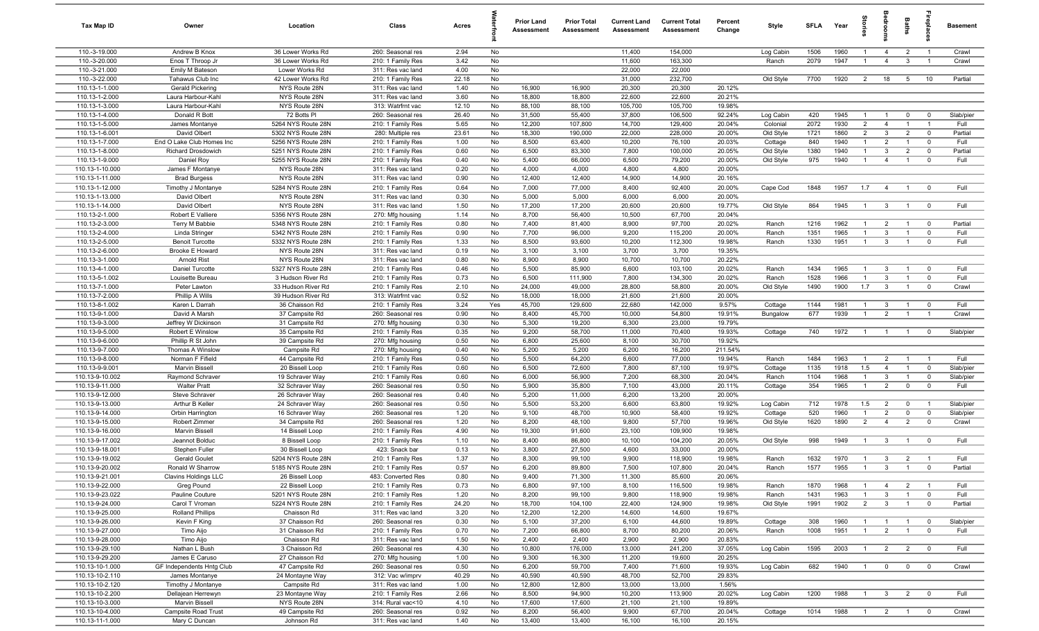| Tax Map ID | Owner | Location | Class | Acres | Waterfront | Prior Land Assessment | Prior Total Assessment | Current Land Assessment | Current Total Assessment | Percent Change | Style | SFLA | Year | Stories | Bedrooms | Baths | Fireplaces | Basement |
|---|---|---|---|---|---|---|---|---|---|---|---|---|---|---|---|---|---|---|
| 110.-3-19.000 | Andrew B Knox | 36 Lower Works Rd | 260: Seasonal res | 2.94 | No | | | 11,400 | 154,000 | | Log Cabin | 1506 | 1960 | 1 | 4 | 2 | 1 | Crawl |
| 110.-3-20.000 | Enos T Throop Jr | 36 Lower Works Rd | 210: 1 Family Res | 3.42 | No | | | 11,600 | 163,300 | | Ranch | 2079 | 1947 | 1 | 4 | 3 | 1 | Crawl |
| 110.-3-21.000 | Emily M Bateson | Lower Works Rd | 311: Res vac land | 4.00 | No | | | 22,000 | 22,000 | | | | | | | | | |
| 110.-3-22.000 | Tahawus Club Inc | 42 Lower Works Rd | 210: 1 Family Res | 22.18 | No | | | 31,000 | 232,700 | | Old Style | 7700 | 1920 | 2 | 18 | 5 | 10 | Partial |
| 110.13-1-1.000 | Gerald Pickering | NYS Route 28N | 311: Res vac land | 1.40 | No | 16,900 | 16,900 | 20,300 | 20,300 | 20.12% | | | | | | | | |
| 110.13-1-2.000 | Laura Harbour-Kahl | NYS Route 28N | 311: Res vac land | 3.60 | No | 18,800 | 18,800 | 22,600 | 22,600 | 20.21% | | | | | | | | |
| 110.13-1-3.000 | Laura Harbour-Kahl | NYS Route 28N | 313: Watrfrnt vac | 12.10 | No | 88,100 | 88,100 | 105,700 | 105,700 | 19.98% | | | | | | | | |
| 110.13-1-4.000 | Donald R Bott | 72 Botts Pl | 260: Seasonal res | 26.40 | No | 31,500 | 55,400 | 37,800 | 106,500 | 92.24% | Log Cabin | 420 | 1945 | 1 | 1 | 0 | 0 | Slab/pier |
| 110.13-1-5.000 | James Montanye | 5264 NYS Route 28N | 210: 1 Family Res | 5.65 | No | 12,200 | 107,800 | 14,700 | 129,400 | 20.04% | Colonial | 2072 | 1930 | 2 | 4 | 1 | 1 | Full |
| 110.13-1-6.001 | David Olbert | 5302 NYS Route 28N | 280: Multiple res | 23.61 | No | 18,300 | 190,000 | 22,000 | 228,000 | 20.00% | Old Style | 1721 | 1860 | 2 | 3 | 2 | 0 | Partial |
| 110.13-1-7.000 | End O Lake Club Homes Inc | 5256 NYS Route 28N | 210: 1 Family Res | 1.00 | No | 8,500 | 63,400 | 10,200 | 76,100 | 20.03% | Cottage | 840 | 1940 | 1 | 2 | 1 | 0 | Full |
| 110.13-1-8.000 | Richard Drosdowich | 5251 NYS Route 28N | 210: 1 Family Res | 0.60 | No | 6,500 | 83,300 | 7,800 | 100,000 | 20.05% | Old Style | 1380 | 1940 | 1 | 3 | 2 | 0 | Partial |
| 110.13-1-9.000 | Daniel Roy | 5255 NYS Route 28N | 210: 1 Family Res | 0.40 | No | 5,400 | 66,000 | 6,500 | 79,200 | 20.00% | Old Style | 975 | 1940 | 1 | 4 | 1 | 0 | Full |
| 110.13-1-10.000 | James F Montanye | NYS Route 28N | 311: Res vac land | 0.20 | No | 4,000 | 4,000 | 4,800 | 4,800 | 20.00% | | | | | | | | |
| 110.13-1-11.000 | Brad Burgess | NYS Route 28N | 311: Res vac land | 0.90 | No | 12,400 | 12,400 | 14,900 | 14,900 | 20.16% | | | | | | | | |
| 110.13-1-12.000 | Timothy J Montanye | 5284 NYS Route 28N | 210: 1 Family Res | 0.64 | No | 7,000 | 77,000 | 8,400 | 92,400 | 20.00% | Cape Cod | 1848 | 1957 | 1.7 | 4 | 1 | 0 | Full |
| 110.13-1-13.000 | David Olbert | NYS Route 28N | 311: Res vac land | 0.30 | No | 5,000 | 5,000 | 6,000 | 6,000 | 20.00% | | | | | | | | |
| 110.13-1-14.000 | David Olbert | NYS Route 28N | 311: Res vac land | 1.50 | No | 17,200 | 17,200 | 20,600 | 20,600 | 19.77% | Old Style | 864 | 1945 | 1 | 3 | 1 | 0 | Full |
| 110.13-2-1.000 | Robert E Valliere | 5356 NYS Route 28N | 270: Mfg housing | 1.14 | No | 8,700 | 56,400 | 10,500 | 67,700 | 20.04% | | | | | | | | |
| 110.13-2-3.000 | Terry M Babbie | 5348 NYS Route 28N | 210: 1 Family Res | 0.80 | No | 7,400 | 81,400 | 8,900 | 97,700 | 20.02% | Ranch | 1216 | 1962 | 1 | 2 | 1 | 0 | Partial |
| 110.13-2-4.000 | Linda Stringer | 5342 NYS Route 28N | 210: 1 Family Res | 0.90 | No | 7,700 | 96,000 | 9,200 | 115,200 | 20.00% | Ranch | 1351 | 1965 | 1 | 3 | 1 | 0 | Full |
| 110.13-2-5.000 | Benoit Turcotte | 5332 NYS Route 28N | 210: 1 Family Res | 1.33 | No | 8,500 | 93,600 | 10,200 | 112,300 | 19.98% | Ranch | 1330 | 1951 | 1 | 3 | 1 | 0 | Full |
| 110.13-2-6.000 | Brooke E Howard | NYS Route 28N | 311: Res vac land | 0.19 | No | 3,100 | 3,100 | 3,700 | 3,700 | 19.35% | | | | | | | | |
| 110.13-3-1.000 | Arnold Rist | NYS Route 28N | 311: Res vac land | 0.80 | No | 8,900 | 8,900 | 10,700 | 10,700 | 20.22% | | | | | | | | |
| 110.13-4-1.000 | Daniel Turcotte | 5327 NYS Route 28N | 210: 1 Family Res | 0.46 | No | 5,500 | 85,900 | 6,600 | 103,100 | 20.02% | Ranch | 1434 | 1965 | 1 | 3 | 1 | 0 | Full |
| 110.13-5-1.002 | Louisette Bureau | 3 Hudson River Rd | 210: 1 Family Res | 0.73 | No | 6,500 | 111,900 | 7,800 | 134,300 | 20.02% | Ranch | 1528 | 1966 | 1 | 3 | 1 | 0 | Full |
| 110.13-7-1.000 | Peter Lawton | 33 Hudson River Rd | 210: 1 Family Res | 2.10 | No | 24,000 | 49,000 | 28,800 | 58,800 | 20.00% | Old Style | 1490 | 1900 | 1.7 | 3 | 1 | 0 | Crawl |
| 110.13-7-2.000 | Phillip A Wills | 39 Hudson River Rd | 313: Watrfrnt vac | 0.52 | No | 18,000 | 18,000 | 21,600 | 21,600 | 20.00% | | | | | | | | |
| 110.13-8-1.002 | Karen L Darrah | 36 Chaisson Rd | 210: 1 Family Res | 3.24 | Yes | 45,700 | 129,600 | 22,680 | 142,000 | 9.57% | Cottage | 1144 | 1981 | 1 | 3 | 1 | 0 | Full |
| 110.13-9-1.000 | David A Marsh | 37 Campsite Rd | 260: Seasonal res | 0.90 | No | 8,400 | 45,700 | 10,000 | 54,800 | 19.91% | Bungalow | 677 | 1939 | 1 | 2 | 1 | 1 | Crawl |
| 110.13-9-3.000 | Jeffrey W Dickinson | 31 Campsite Rd | 270: Mfg housing | 0.30 | No | 5,300 | 19,200 | 6,300 | 23,000 | 19.79% | | | | | | | | |
| 110.13-9-5.000 | Robert E Winslow | 35 Campsite Rd | 210: 1 Family Res | 0.35 | No | 9,200 | 58,700 | 11,000 | 70,400 | 19.93% | Cottage | 740 | 1972 | 1 | 1 | 1 | 0 | Slab/pier |
| 110.13-9-6.000 | Phillip R St John | 39 Campsite Rd | 270: Mfg housing | 0.50 | No | 6,800 | 25,600 | 8,100 | 30,700 | 19.92% | | | | | | | | |
| 110.13-9-7.000 | Thomas A Winslow | Campsite Rd | 270: Mfg housing | 0.40 | No | 5,200 | 5,200 | 6,200 | 16,200 | 211.54% | | | | | | | | |
| 110.13-9-8.000 | Norman F Fifield | 44 Campsite Rd | 210: 1 Family Res | 0.50 | No | 5,500 | 64,200 | 6,600 | 77,000 | 19.94% | Ranch | 1484 | 1963 | 1 | 2 | 1 | 1 | Full |
| 110.13-9-9.001 | Marvin Bissell | 20 Bissell Loop | 210: 1 Family Res | 0.60 | No | 6,500 | 72,600 | 7,800 | 87,100 | 19.97% | Cottage | 1135 | 1918 | 1.5 | 4 | 1 | 0 | Slab/pier |
| 110.13-9-10.002 | Raymond Schraver | 19 Schraver Way | 210: 1 Family Res | 0.60 | No | 6,000 | 56,900 | 7,200 | 68,300 | 20.04% | Ranch | 1104 | 1968 | 1 | 3 | 1 | 0 | Slab/pier |
| 110.13-9-11.000 | Walter Pratt | 32 Schraver Way | 260: Seasonal res | 0.50 | No | 5,900 | 35,800 | 7,100 | 43,000 | 20.11% | Cottage | 354 | 1965 | 1 | 2 | 0 | 0 | Full |
| 110.13-9-12.000 | Steve Schraver | 26 Schraver Way | 260: Seasonal res | 0.40 | No | 5,200 | 11,000 | 6,200 | 13,200 | 20.00% | | | | | | | | |
| 110.13-9-13.000 | Arthur B Keller | 24 Schraver Way | 260: Seasonal res | 0.50 | No | 5,500 | 53,200 | 6,600 | 63,800 | 19.92% | Log Cabin | 712 | 1978 | 1.5 | 2 | 0 | 1 | Slab/pier |
| 110.13-9-14.000 | Orbin Harrington | 16 Schraver Way | 260: Seasonal res | 1.20 | No | 9,100 | 48,700 | 10,900 | 58,400 | 19.92% | Cottage | 520 | 1960 | 1 | 2 | 0 | 0 | Slab/pier |
| 110.13-9-15.000 | Robert Zimmer | 34 Campsite Rd | 260: Seasonal res | 1.20 | No | 8,200 | 48,100 | 9,800 | 57,700 | 19.96% | Old Style | 1620 | 1890 | 2 | 4 | 2 | 0 | Crawl |
| 110.13-9-16.000 | Marvin Bissell | 14 Bissell Loop | 210: 1 Family Res | 4.90 | No | 19,300 | 91,600 | 23,100 | 109,900 | 19.98% | | | | | | | | |
| 110.13-9-17.002 | Jeannot Bolduc | 8 Bissell Loop | 210: 1 Family Res | 1.10 | No | 8,400 | 86,800 | 10,100 | 104,200 | 20.05% | Old Style | 998 | 1949 | 1 | 3 | 1 | 0 | Full |
| 110.13-9-18.001 | Stephen Fuller | 30 Bissell Loop | 423: Snack bar | 0.13 | No | 3,800 | 27,500 | 4,600 | 33,000 | 20.00% | | | | | | | | |
| 110.13-9-19.002 | Gerald Goulet | 5204 NYS Route 28N | 210: 1 Family Res | 1.37 | No | 8,300 | 99,100 | 9,900 | 118,900 | 19.98% | Ranch | 1632 | 1970 | 1 | 3 | 2 | 1 | Full |
| 110.13-9-20.002 | Ronald W Sharrow | 5185 NYS Route 28N | 210: 1 Family Res | 0.57 | No | 6,200 | 89,800 | 7,500 | 107,800 | 20.04% | Ranch | 1577 | 1955 | 1 | 3 | 1 | 0 | Partial |
| 110.13-9-21.001 | Clavins Holdings LLC | 26 Bissell Loop | 483: Converted Res | 0.80 | No | 9,400 | 71,300 | 11,300 | 85,600 | 20.06% | | | | | | | | |
| 110.13-9-22.000 | Greg Pound | 22 Bissell Loop | 210: 1 Family Res | 0.73 | No | 6,800 | 97,100 | 8,100 | 116,500 | 19.98% | Ranch | 1870 | 1968 | 1 | 4 | 2 | 1 | Full |
| 110.13-9-23.022 | Pauline Couture | 5201 NYS Route 28N | 210: 1 Family Res | 1.20 | No | 8,200 | 99,100 | 9,800 | 118,900 | 19.98% | Ranch | 1431 | 1963 | 1 | 3 | 1 | 0 | Full |
| 110.13-9-24.000 | Carol T Vroman | 5224 NYS Route 28N | 210: 1 Family Res | 24.20 | No | 18,700 | 104,100 | 22,400 | 124,900 | 19.98% | Old Style | 1991 | 1902 | 2 | 3 | 1 | 0 | Partial |
| 110.13-9-25.000 | Rolland Phillips | Chaisson Rd | 311: Res vac land | 3.20 | No | 12,200 | 12,200 | 14,600 | 14,600 | 19.67% | | | | | | | | |
| 110.13-9-26.000 | Kevin F King | 37 Chaisson Rd | 260: Seasonal res | 0.30 | No | 5,100 | 37,200 | 6,100 | 44,600 | 19.89% | Cottage | 308 | 1960 | 1 | 1 | 1 | 0 | Slab/pier |
| 110.13-9-27.000 | Timo Aijo | 31 Chaisson Rd | 210: 1 Family Res | 0.70 | No | 7,200 | 66,800 | 8,700 | 80,200 | 20.06% | Ranch | 1008 | 1951 | 1 | 2 | 1 | 0 | Full |
| 110.13-9-28.000 | Timo Aijo | Chaisson Rd | 311: Res vac land | 1.50 | No | 2,400 | 2,400 | 2,900 | 2,900 | 20.83% | | | | | | | | |
| 110.13-9-29.100 | Nathan L Bush | 3 Chaisson Rd | 260: Seasonal res | 4.30 | No | 10,800 | 176,000 | 13,000 | 241,200 | 37.05% | Log Cabin | 1595 | 2003 | 1 | 2 | 2 | 0 | Full |
| 110.13-9-29.200 | James E Caruso | 27 Chaisson Rd | 270: Mfg housing | 1.00 | No | 9,300 | 16,300 | 11,200 | 19,600 | 20.25% | | | | | | | | |
| 110.13-10-1.000 | GF Independents Hntg Club | 47 Campsite Rd | 260: Seasonal res | 0.50 | No | 6,200 | 59,700 | 7,400 | 71,600 | 19.93% | Log Cabin | 682 | 1940 | 1 | 0 | 0 | 0 | Crawl |
| 110.13-10-2.110 | James Montanye | 24 Montayne Way | 312: Vac w/imprv | 40.29 | No | 40,590 | 40,590 | 48,700 | 52,700 | 29.83% | | | | | | | | |
| 110.13-10-2.120 | Timothy J Montanye | Campsite Rd | 311: Res vac land | 1.00 | No | 12,800 | 12,800 | 13,000 | 13,000 | 1.56% | | | | | | | | |
| 110.13-10-2.200 | Dellajean Herrewyn | 23 Montayne Way | 210: 1 Family Res | 2.66 | No | 8,500 | 94,900 | 10,200 | 113,900 | 20.02% | Log Cabin | 1200 | 1988 | 1 | 3 | 2 | 0 | Full |
| 110.13-10-3.000 | Marvin Bissell | NYS Route 28N | 314: Rural vac<10 | 4.10 | No | 17,600 | 17,600 | 21,100 | 21,100 | 19.89% | | | | | | | | |
| 110.13-10-4.000 | Campsite Road Trust | 49 Campsite Rd | 260: Seasonal res | 0.92 | No | 8,200 | 56,400 | 9,900 | 67,700 | 20.04% | Cottage | 1014 | 1988 | 1 | 2 | 1 | 0 | Crawl |
| 110.13-11-1.000 | Mary C Duncan | Johnson Rd | 311: Res vac land | 1.40 | No | 13,400 | 13,400 | 16,100 | 16,100 | 20.15% | | | | | | | | |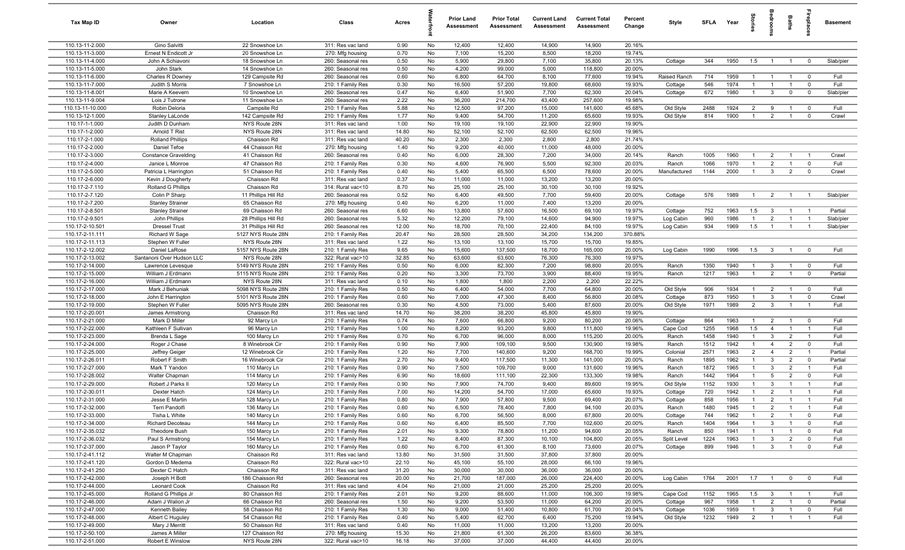| Tax Map ID | Owner | Location | Class | Acres | Waterfront | Prior Land Assessment | Prior Total Assessment | Current Land Assessment | Current Total Assessment | Percent Change | Style | SFLA | Year | Stories | Bedrooms | Baths | Fireplaces | Basement |
|---|---|---|---|---|---|---|---|---|---|---|---|---|---|---|---|---|---|---|
| 110.13-11-2.000 | Gino Salvitti | 22 Snowshoe Ln | 311: Res vac land | 0.90 | No | 12,400 | 12,400 | 14,900 | 14,900 | 20.16% | | | | | | | | |
| 110.13-11-3.000 | Ernest N Endicott Jr | 20 Snowshoe Ln | 270: Mfg housing | 0.70 | No | 7,100 | 15,200 | 8,500 | 18,200 | 19.74% | | | | | | | | |
| 110.13-11-4.000 | John A Schiavoni | 18 Snowshoe Ln | 260: Seasonal res | 0.50 | No | 5,900 | 29,800 | 7,100 | 35,800 | 20.13% | Cottage | 344 | 1950 | 1.5 | 1 | 1 | 0 | Slab/pier |
| 110.13-11-5.000 | John Stark | 14 Snowshoe Ln | 260: Seasonal res | 0.50 | No | 4,200 | 99,000 | 5,000 | 118,800 | 20.00% | | | | | | | | |
| 110.13-11-6.000 | Charles R Downey | 129 Campsite Rd | 260: Seasonal res | 0.60 | No | 6,800 | 64,700 | 8,100 | 77,600 | 19.94% | Raised Ranch | 714 | 1959 | 1 | 1 | 1 | 0 | Full |
| 110.13-11-7.000 | Judith S Morris | 7 Snowshoe Ln | 210: 1 Family Res | 0.30 | No | 16,500 | 57,200 | 19,800 | 68,600 | 19.93% | Cottage | 546 | 1974 | 1 | 1 | 1 | 0 | Full |
| 110.13-11-8.001 | Marie A Keevern | 10 Snowshoe Ln | 260: Seasonal res | 0.47 | No | 6,400 | 51,900 | 7,700 | 62,300 | 20.04% | Cottage | 672 | 1980 | 1 | 3 | 0 | 0 | Slab/pier |
| 110.13-11-9.004 | Lois J Tutrone | 11 Snowshoe Ln | 260: Seasonal res | 2.22 | No | 36,200 | 214,700 | 43,400 | 257,600 | 19.98% | | | | | | | | |
| 110.13-11-10.000 | Robin Deloria | Campsite Rd | 210: 1 Family Res | 5.88 | No | 12,500 | 97,200 | 15,000 | 141,600 | 45.68% | Old Style | 2488 | 1924 | 2 | 9 | 1 | 0 | Full |
| 110.13-12-1.000 | Stanley LaLonde | 142 Campsite Rd | 210: 1 Family Res | 1.77 | No | 9,400 | 54,700 | 11,200 | 65,600 | 19.93% | Old Style | 814 | 1900 | 1 | 2 | 1 | 0 | Crawl |
| 110.17-1-1.000 | Judith D Dunham | NYS Route 28N | 311: Res vac land | 1.00 | No | 19,100 | 19,100 | 22,900 | 22,900 | 19.90% | | | | | | | | |
| 110.17-1-2.000 | Arnold T Rist | NYS Route 28N | 311: Res vac land | 14.80 | No | 52,100 | 52,100 | 62,500 | 62,500 | 19.96% | | | | | | | | |
| 110.17-2-1.000 | Rolland Phillips | Chaisson Rd | 311: Res vac land | 40.20 | No | 2,300 | 2,300 | 2,800 | 2,800 | 21.74% | | | | | | | | |
| 110.17-2-2.000 | Daniel Tefoe | 44 Chaisson Rd | 270: Mfg housing | 1.40 | No | 9,200 | 40,000 | 11,000 | 48,000 | 20.00% | | | | | | | | |
| 110.17-2-3.000 | Constance Gravelding | 41 Chaisson Rd | 260: Seasonal res | 0.40 | No | 6,000 | 28,300 | 7,200 | 34,000 | 20.14% | Ranch | 1005 | 1960 | 1 | 2 | 1 | 1 | Crawl |
| 110.17-2-4.000 | Janice L Monroe | 47 Chaisson Rd | 210: 1 Family Res | 0.30 | No | 4,600 | 76,900 | 5,500 | 92,300 | 20.03% | Ranch | 1066 | 1970 | 1 | 2 | 1 | 0 | Full |
| 110.17-2-5.000 | Patricia L Harrington | 51 Chaisson Rd | 210: 1 Family Res | 0.40 | No | 5,400 | 65,500 | 6,500 | 78,600 | 20.00% | Manufactured | 1144 | 2000 | 1 | 3 | 2 | 0 | Crawl |
| 110.17-2-6.000 | Kevin J Dougherty | Chaisson Rd | 311: Res vac land | 0.37 | No | 11,000 | 11,000 | 13,200 | 13,200 | 20.00% | | | | | | | | |
| 110.17-2-7.110 | Rolland G Phillips | Chaisson Rd | 314: Rural vac<10 | 8.70 | No | 25,100 | 25,100 | 30,100 | 30,100 | 19.92% | | | | | | | | |
| 110.17-2-7.120 | Colin P Sharp | 11 Phillips Hill Rd | 260: Seasonal res | 0.52 | No | 6,400 | 49,500 | 7,700 | 59,400 | 20.00% | Cottage | 576 | 1989 | 1 | 2 | 1 | 1 | Slab/pier |
| 110.17-2-7.200 | Stanley Strainer | 65 Chaisson Rd | 270: Mfg housing | 0.40 | No | 6,200 | 11,000 | 7,400 | 13,200 | 20.00% | | | | | | | | |
| 110.17-2-8.501 | Stanley Strainer | 69 Chaisson Rd | 260: Seasonal res | 6.60 | No | 13,800 | 57,600 | 16,500 | 69,100 | 19.97% | Cottage | 752 | 1963 | 1.5 | 3 | 1 | 1 | Partial |
| 110.17-2-9.501 | John Phillips | 28 Phillips Hill Rd | 260: Seasonal res | 5.32 | No | 12,200 | 79,100 | 14,600 | 94,900 | 19.97% | Log Cabin | 960 | 1986 | 1 | 2 | 1 | 1 | Slab/pier |
| 110.17-2-10.501 | Dressel Trust | 31 Phillips Hill Rd | 260: Seasonal res | 12.00 | No | 18,700 | 70,100 | 22,400 | 84,100 | 19.97% | Log Cabin | 934 | 1969 | 1.5 | 1 | 1 | 1 | Slab/pier |
| 110.17-2-11.111 | Richard W Sage | 5127 NYS Route 28N | 210: 1 Family Res | 20.47 | No | 28,500 | 28,500 | 34,200 | 134,200 | 370.88% | | | | | | | | |
| 110.17-2-11.113 | Stephen W Fuller | NYS Route 28N | 311: Res vac land | 1.22 | No | 13,100 | 13,100 | 15,700 | 15,700 | 19.85% | | | | | | | | |
| 110.17-2-12.002 | Daniel LaRose | 5157 NYS Route 28N | 210: 1 Family Res | 9.65 | No | 15,600 | 137,500 | 18,700 | 165,000 | 20.00% | Log Cabin | 1990 | 1996 | 1.5 | 3 | 1 | 0 | Full |
| 110.17-2-13.002 | Santanoni Over Hudson LLC | NYS Route 28N | 322: Rural vac>10 | 32.85 | No | 63,600 | 63,600 | 76,300 | 76,300 | 19.97% | | | | | | | | |
| 110.17-2-14.000 | Lawrence Levesque | 5149 NYS Route 28N | 210: 1 Family Res | 0.50 | No | 6,000 | 82,300 | 7,200 | 98,800 | 20.05% | Ranch | 1350 | 1940 | 1 | 3 | 1 | 0 | Full |
| 110.17-2-15.000 | William J Erdmann | 5115 NYS Route 28N | 210: 1 Family Res | 0.20 | No | 3,300 | 73,700 | 3,900 | 88,400 | 19.95% | Ranch | 1217 | 1963 | 1 | 2 | 1 | 0 | Partial |
| 110.17-2-16.000 | William J Erdmann | NYS Route 28N | 311: Res vac land | 0.10 | No | 1,800 | 1,800 | 2,200 | 2,200 | 22.22% | | | | | | | | |
| 110.17-2-17.000 | Mark J Behuniak | 5098 NYS Route 28N | 210: 1 Family Res | 0.50 | No | 6,400 | 54,000 | 7,700 | 64,800 | 20.00% | Old Style | 906 | 1934 | 1 | 2 | 1 | 0 | Full |
| 110.17-2-18.000 | John E Harrington | 5101 NYS Route 28N | 210: 1 Family Res | 0.60 | No | 7,000 | 47,300 | 8,400 | 56,800 | 20.08% | Cottage | 873 | 1950 | 1 | 3 | 1 | 0 | Crawl |
| 110.17-2-19.000 | Stephen W Fuller | 5095 NYS Route 28N | 260: Seasonal res | 0.30 | No | 4,500 | 73,000 | 5,400 | 87,600 | 20.00% | Old Style | 1971 | 1989 | 2 | 3 | 1 | 1 | Full |
| 110.17-2-20.001 | James Armstrong | Chaisson Rd | 311: Res vac land | 14.70 | No | 38,200 | 38,200 | 45,800 | 45,800 | 19.90% | | | | | | | | |
| 110.17-2-21.000 | Mark D Miller | 92 Marcy Ln | 210: 1 Family Res | 0.74 | No | 7,600 | 66,800 | 9,200 | 80,200 | 20.06% | Cottage | 864 | 1963 | 1 | 2 | 1 | 0 | Full |
| 110.17-2-22.000 | Kathleen F Sullivan | 96 Marcy Ln | 210: 1 Family Res | 1.00 | No | 8,200 | 93,200 | 9,800 | 111,800 | 19.96% | Cape Cod | 1255 | 1968 | 1.5 | 4 | 1 | 1 | Full |
| 110.17-2-23.000 | Brenda L Sage | 100 Marcy Ln | 210: 1 Family Res | 0.70 | No | 6,700 | 96,000 | 8,000 | 115,200 | 20.00% | Ranch | 1458 | 1940 | 1 | 3 | 2 | 1 | Full |
| 110.17-2-24.000 | Roger J Chase | 8 Winebrook Cir | 210: 1 Family Res | 0.90 | No | 7,900 | 109,100 | 9,500 | 130,900 | 19.98% | Ranch | 1512 | 1942 | 1 | 4 | 2 | 0 | Full |
| 110.17-2-25.000 | Jeffrey Geiger | 12 Winebrook Cir | 210: 1 Family Res | 1.20 | No | 7,700 | 140,600 | 9,200 | 168,700 | 19.99% | Colonial | 2571 | 1963 | 2 | 4 | 2 | 1 | Partial |
| 110.17-2-26.011 | Robert F Smith | 16 Winebrook Cir | 210: 1 Family Res | 2.70 | No | 9,400 | 117,500 | 11,300 | 141,000 | 20.00% | Ranch | 1895 | 1962 | 1 | 3 | 2 | 0 | Partial |
| 110.17-2-27.000 | Mark T Yandon | 110 Marcy Ln | 210: 1 Family Res | 0.90 | No | 7,500 | 109,700 | 9,000 | 131,600 | 19.96% | Ranch | 1872 | 1965 | 1 | 3 | 2 | 1 | Full |
| 110.17-2-28.002 | Walter Chapman | 114 Marcy Ln | 210: 1 Family Res | 6.90 | No | 18,600 | 111,100 | 22,300 | 133,300 | 19.98% | Ranch | 1442 | 1964 | 1 | 5 | 2 | 0 | Full |
| 110.17-2-29.000 | Robert J Parks II | 120 Marcy Ln | 210: 1 Family Res | 0.90 | No | 7,900 | 74,700 | 9,400 | 89,600 | 19.95% | Old Style | 1152 | 1930 | 1 | 3 | 1 | 1 | Full |
| 110.17-2-30.011 | Dexter Hatch | 124 Marcy Ln | 210: 1 Family Res | 7.00 | No | 14,200 | 54,700 | 17,000 | 65,600 | 19.93% | Cottage | 720 | 1942 | 1 | 2 | 1 | 1 | Full |
| 110.17-2-31.000 | Jesse E Martin | 128 Marcy Ln | 210: 1 Family Res | 0.80 | No | 7,900 | 57,800 | 9,500 | 69,400 | 20.07% | Cottage | 858 | 1956 | 1 | 2 | 1 | 1 | Full |
| 110.17-2-32.000 | Terri Pandolfi | 136 Marcy Ln | 210: 1 Family Res | 0.60 | No | 6,500 | 78,400 | 7,800 | 94,100 | 20.03% | Ranch | 1480 | 1945 | 1 | 2 | 1 | 1 | Full |
| 110.17-2-33.000 | Tisha L White | 140 Marcy Ln | 210: 1 Family Res | 0.60 | No | 6,700 | 56,500 | 8,000 | 67,800 | 20.00% | Cottage | 744 | 1962 | 1 | 2 | 1 | 0 | Full |
| 110.17-2-34.000 | Richard Decoteau | 144 Marcy Ln | 210: 1 Family Res | 0.60 | No | 6,400 | 85,500 | 7,700 | 102,600 | 20.00% | Ranch | 1404 | 1964 | 1 | 3 | 1 | 0 | Full |
| 110.17-2-35.032 | Theodore Bush | 150 Marcy Ln | 210: 1 Family Res | 2.01 | No | 9,300 | 78,800 | 11,200 | 94,600 | 20.05% | Ranch | 850 | 1941 | 1 | 1 | 1 | 0 | Full |
| 110.17-2-36.032 | Paul S Armstrong | 154 Marcy Ln | 210: 1 Family Res | 1.22 | No | 8,400 | 87,300 | 10,100 | 104,800 | 20.05% | Split Level | 1224 | 1963 | 1 | 3 | 2 | 0 | Full |
| 110.17-2-37.000 | Jason P Taylor | 160 Marcy Ln | 210: 1 Family Res | 0.60 | No | 6,700 | 61,300 | 8,100 | 73,600 | 20.07% | Cottage | 899 | 1946 | 1 | 3 | 1 | 0 | Full |
| 110.17-2-41.112 | Walter M Chapman | Chaisson Rd | 311: Res vac land | 13.80 | No | 31,500 | 31,500 | 37,800 | 37,800 | 20.00% | | | | | | | | |
| 110.17-2-41.120 | Gordon D Medema | Chaisson Rd | 322: Rural vac>10 | 22.10 | No | 45,100 | 55,100 | 28,000 | 66,100 | 19.96% | | | | | | | | |
| 110.17-2-41.250 | Dexter C Hatch | Chaisson Rd | 311: Res vac land | 31.20 | No | 30,000 | 30,000 | 36,000 | 36,000 | 20.00% | | | | | | | | |
| 110.17-2-42.000 | Joseph H Bott | 186 Chaisson Rd | 260: Seasonal res | 20.00 | No | 21,700 | 187,000 | 26,000 | 224,400 | 20.00% | Log Cabin | 1764 | 2001 | 1.7 | 1 | 0 | 0 | Full |
| 110.17-2-44.000 | Leonard Cook | Chaisson Rd | 311: Res vac land | 4.04 | No | 21,000 | 21,000 | 25,200 | 25,200 | 20.00% | | | | | | | | |
| 110.17-2-45.000 | Rolland G Phillips Jr | 80 Chaisson Rd | 210: 1 Family Res | 2.01 | No | 9,200 | 88,600 | 11,000 | 106,300 | 19.98% | Cape Cod | 1152 | 1965 | 1.5 | 3 | 1 | 1 | Full |
| 110.17-2-46.000 | Adam J Walion Jr | 66 Chaisson Rd | 260: Seasonal res | 1.50 | No | 9,200 | 53,500 | 11,000 | 64,200 | 20.00% | Cottage | 967 | 1958 | 1 | 2 | 1 | 0 | Partial |
| 110.17-2-47.000 | Kenneth Bailey | 58 Chaisson Rd | 210: 1 Family Res | 1.30 | No | 9,000 | 51,400 | 10,800 | 61,700 | 20.04% | Cottage | 1036 | 1959 | 1 | 3 | 1 | 0 | Full |
| 110.17-2-48.000 | Albert C Huguley | 54 Chaisson Rd | 210: 1 Family Res | 0.40 | No | 5,400 | 62,700 | 6,400 | 75,200 | 19.94% | Old Style | 1232 | 1949 | 2 | 1 | 1 | 1 | Full |
| 110.17-2-49.000 | Mary J Merritt | 50 Chaisson Rd | 311: Res vac land | 0.40 | No | 11,000 | 11,000 | 13,200 | 13,200 | 20.00% | | | | | | | | |
| 110.17-2-50.100 | James A Miller | 127 Chaisson Rd | 270: Mfg housing | 15.30 | No | 21,800 | 61,300 | 26,200 | 83,600 | 36.38% | | | | | | | | |
| 110.17-2-51.000 | Robert E Winslow | NYS Route 28N | 322: Rural vac>10 | 16.18 | No | 37,000 | 37,000 | 44,400 | 44,400 | 20.00% | | | | | | | | |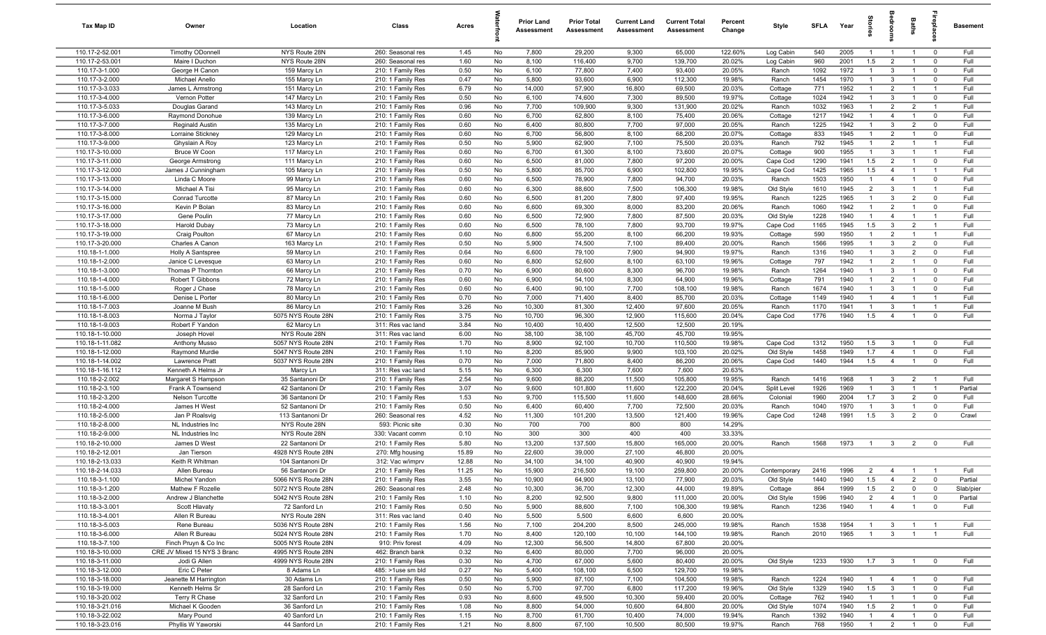| Tax Map ID | Owner | Location | Class | Acres | Waterfront | Prior Land Assessment | Prior Total Assessment | Current Land Assessment | Current Total Assessment | Percent Change | Style | SFLA | Year | Stories | Bedrooms | Baths | Fireplaces | Basement |
|---|---|---|---|---|---|---|---|---|---|---|---|---|---|---|---|---|---|---|
| 110.17-2-52.001 | Timothy ODonnell | NYS Route 28N | 260: Seasonal res | 1.45 | No | 7,800 | 29,200 | 9,300 | 65,000 | 122.60% | Log Cabin | 540 | 2005 | 1 | 1 | 1 | 0 | Full |
| 110.17-2-53.001 | Maire I Duchon | NYS Route 28N | 260: Seasonal res | 1.60 | No | 8,100 | 116,400 | 9,700 | 139,700 | 20.02% | Log Cabin | 960 | 2001 | 1.5 | 2 | 1 | 0 | Full |
| 110.17-3-1.000 | George H Canon | 159 Marcy Ln | 210: 1 Family Res | 0.50 | No | 6,100 | 77,800 | 7,400 | 93,400 | 20.05% | Ranch | 1092 | 1972 | 1 | 3 | 1 | 0 | Full |
| 110.17-3-2.000 | Michael Anello | 155 Marcy Ln | 210: 1 Family Res | 0.47 | No | 5,800 | 93,600 | 6,900 | 112,300 | 19.98% | Ranch | 1454 | 1970 | 1 | 3 | 1 | 0 | Full |
| 110.17-3-3.033 | James L Armstrong | 151 Marcy Ln | 210: 1 Family Res | 6.79 | No | 14,000 | 57,900 | 16,800 | 69,500 | 20.03% | Cottage | 771 | 1952 | 1 | 2 | 1 | 1 | Full |
| 110.17-3-4.000 | Vernon Potter | 147 Marcy Ln | 210: 1 Family Res | 0.50 | No | 6,100 | 74,600 | 7,300 | 89,500 | 19.97% | Cottage | 1024 | 1942 | 1 | 3 | 1 | 0 | Full |
| 110.17-3-5.033 | Douglas Garand | 143 Marcy Ln | 210: 1 Family Res | 0.96 | No | 7,700 | 109,900 | 9,300 | 131,900 | 20.02% | Ranch | 1032 | 1963 | 1 | 2 | 2 | 1 | Full |
| 110.17-3-6.000 | Raymond Donohue | 139 Marcy Ln | 210: 1 Family Res | 0.60 | No | 6,700 | 62,800 | 8,100 | 75,400 | 20.06% | Cottage | 1217 | 1942 | 1 | 4 | 1 | 0 | Full |
| 110.17-3-7.000 | Reginald Austin | 135 Marcy Ln | 210: 1 Family Res | 0.60 | No | 6,400 | 80,800 | 7,700 | 97,000 | 20.05% | Ranch | 1225 | 1942 | 1 | 3 | 2 | 0 | Full |
| 110.17-3-8.000 | Lorraine Stickney | 129 Marcy Ln | 210: 1 Family Res | 0.60 | No | 6,700 | 56,800 | 8,100 | 68,200 | 20.07% | Cottage | 833 | 1945 | 1 | 2 | 1 | 0 | Full |
| 110.17-3-9.000 | Ghyslain A Roy | 123 Marcy Ln | 210: 1 Family Res | 0.50 | No | 5,900 | 62,900 | 7,100 | 75,500 | 20.03% | Ranch | 792 | 1945 | 1 | 2 | 1 | 1 | Full |
| 110.17-3-10.000 | Bruce W Coon | 117 Marcy Ln | 210: 1 Family Res | 0.60 | No | 6,700 | 61,300 | 8,100 | 73,600 | 20.07% | Cottage | 900 | 1955 | 1 | 3 | 1 | 1 | Full |
| 110.17-3-11.000 | George Armstrong | 111 Marcy Ln | 210: 1 Family Res | 0.60 | No | 6,500 | 81,000 | 7,800 | 97,200 | 20.00% | Cape Cod | 1290 | 1941 | 1.5 | 2 | 1 | 0 | Full |
| 110.17-3-12.000 | James J Cunningham | 105 Marcy Ln | 210: 1 Family Res | 0.50 | No | 5,800 | 85,700 | 6,900 | 102,800 | 19.95% | Cape Cod | 1425 | 1965 | 1.5 | 4 | 1 | 1 | Full |
| 110.17-3-13.000 | Linda C Moore | 99 Marcy Ln | 210: 1 Family Res | 0.60 | No | 6,500 | 78,900 | 7,800 | 94,700 | 20.03% | Ranch | 1503 | 1950 | 1 | 4 | 1 | 0 | Full |
| 110.17-3-14.000 | Michael A Tisi | 95 Marcy Ln | 210: 1 Family Res | 0.60 | No | 6,300 | 88,600 | 7,500 | 106,300 | 19.98% | Old Style | 1610 | 1945 | 2 | 3 | 1 | 1 | Full |
| 110.17-3-15.000 | Conrad Turcotte | 87 Marcy Ln | 210: 1 Family Res | 0.60 | No | 6,500 | 81,200 | 7,800 | 97,400 | 19.95% | Ranch | 1225 | 1965 | 1 | 3 | 2 | 0 | Full |
| 110.17-3-16.000 | Kevin P Bolan | 83 Marcy Ln | 210: 1 Family Res | 0.60 | No | 6,600 | 69,300 | 8,000 | 83,200 | 20.06% | Ranch | 1060 | 1942 | 1 | 2 | 1 | 0 | Full |
| 110.17-3-17.000 | Gene Poulin | 77 Marcy Ln | 210: 1 Family Res | 0.60 | No | 6,500 | 72,900 | 7,800 | 87,500 | 20.03% | Old Style | 1228 | 1940 | 1 | 4 | 1 | 1 | Full |
| 110.17-3-18.000 | Harold Dubay | 73 Marcy Ln | 210: 1 Family Res | 0.60 | No | 6,500 | 78,100 | 7,800 | 93,700 | 19.97% | Cape Cod | 1165 | 1945 | 1.5 | 3 | 2 | 1 | Full |
| 110.17-3-19.000 | Craig Poulton | 67 Marcy Ln | 210: 1 Family Res | 0.60 | No | 6,800 | 55,200 | 8,100 | 66,200 | 19.93% | Cottage | 590 | 1950 | 1 | 2 | 1 | 1 | Full |
| 110.17-3-20.000 | Charles A Canon | 163 Marcy Ln | 210: 1 Family Res | 0.50 | No | 5,900 | 74,500 | 7,100 | 89,400 | 20.00% | Ranch | 1566 | 1995 | 1 | 3 | 2 | 0 | Full |
| 110.18-1-1.000 | Holly A Santspree | 59 Marcy Ln | 210: 1 Family Res | 0.64 | No | 6,600 | 79,100 | 7,900 | 94,900 | 19.97% | Ranch | 1316 | 1940 | 1 | 3 | 2 | 0 | Full |
| 110.18-1-2.000 | Janice C Levesque | 63 Marcy Ln | 210: 1 Family Res | 0.60 | No | 6,800 | 52,600 | 8,100 | 63,100 | 19.96% | Cottage | 797 | 1942 | 1 | 2 | 1 | 0 | Full |
| 110.18-1-3.000 | Thomas P Thornton | 66 Marcy Ln | 210: 1 Family Res | 0.70 | No | 6,900 | 80,600 | 8,300 | 96,700 | 19.98% | Ranch | 1264 | 1940 | 1 | 3 | 1 | 0 | Full |
| 110.18-1-4.000 | Robert T Gibbons | 72 Marcy Ln | 210: 1 Family Res | 0.60 | No | 6,900 | 54,100 | 8,300 | 64,900 | 19.96% | Cottage | 791 | 1940 | 1 | 2 | 1 | 0 | Full |
| 110.18-1-5.000 | Roger J Chase | 78 Marcy Ln | 210: 1 Family Res | 0.60 | No | 6,400 | 90,100 | 7,700 | 108,100 | 19.98% | Ranch | 1674 | 1940 | 1 | 3 | 1 | 0 | Full |
| 110.18-1-6.000 | Denise L Porter | 80 Marcy Ln | 210: 1 Family Res | 0.70 | No | 7,000 | 71,400 | 8,400 | 85,700 | 20.03% | Cottage | 1149 | 1940 | 1 | 4 | 1 | 1 | Full |
| 110.18-1-7.003 | Joanne M Bush | 86 Marcy Ln | 210: 1 Family Res | 3.26 | No | 10,300 | 81,300 | 12,400 | 97,600 | 20.05% | Ranch | 1170 | 1941 | 1 | 3 | 1 | 1 | Full |
| 110.18-1-8.003 | Norma J Taylor | 5075 NYS Route 28N | 210: 1 Family Res | 3.75 | No | 10,700 | 96,300 | 12,900 | 115,600 | 20.04% | Cape Cod | 1776 | 1940 | 1.5 | 4 | 1 | 0 | Full |
| 110.18-1-9.003 | Robert F Yandon | 62 Marcy Ln | 311: Res vac land | 3.84 | No | 10,400 | 10,400 | 12,500 | 12,500 | 20.19% | | | | | | | | |
| 110.18-1-10.000 | Joseph Hovel | NYS Route 28N | 311: Res vac land | 6.00 | No | 38,100 | 38,100 | 45,700 | 45,700 | 19.95% | | | | | | | | |
| 110.18-1-11.082 | Anthony Musso | 5057 NYS Route 28N | 210: 1 Family Res | 1.70 | No | 8,900 | 92,100 | 10,700 | 110,500 | 19.98% | Cape Cod | 1312 | 1950 | 1.5 | 3 | 1 | 0 | Full |
| 110.18-1-12.000 | Raymond Murdie | 5047 NYS Route 28N | 210: 1 Family Res | 1.10 | No | 8,200 | 85,900 | 9,900 | 103,100 | 20.02% | Old Style | 1458 | 1949 | 1.7 | 4 | 1 | 0 | Full |
| 110.18-1-14.002 | Lawrence Pratt | 5037 NYS Route 28N | 210: 1 Family Res | 0.70 | No | 7,000 | 71,800 | 8,400 | 86,200 | 20.06% | Cape Cod | 1440 | 1944 | 1.5 | 4 | 1 | 0 | Full |
| 110.18-1-16.112 | Kenneth A Helms Jr | Marcy Ln | 311: Res vac land | 5.15 | No | 6,300 | 6,300 | 7,600 | 7,600 | 20.63% | | | | | | | | |
| 110.18-2-2.002 | Margaret S Hampson | 35 Santanoni Dr | 210: 1 Family Res | 2.54 | No | 9,600 | 88,200 | 11,500 | 105,800 | 19.95% | Ranch | 1416 | 1968 | 1 | 3 | 2 | 1 | Full |
| 110.18-2-3.100 | Frank A Townsend | 42 Santanoni Dr | 210: 1 Family Res | 3.07 | No | 9,600 | 101,800 | 11,600 | 122,200 | 20.04% | Split Level | 1926 | 1969 | 1 | 3 | 1 | 1 | Partial |
| 110.18-2-3.200 | Nelson Turcotte | 36 Santanoni Dr | 210: 1 Family Res | 1.53 | No | 9,700 | 115,500 | 11,600 | 148,600 | 28.66% | Colonial | 1960 | 2004 | 1.7 | 3 | 2 | 0 | Full |
| 110.18-2-4.000 | James H West | 52 Santanoni Dr | 210: 1 Family Res | 0.50 | No | 6,400 | 60,400 | 7,700 | 72,500 | 20.03% | Ranch | 1040 | 1970 | 1 | 3 | 1 | 0 | Full |
| 110.18-2-5.000 | Jan P Roalsvig | 113 Santanoni Dr | 260: Seasonal res | 4.52 | No | 11,300 | 101,200 | 13,500 | 121,400 | 19.96% | Cape Cod | 1248 | 1991 | 1.5 | 3 | 2 | 0 | Crawl |
| 110.18-2-8.000 | NL Industries Inc | NYS Route 28N | 593: Picnic site | 0.30 | No | 700 | 700 | 800 | 800 | 14.29% | | | | | | | | |
| 110.18-2-9.000 | NL Industries Inc | NYS Route 28N | 330: Vacant comm | 0.10 | No | 300 | 300 | 400 | 400 | 33.33% | | | | | | | | |
| 110.18-2-10.000 | James D West | 22 Santanoni Dr | 210: 1 Family Res | 5.80 | No | 13,200 | 137,500 | 15,800 | 165,000 | 20.00% | Ranch | 1568 | 1973 | 1 | 3 | 2 | 0 | Full |
| 110.18-2-12.001 | Jan Tierson | 4928 NYS Route 28N | 270: Mfg housing | 15.89 | No | 22,600 | 39,000 | 27,100 | 46,800 | 20.00% | | | | | | | | |
| 110.18-2-13.033 | Keith R Whitman | 104 Santanoni Dr | 312: Vac w/imprv | 12.88 | No | 34,100 | 34,100 | 40,900 | 40,900 | 19.94% | | | | | | | | |
| 110.18-2-14.033 | Allen Bureau | 56 Santanoni Dr | 210: 1 Family Res | 11.25 | No | 15,900 | 216,500 | 19,100 | 259,800 | 20.00% | Contemporary | 2416 | 1996 | 2 | 4 | 1 | 1 | Full |
| 110.18-3-1.100 | Michel Yandon | 5066 NYS Route 28N | 210: 1 Family Res | 3.55 | No | 10,900 | 64,900 | 13,100 | 77,900 | 20.03% | Old Style | 1440 | 1940 | 1.5 | 4 | 2 | 0 | Partial |
| 110.18-3-1.200 | Mathew F Rozelle | 5072 NYS Route 28N | 260: Seasonal res | 2.48 | No | 10,300 | 36,700 | 12,300 | 44,000 | 19.89% | Cottage | 864 | 1999 | 1.5 | 2 | 0 | 0 | Slab/pier |
| 110.18-3-2.000 | Andrew J Blanchette | 5042 NYS Route 28N | 210: 1 Family Res | 1.10 | No | 8,200 | 92,500 | 9,800 | 111,000 | 20.00% | Old Style | 1596 | 1940 | 2 | 4 | 1 | 0 | Partial |
| 110.18-3-3.001 | Scott Hlavaty | 72 Sanford Ln | 210: 1 Family Res | 0.50 | No | 5,900 | 88,600 | 7,100 | 106,300 | 19.98% | Ranch | 1236 | 1940 | 1 | 4 | 1 | 0 | Full |
| 110.18-3-4.001 | Allen R Bureau | NYS Route 28N | 311: Res vac land | 0.40 | No | 5,500 | 5,500 | 6,600 | 6,600 | 20.00% | | | | | | | | |
| 110.18-3-5.003 | Rene Bureau | 5036 NYS Route 28N | 210: 1 Family Res | 1.56 | No | 7,100 | 204,200 | 8,500 | 245,000 | 19.98% | Ranch | 1538 | 1954 | 1 | 3 | 1 | 1 | Full |
| 110.18-3-6.000 | Allen R Bureau | 5024 NYS Route 28N | 210: 1 Family Res | 1.70 | No | 8,400 | 120,100 | 10,100 | 144,100 | 19.98% | Ranch | 2010 | 1965 | 1 | 3 | 1 | 1 | Full |
| 110.18-3-7.100 | Finch Pruyn & Co Inc | 5005 NYS Route 28N | 910: Priv forest | 4.09 | No | 12,300 | 56,500 | 14,800 | 67,800 | 20.00% | | | | | | | | |
| 110.18-3-10.000 | CRE JV Mixed 15 NYS 3 Branc | 4995 NYS Route 28N | 462: Branch bank | 0.32 | No | 6,400 | 80,000 | 7,700 | 96,000 | 20.00% | | | | | | | | |
| 110.18-3-11.000 | Jodi G Allen | 4999 NYS Route 28N | 210: 1 Family Res | 0.30 | No | 4,700 | 67,000 | 5,600 | 80,400 | 20.00% | Old Style | 1233 | 1930 | 1.7 | 3 | 1 | 0 | Full |
| 110.18-3-12.000 | Eric C Peter | 8 Adams Ln | 485: >1use sm bld | 0.27 | No | 5,400 | 108,100 | 6,500 | 129,700 | 19.98% | | | | | | | | |
| 110.18-3-18.000 | Jeanette M Harrington | 30 Adams Ln | 210: 1 Family Res | 0.50 | No | 5,900 | 87,100 | 7,100 | 104,500 | 19.98% | Ranch | 1224 | 1940 | 1 | 4 | 1 | 0 | Full |
| 110.18-3-19.000 | Kenneth Helms Sr | 28 Sanford Ln | 210: 1 Family Res | 0.50 | No | 5,700 | 97,700 | 6,800 | 117,200 | 19.96% | Old Style | 1329 | 1940 | 1.5 | 3 | 1 | 0 | Full |
| 110.18-3-20.002 | Terry R Chase | 32 Sanford Ln | 210: 1 Family Res | 0.93 | No | 8,600 | 49,500 | 10,300 | 59,400 | 20.00% | Cottage | 762 | 1940 | 1 | 1 | 1 | 0 | Full |
| 110.18-3-21.016 | Michael K Gooden | 36 Sanford Ln | 210: 1 Family Res | 1.08 | No | 8,800 | 54,000 | 10,600 | 64,800 | 20.00% | Old Style | 1074 | 1940 | 1.5 | 2 | 1 | 0 | Full |
| 110.18-3-22.002 | Mary Pound | 40 Sanford Ln | 210: 1 Family Res | 1.15 | No | 8,700 | 61,700 | 10,400 | 74,000 | 19.94% | Ranch | 1392 | 1940 | 1 | 4 | 1 | 0 | Full |
| 110.18-3-23.016 | Phyllis W Yaworski | 44 Sanford Ln | 210: 1 Family Res | 1.21 | No | 8,800 | 67,100 | 10,500 | 80,500 | 19.97% | Ranch | 768 | 1950 | 1 | 2 | 1 | 0 | Full |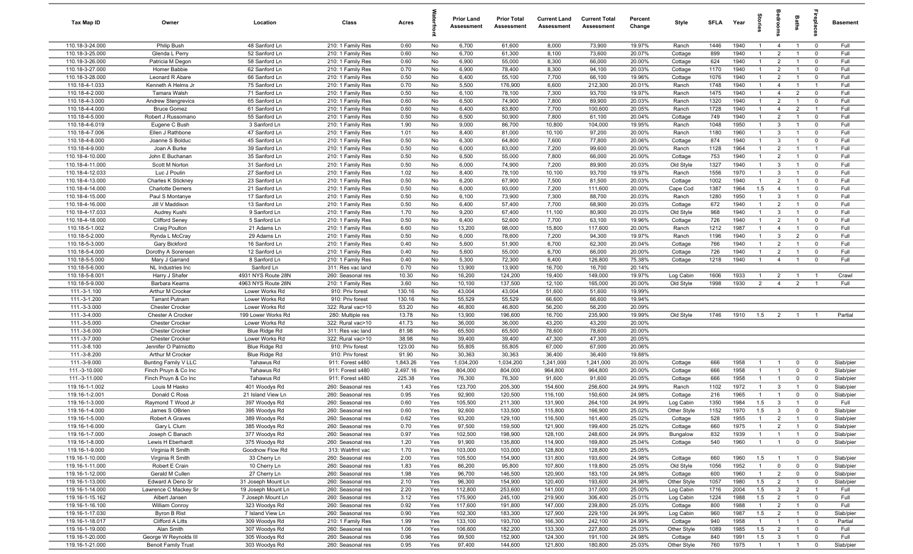| Tax Map ID | Owner | Location | Class | Acres | Waterfront | Prior Land Assessment | Prior Total Assessment | Current Land Assessment | Current Total Assessment | Percent Change | Style | SFLA | Year | Stories | Bedrooms | Baths | Fireplaces | Basement |
|---|---|---|---|---|---|---|---|---|---|---|---|---|---|---|---|---|---|---|
| 110.18-3-24.000 | Philip Bush | 48 Sanford Ln | 210: 1 Family Res | 0.60 | No | 6,700 | 61,600 | 8,000 | 73,900 | 19.97% | Ranch | 1446 | 1940 | 1 | 4 | 1 | 0 | Full |
| 110.18-3-25.000 | Glenda L Perry | 52 Sanford Ln | 210: 1 Family Res | 0.60 | No | 6,700 | 61,300 | 8,100 | 73,600 | 20.07% | Cottage | 899 | 1940 | 1 | 2 | 1 | 0 | Full |
| 110.18-3-26.000 | Patricia M Degon | 58 Sanford Ln | 210: 1 Family Res | 0.60 | No | 6,900 | 55,000 | 8,300 | 66,000 | 20.00% | Cottage | 624 | 1940 | 1 | 2 | 1 | 0 | Full |
| 110.18-3-27.000 | Homer Babbie | 62 Sanford Ln | 210: 1 Family Res | 0.70 | No | 6,900 | 78,400 | 8,300 | 94,100 | 20.03% | Cottage | 1170 | 1940 | 1 | 2 | 1 | 0 | Full |
| 110.18-3-28.000 | Leonard R Abare | 66 Sanford Ln | 210: 1 Family Res | 0.50 | No | 6,400 | 55,100 | 7,700 | 66,100 | 19.96% | Cottage | 1076 | 1940 | 1 | 2 | 1 | 0 | Full |
| 110.18-4-1.033 | Kenneth A Helms Jr | 75 Sanford Ln | 210: 1 Family Res | 0.70 | No | 5,500 | 176,900 | 6,600 | 212,300 | 20.01% | Ranch | 1748 | 1940 | 1 | 4 | 1 | 1 | Full |
| 110.18-4-2.000 | Tamara Walsh | 71 Sanford Ln | 210: 1 Family Res | 0.50 | No | 6,100 | 78,100 | 7,300 | 93,700 | 19.97% | Ranch | 1475 | 1940 | 1 | 4 | 2 | 0 | Full |
| 110.18-4-3.000 | Andrew Stengrevics | 65 Sanford Ln | 210: 1 Family Res | 0.60 | No | 6,500 | 74,900 | 7,800 | 89,900 | 20.03% | Ranch | 1320 | 1940 | 1 | 2 | 1 | 0 | Full |
| 110.18-4-4.000 | Bruce Gomez | 61 Sanford Ln | 210: 1 Family Res | 0.60 | No | 6,400 | 83,800 | 7,700 | 100,600 | 20.05% | Ranch | 1728 | 1940 | 1 | 4 | 2 | 1 | Full |
| 110.18-4-5.000 | Robert J Russomano | 55 Sanford Ln | 210: 1 Family Res | 0.50 | No | 6,500 | 50,900 | 7,800 | 61,100 | 20.04% | Cottage | 749 | 1940 | 1 | 2 | 1 | 0 | Full |
| 110.18-4-6.019 | Eugene C Bush | 3 Sanford Ln | 210: 1 Family Res | 1.90 | No | 9,000 | 86,700 | 10,800 | 104,000 | 19.95% | Ranch | 1048 | 1950 | 1 | 3 | 1 | 0 | Full |
| 110.18-4-7.006 | Ellen J Rathbone | 47 Sanford Ln | 210: 1 Family Res | 1.01 | No | 8,400 | 81,000 | 10,100 | 97,200 | 20.00% | Ranch | 1180 | 1960 | 1 | 3 | 1 | 0 | Full |
| 110.18-4-8.000 | Joanne S Bolduc | 45 Sanford Ln | 210: 1 Family Res | 0.50 | No | 6,300 | 64,800 | 7,600 | 77,800 | 20.06% | Cottage | 874 | 1940 | 1 | 3 | 1 | 0 | Full |
| 110.18-4-9.000 | Joan A Burke | 39 Sanford Ln | 210: 1 Family Res | 0.50 | No | 6,000 | 83,000 | 7,200 | 99,600 | 20.00% | Ranch | 1128 | 1964 | 1 | 2 | 1 | 1 | Full |
| 110.18-4-10.000 | John E Buchanan | 35 Sanford Ln | 210: 1 Family Res | 0.50 | No | 6,500 | 55,000 | 7,800 | 66,000 | 20.00% | Cottage | 753 | 1940 | 1 | 2 | 1 | 0 | Full |
| 110.18-4-11.000 | Scott M Norton | 31 Sanford Ln | 210: 1 Family Res | 0.50 | No | 6,000 | 74,900 | 7,200 | 89,900 | 20.03% | Old Style | 1327 | 1940 | 1 | 3 | 1 | 0 | Full |
| 110.18-4-12.033 | Luc J Poulin | 27 Sanford Ln | 210: 1 Family Res | 1.02 | No | 8,400 | 78,100 | 10,100 | 93,700 | 19.97% | Ranch | 1556 | 1970 | 1 | 3 | 1 | 0 | Full |
| 110.18-4-13.000 | Charles K Stickney | 23 Sanford Ln | 210: 1 Family Res | 0.50 | No | 6,200 | 67,900 | 7,500 | 81,500 | 20.03% | Cottage | 1002 | 1940 | 1 | 2 | 1 | 0 | Full |
| 110.18-4-14.000 | Charlotte Demers | 21 Sanford Ln | 210: 1 Family Res | 0.50 | No | 6,000 | 93,000 | 7,200 | 111,600 | 20.00% | Cape Cod | 1387 | 1964 | 1.5 | 4 | 1 | 0 | Full |
| 110.18-4-15.000 | Paul S Montanye | 17 Sanford Ln | 210: 1 Family Res | 0.50 | No | 6,100 | 73,900 | 7,300 | 88,700 | 20.03% | Ranch | 1280 | 1950 | 1 | 3 | 1 | 0 | Full |
| 110.18-4-16.000 | Jill V Maddison | 13 Sanford Ln | 210: 1 Family Res | 0.50 | No | 6,400 | 57,400 | 7,700 | 68,900 | 20.03% | Cottage | 672 | 1940 | 1 | 2 | 1 | 0 | Full |
| 110.18-4-17.033 | Audrey Kushi | 9 Sanford Ln | 210: 1 Family Res | 1.70 | No | 9,200 | 67,400 | 11,100 | 80,900 | 20.03% | Old Style | 968 | 1940 | 1 | 3 | 1 | 0 | Full |
| 110.18-4-18.000 | Clifford Seney | 5 Sanford Ln | 210: 1 Family Res | 0.50 | No | 6,400 | 52,600 | 7,700 | 63,100 | 19.96% | Cottage | 726 | 1940 | 1 | 2 | 1 | 0 | Full |
| 110.18-5-1.002 | Craig Poulton | 21 Adams Ln | 210: 1 Family Res | 6.60 | No | 13,200 | 98,000 | 15,800 | 117,600 | 20.00% | Ranch | 1212 | 1987 | 1 | 4 | 1 | 0 | Full |
| 110.18-5-2.000 | Rynda L McCray | 29 Adams Ln | 210: 1 Family Res | 0.50 | No | 6,000 | 78,600 | 7,200 | 94,300 | 19.97% | Ranch | 1196 | 1940 | 1 | 3 | 2 | 0 | Full |
| 110.18-5-3.000 | Gary Bickford | 16 Sanford Ln | 210: 1 Family Res | 0.40 | No | 5,600 | 51,900 | 6,700 | 62,300 | 20.04% | Cottage | 766 | 1940 | 1 | 2 | 1 | 0 | Full |
| 110.18-5-4.000 | Dorothy A Sorensen | 12 Sanford Ln | 210: 1 Family Res | 0.40 | No | 5,600 | 55,000 | 6,700 | 66,000 | 20.00% | Cottage | 726 | 1940 | 1 | 2 | 1 | 0 | Full |
| 110.18-5-5.000 | Mary J Garrand | 8 Sanford Ln | 210: 1 Family Res | 0.40 | No | 5,300 | 72,300 | 6,400 | 126,800 | 75.38% | Cottage | 1218 | 1940 | 1 | 4 | 1 | 0 | Full |
| 110.18-5-6.000 | NL Industries Inc | Sanford Ln | 311: Res vac land | 0.70 | No | 13,900 | 13,900 | 16,700 | 16,700 | 20.14% | | | | | | | | |
| 110.18-5-8.001 | Harry J Shafer | 4931 NYS Route 28N | 260: Seasonal res | 10.30 | No | 16,200 | 124,200 | 19,400 | 149,000 | 19.97% | Log Cabin | 1606 | 1933 | 1 | 2 | 1 | 1 | Crawl |
| 110.18-5-9.000 | Barbara Kearns | 4963 NYS Route 28N | 210: 1 Family Res | 3.60 | No | 10,100 | 137,500 | 12,100 | 165,000 | 20.00% | Old Style | 1998 | 1930 | 2 | 4 | 2 | 1 | Full |
| 111.-3-1.100 | Arthur M Crocker | Lower Works Rd | 910: Priv forest | 130.16 | No | 43,004 | 43,004 | 51,600 | 51,600 | 19.99% | | | | | | | | |
| 111.-3-1.200 | Tarrant Putnam | Lower Works Rd | 910: Priv forest | 130.16 | No | 55,529 | 55,529 | 66,600 | 66,600 | 19.94% | | | | | | | | |
| 111.-3-3.000 | Chester Crocker | Lower Works Rd | 322: Rural vac>10 | 53.20 | No | 46,800 | 46,800 | 56,200 | 56,200 | 20.09% | | | | | | | | |
| 111.-3-4.000 | Chester A Crocker | 199 Lower Works Rd | 280: Multiple res | 13.78 | No | 13,900 | 196,600 | 16,700 | 235,900 | 19.99% | Old Style | 1746 | 1910 | 1.5 | 2 | 1 | 1 | Partial |
| 111.-3-5.000 | Chester Crocker | Lower Works Rd | 322: Rural vac>10 | 41.73 | No | 36,000 | 36,000 | 43,200 | 43,200 | 20.00% | | | | | | | | |
| 111.-3-6.000 | Chester Crocker | Blue Ridge Rd | 311: Res vac land | 81.98 | No | 65,500 | 65,500 | 78,600 | 78,600 | 20.00% | | | | | | | | |
| 111.-3-7.000 | Chester Crocker | Lower Works Rd | 322: Rural vac>10 | 38.98 | No | 39,400 | 39,400 | 47,300 | 47,300 | 20.05% | | | | | | | | |
| 111.-3-8.100 | Jennifer O Palmiotto | Blue Ridge Rd | 910: Priv forest | 123.00 | No | 55,805 | 55,805 | 67,000 | 67,000 | 20.06% | | | | | | | | |
| 111.-3-8.200 | Arthur M Crocker | Blue Ridge Rd | 910: Priv forest | 91.90 | No | 30,363 | 30,363 | 36,400 | 36,400 | 19.88% | | | | | | | | |
| 111.-3-9.000 | Bunting Family V LLC | Tahawus Rd | 911: Forest s480 | 1,843.26 | Yes | 1,034,200 | 1,034,200 | 1,241,000 | 1,241,000 | 20.00% | Cottage | 666 | 1958 | 1 | 1 | 0 | 0 | Slab/pier |
| 111.-3-10.000 | Finch Pruyn & Co Inc | Tahawus Rd | 911: Forest s480 | 2,497.16 | Yes | 804,000 | 804,000 | 964,800 | 964,800 | 20.00% | Cottage | 666 | 1958 | 1 | 1 | 0 | 0 | Slab/pier |
| 111.-3-11.000 | Finch Pruyn & Co Inc | Tahawus Rd | 911: Forest s480 | 225.38 | Yes | 76,300 | 76,300 | 91,600 | 91,600 | 20.05% | Cottage | 666 | 1958 | 1 | 1 | 0 | 0 | Slab/pier |
| 119.16-1-1.002 | Louis M Hasko | 401 Woodys Rd | 260: Seasonal res | 1.43 | Yes | 123,700 | 205,300 | 154,600 | 256,600 | 24.99% | Ranch | 1102 | 1972 | 1 | 3 | 1 | 0 | Slab/pier |
| 119.16-1-2.001 | Donald C Ross | 21 Island View Ln | 260: Seasonal res | 0.95 | Yes | 92,900 | 120,500 | 116,100 | 150,600 | 24.98% | Cottage | 216 | 1965 | 1 | 1 | 0 | 0 | Slab/pier |
| 119.16-1-3.000 | Raymond T Wood Jr | 397 Woodys Rd | 260: Seasonal res | 0.60 | Yes | 105,500 | 211,300 | 131,900 | 264,100 | 24.99% | Log Cabin | 1350 | 1984 | 1.5 | 3 | 1 | 0 | Full |
| 119.16-1-4.000 | James S OBrien | 395 Woodys Rd | 260: Seasonal res | 0.60 | Yes | 92,600 | 133,500 | 115,800 | 166,900 | 25.02% | Other Style | 1152 | 1970 | 1.5 | 3 | 0 | 0 | Slab/pier |
| 119.16-1-5.000 | Robert A Graves | 389 Woodys Rd | 260: Seasonal res | 0.62 | Yes | 93,200 | 129,100 | 116,500 | 161,400 | 25.02% | Cottage | 528 | 1955 | 1 | 2 | 1 | 0 | Slab/pier |
| 119.16-1-6.000 | Gary L Clum | 385 Woodys Rd | 260: Seasonal res | 0.70 | Yes | 97,500 | 159,500 | 121,900 | 199,400 | 25.02% | Cottage | 660 | 1975 | 1 | 2 | 1 | 0 | Slab/pier |
| 119.16-1-7.000 | Joseph C Banach | 377 Woodys Rd | 260: Seasonal res | 0.97 | Yes | 102,500 | 198,900 | 128,100 | 248,600 | 24.99% | Bungalow | 832 | 1939 | 1 | 1 | 1 | 0 | Slab/pier |
| 119.16-1-8.000 | Lewis H Eberhardt | 375 Woodys Rd | 260: Seasonal res | 1.20 | Yes | 91,900 | 135,800 | 114,900 | 169,800 | 25.04% | Cottage | 540 | 1960 | 1 | 1 | 0 | 0 | Slab/pier |
| 119.16-1-9.000 | Virginia R Smith | Goodnow Flow Rd | 313: Watrfrnt vac | 1.70 | Yes | 103,000 | 103,000 | 128,800 | 128,800 | 25.05% | | | | | | | | |
| 119.16-1-10.000 | Virginia R Smith | 33 Cherry Ln | 260: Seasonal res | 2.00 | Yes | 105,500 | 154,900 | 131,800 | 193,600 | 24.98% | Cottage | 660 | 1960 | 1.5 | 1 | 1 | 0 | Slab/pier |
| 119.16-1-11.000 | Robert E Crain | 10 Cherry Ln | 260: Seasonal res | 1.83 | Yes | 86,200 | 95,800 | 107,800 | 119,800 | 25.05% | Old Style | 1056 | 1952 | 1 | 0 | 0 | 0 | Slab/pier |
| 119.16-1-12.000 | Gerald M Cullen | 27 Cherry Ln | 260: Seasonal res | 1.98 | Yes | 96,700 | 146,500 | 120,900 | 183,100 | 24.98% | Cottage | 600 | 1960 | 1 | 2 | 0 | 0 | Slab/pier |
| 119.16-1-13.000 | Edward A Deno Sr | 31 Joseph Mount Ln | 260: Seasonal res | 2.10 | Yes | 96,300 | 154,900 | 120,400 | 193,600 | 24.98% | Other Style | 1057 | 1980 | 1.5 | 2 | 1 | 0 | Slab/pier |
| 119.16-1-14.000 | Lawrence C Mackey Sr | 19 Joseph Mount Ln | 260: Seasonal res | 2.20 | Yes | 112,800 | 253,600 | 141,000 | 317,000 | 25.00% | Log Cabin | 1716 | 2004 | 1.5 | 3 | 2 | 1 | Full |
| 119.16-1-15.162 | Albert Jansen | 7 Joseph Mount Ln | 260: Seasonal res | 3.12 | Yes | 175,900 | 245,100 | 219,900 | 306,400 | 25.01% | Log Cabin | 1224 | 1988 | 1.5 | 2 | 1 | 0 | Full |
| 119.16-1-16.100 | William Conroy | 323 Woodys Rd | 260: Seasonal res | 0.92 | Yes | 117,600 | 191,800 | 147,000 | 239,800 | 25.03% | Cottage | 800 | 1988 | 1 | 2 | 1 | 0 | Full |
| 119.16-1-17.030 | Byron B Rist | 7 Island View Ln | 260: Seasonal res | 0.90 | Yes | 102,300 | 183,300 | 127,900 | 229,100 | 24.99% | Log Cabin | 960 | 1987 | 1.5 | 2 | 1 | 0 | Slab/pier |
| 119.16-1-18.017 | Clifford A Litts | 309 Woodys Rd | 210: 1 Family Res | 1.99 | Yes | 133,100 | 193,700 | 166,300 | 242,100 | 24.99% | Cottage | 940 | 1958 | 1 | 1 | 1 | 0 | Partial |
| 119.16-1-19.000 | Alan Smith | 307 Woodys Rd | 260: Seasonal res | 1.06 | Yes | 106,600 | 182,200 | 133,300 | 227,800 | 25.03% | Other Style | 1089 | 1985 | 1.5 | 2 | 1 | 0 | Full |
| 119.16-1-20.000 | George W Reynolds III | 305 Woodys Rd | 260: Seasonal res | 0.96 | Yes | 99,500 | 152,900 | 124,300 | 191,100 | 24.98% | Cottage | 840 | 1991 | 1.5 | 3 | 1 | 0 | Full |
| 119.16-1-21.000 | Benoit Family Trust | 303 Woodys Rd | 260: Seasonal res | 0.95 | Yes | 97,400 | 144,600 | 121,800 | 180,800 | 25.03% | Other Style | 760 | 1975 | 1 | 1 | 1 | 0 | Slab/pier |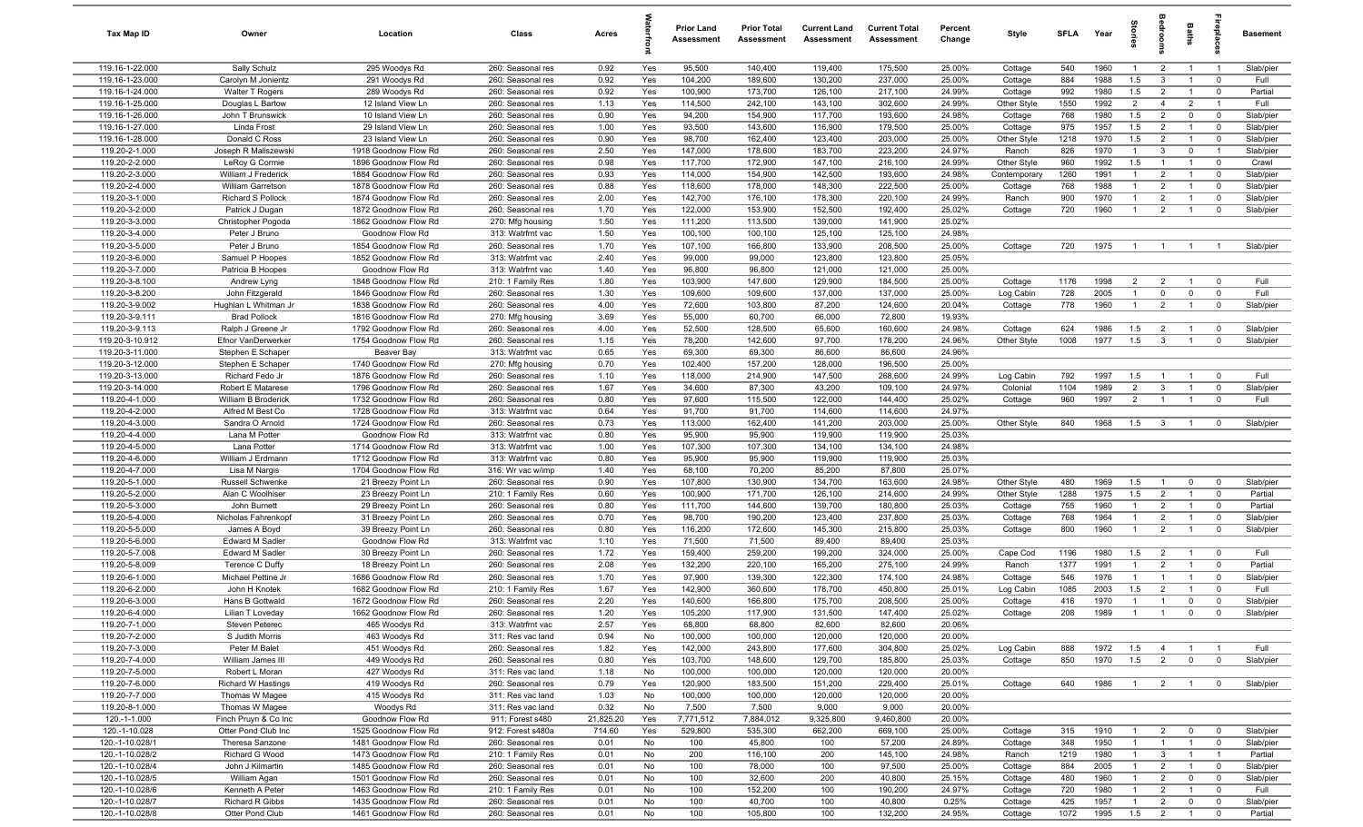| Tax Map ID | Owner | Location | Class | Acres | Waterfront | Prior Land Assessment | Prior Total Assessment | Current Land Assessment | Current Total Assessment | Percent Change | Style | SFLA | Year | Stories | Bedrooms | Baths | Fireplaces | Basement |
|---|---|---|---|---|---|---|---|---|---|---|---|---|---|---|---|---|---|---|
| 119.16-1-22.000 | Sally Schulz | 295 Woodys Rd | 260: Seasonal res | 0.92 | Yes | 95,500 | 140,400 | 119,400 | 175,500 | 25.00% | Cottage | 540 | 1960 | 1 | 2 | 1 | 1 | Slab/pier |
| 119.16-1-23.000 | Carolyn M Jonientz | 291 Woodys Rd | 260: Seasonal res | 0.92 | Yes | 104,200 | 189,600 | 130,200 | 237,000 | 25.00% | Cottage | 884 | 1988 | 1.5 | 3 | 1 | 0 | Full |
| 119.16-1-24.000 | Walter T Rogers | 289 Woodys Rd | 260: Seasonal res | 0.92 | Yes | 100,900 | 173,700 | 126,100 | 217,100 | 24.99% | Cottage | 992 | 1980 | 1.5 | 2 | 1 | 0 | Partial |
| 119.16-1-25.000 | Douglas L Bartow | 12 Island View Ln | 260: Seasonal res | 1.13 | Yes | 114,500 | 242,100 | 143,100 | 302,600 | 24.99% | Other Style | 1550 | 1992 | 2 | 4 | 2 | 1 | Full |
| 119.16-1-26.000 | John T Brunswick | 10 Island View Ln | 260: Seasonal res | 0.90 | Yes | 94,200 | 154,900 | 117,700 | 193,600 | 24.98% | Cottage | 768 | 1980 | 1.5 | 2 | 0 | 0 | Slab/pier |
| 119.16-1-27.000 | Linda Frost | 29 Island View Ln | 260: Seasonal res | 1.00 | Yes | 93,500 | 143,600 | 116,900 | 179,500 | 25.00% | Cottage | 975 | 1957 | 1.5 | 2 | 1 | 0 | Slab/pier |
| 119.16-1-28.000 | Donald C Ross | 23 Island View Ln | 260: Seasonal res | 0.90 | Yes | 98,700 | 162,400 | 123,400 | 203,000 | 25.00% | Other Style | 1218 | 1970 | 1.5 | 2 | 1 | 0 | Slab/pier |
| 119.20-2-1.000 | Joseph R Maliszewski | 1918 Goodnow Flow Rd | 260: Seasonal res | 2.50 | Yes | 147,000 | 178,600 | 183,700 | 223,200 | 24.97% | Ranch | 826 | 1970 | 1 | 3 | 0 | 1 | Slab/pier |
| 119.20-2-2.000 | LeRoy G Cormie | 1896 Goodnow Flow Rd | 260: Seasonal res | 0.98 | Yes | 117,700 | 172,900 | 147,100 | 216,100 | 24.99% | Other Style | 960 | 1992 | 1.5 | 1 | 1 | 0 | Crawl |
| 119.20-2-3.000 | William J Frederick | 1884 Goodnow Flow Rd | 260: Seasonal res | 0.93 | Yes | 114,000 | 154,900 | 142,500 | 193,600 | 24.98% | Contemporary | 1260 | 1991 | 1 | 2 | 1 | 0 | Slab/pier |
| 119.20-2-4.000 | William Garretson | 1878 Goodnow Flow Rd | 260: Seasonal res | 0.88 | Yes | 118,600 | 178,000 | 148,300 | 222,500 | 25.00% | Cottage | 768 | 1988 | 1 | 2 | 1 | 0 | Slab/pier |
| 119.20-3-1.000 | Richard S Pollock | 1874 Goodnow Flow Rd | 260: Seasonal res | 2.00 | Yes | 142,700 | 176,100 | 178,300 | 220,100 | 24.99% | Ranch | 900 | 1970 | 1 | 2 | 1 | 0 | Slab/pier |
| 119.20-3-2.000 | Patrick J Dugan | 1872 Goodnow Flow Rd | 260: Seasonal res | 1.70 | Yes | 122,000 | 153,900 | 152,500 | 192,400 | 25.02% | Cottage | 720 | 1960 | 1 | 2 | 1 | 0 | Slab/pier |
| 119.20-3-3.000 | Christopher Pogoda | 1862 Goodnow Flow Rd | 270: Mfg housing | 1.50 | Yes | 111,200 | 113,500 | 139,000 | 141,900 | 25.02% | | | | | | | | |
| 119.20-3-4.000 | Peter J Bruno | Goodnow Flow Rd | 313: Watrfrnt vac | 1.50 | Yes | 100,100 | 100,100 | 125,100 | 125,100 | 24.98% | | | | | | | | |
| 119.20-3-5.000 | Peter J Bruno | 1854 Goodnow Flow Rd | 260: Seasonal res | 1.70 | Yes | 107,100 | 166,800 | 133,900 | 208,500 | 25.00% | Cottage | 720 | 1975 | 1 | 1 | 1 | 1 | Slab/pier |
| 119.20-3-6.000 | Samuel P Hoopes | 1852 Goodnow Flow Rd | 313: Watrfrnt vac | 2.40 | Yes | 99,000 | 99,000 | 123,800 | 123,800 | 25.05% | | | | | | | | |
| 119.20-3-7.000 | Patricia B Hoopes | Goodnow Flow Rd | 313: Watrfrnt vac | 1.40 | Yes | 96,800 | 96,800 | 121,000 | 121,000 | 25.00% | | | | | | | | |
| 119.20-3-8.100 | Andrew Lyng | 1848 Goodnow Flow Rd | 210: 1 Family Res | 1.80 | Yes | 103,900 | 147,600 | 129,900 | 184,500 | 25.00% | Cottage | 1176 | 1998 | 2 | 2 | 1 | 0 | Full |
| 119.20-3-8.200 | John Fitzgerald | 1846 Goodnow Flow Rd | 260: Seasonal res | 1.30 | Yes | 109,600 | 109,600 | 137,000 | 137,000 | 25.00% | Log Cabin | 728 | 2005 | 1 | 0 | 0 | 0 | Full |
| 119.20-3-9.002 | Hughlan L Whitman Jr | 1838 Goodnow Flow Rd | 260: Seasonal res | 4.00 | Yes | 72,600 | 103,800 | 87,200 | 124,600 | 20.04% | Cottage | 778 | 1960 | 1 | 2 | 1 | 0 | Slab/pier |
| 119.20-3-9.111 | Brad Pollock | 1816 Goodnow Flow Rd | 270: Mfg housing | 3.69 | Yes | 55,000 | 60,700 | 66,000 | 72,800 | 19.93% | | | | | | | | |
| 119.20-3-9.113 | Ralph J Greene Jr | 1792 Goodnow Flow Rd | 260: Seasonal res | 4.00 | Yes | 52,500 | 128,500 | 65,600 | 160,600 | 24.98% | Cottage | 624 | 1986 | 1.5 | 2 | 1 | 0 | Slab/pier |
| 119.20-3-10.912 | Efnor VanDerwerker | 1754 Goodnow Flow Rd | 260: Seasonal res | 1.15 | Yes | 78,200 | 142,600 | 97,700 | 178,200 | 24.96% | Other Style | 1008 | 1977 | 1.5 | 3 | 1 | 0 | Slab/pier |
| 119.20-3-11.000 | Stephen E Schaper | Beaver Bay | 313: Watrfrnt vac | 0.65 | Yes | 69,300 | 69,300 | 86,600 | 86,600 | 24.96% | | | | | | | | |
| 119.20-3-12.000 | Stephen E Schaper | 1740 Goodnow Flow Rd | 270: Mfg housing | 0.70 | Yes | 102,400 | 157,200 | 128,000 | 196,500 | 25.00% | | | | | | | | |
| 119.20-3-13.000 | Richard Fedo Jr | 1876 Goodnow Flow Rd | 260: Seasonal res | 1.10 | Yes | 118,000 | 214,900 | 147,500 | 268,600 | 24.99% | Log Cabin | 792 | 1997 | 1.5 | 1 | 1 | 0 | Full |
| 119.20-3-14.000 | Robert E Matarese | 1796 Goodnow Flow Rd | 260: Seasonal res | 1.67 | Yes | 34,600 | 87,300 | 43,200 | 109,100 | 24.97% | Colonial | 1104 | 1989 | 2 | 3 | 1 | 0 | Slab/pier |
| 119.20-4-1.000 | William B Broderick | 1732 Goodnow Flow Rd | 260: Seasonal res | 0.80 | Yes | 97,600 | 115,500 | 122,000 | 144,400 | 25.02% | Cottage | 960 | 1997 | 2 | 1 | 1 | 0 | Full |
| 119.20-4-2.000 | Alfred M Best Co | 1728 Goodnow Flow Rd | 313: Watrfrnt vac | 0.64 | Yes | 91,700 | 91,700 | 114,600 | 114,600 | 24.97% | | | | | | | | |
| 119.20-4-3.000 | Sandra O Arnold | 1724 Goodnow Flow Rd | 260: Seasonal res | 0.73 | Yes | 113,000 | 162,400 | 141,200 | 203,000 | 25.00% | Other Style | 840 | 1968 | 1.5 | 3 | 1 | 0 | Slab/pier |
| 119.20-4-4.000 | Lana M Potter | Goodnow Flow Rd | 313: Watrfrnt vac | 0.80 | Yes | 95,900 | 95,900 | 119,900 | 119,900 | 25.03% | | | | | | | | |
| 119.20-4-5.000 | Lana Potter | 1714 Goodnow Flow Rd | 313: Watrfrnt vac | 1.00 | Yes | 107,300 | 107,300 | 134,100 | 134,100 | 24.98% | | | | | | | | |
| 119.20-4-6.000 | William J Erdmann | 1712 Goodnow Flow Rd | 313: Watrfrnt vac | 0.80 | Yes | 95,900 | 95,900 | 119,900 | 119,900 | 25.03% | | | | | | | | |
| 119.20-4-7.000 | Lisa M Nargis | 1704 Goodnow Flow Rd | 316: Wr vac w/imp | 1.40 | Yes | 68,100 | 70,200 | 85,200 | 87,800 | 25.07% | | | | | | | | |
| 119.20-5-1.000 | Russell Schwenke | 21 Breezy Point Ln | 260: Seasonal res | 0.90 | Yes | 107,800 | 130,900 | 134,700 | 163,600 | 24.98% | Other Style | 480 | 1969 | 1.5 | 1 | 0 | 0 | Slab/pier |
| 119.20-5-2.000 | Alan C Woolhiser | 23 Breezy Point Ln | 210: 1 Family Res | 0.60 | Yes | 100,900 | 171,700 | 126,100 | 214,600 | 24.99% | Other Style | 1288 | 1975 | 1.5 | 2 | 1 | 0 | Partial |
| 119.20-5-3.000 | John Burnett | 29 Breezy Point Ln | 260: Seasonal res | 0.80 | Yes | 111,700 | 144,600 | 139,700 | 180,800 | 25.03% | Cottage | 755 | 1960 | 1 | 2 | 1 | 0 | Partial |
| 119.20-5-4.000 | Nicholas Fahrenkopf | 31 Breezy Point Ln | 260: Seasonal res | 0.70 | Yes | 98,700 | 190,200 | 123,400 | 237,800 | 25.03% | Cottage | 768 | 1964 | 1 | 2 | 1 | 0 | Slab/pier |
| 119.20-5-5.000 | James A Boyd | 39 Breezy Point Ln | 260: Seasonal res | 0.80 | Yes | 116,200 | 172,600 | 145,300 | 215,800 | 25.03% | Cottage | 800 | 1960 | 1 | 2 | 1 | 0 | Slab/pier |
| 119.20-5-6.000 | Edward M Sadler | Goodnow Flow Rd | 313: Watrfrnt vac | 1.10 | Yes | 71,500 | 71,500 | 89,400 | 89,400 | 25.03% | | | | | | | | |
| 119.20-5-7.008 | Edward M Sadler | 30 Breezy Point Ln | 260: Seasonal res | 1.72 | Yes | 159,400 | 259,200 | 199,200 | 324,000 | 25.00% | Cape Cod | 1196 | 1980 | 1.5 | 2 | 1 | 0 | Full |
| 119.20-5-8.009 | Terence C Duffy | 18 Breezy Point Ln | 260: Seasonal res | 2.08 | Yes | 132,200 | 220,100 | 165,200 | 275,100 | 24.99% | Ranch | 1377 | 1991 | 1 | 2 | 1 | 0 | Partial |
| 119.20-6-1.000 | Michael Pettine Jr | 1686 Goodnow Flow Rd | 260: Seasonal res | 1.70 | Yes | 97,900 | 139,300 | 122,300 | 174,100 | 24.98% | Cottage | 546 | 1976 | 1 | 1 | 1 | 0 | Slab/pier |
| 119.20-6-2.000 | John H Knotek | 1682 Goodnow Flow Rd | 210: 1 Family Res | 1.67 | Yes | 142,900 | 360,600 | 178,700 | 450,800 | 25.01% | Log Cabin | 1085 | 2003 | 1.5 | 2 | 1 | 0 | Full |
| 119.20-6-3.000 | Hans B Gottwald | 1672 Goodnow Flow Rd | 260: Seasonal res | 2.20 | Yes | 140,600 | 166,800 | 175,700 | 208,500 | 25.00% | Cottage | 416 | 1970 | 1 | 1 | 0 | 0 | Slab/pier |
| 119.20-6-4.000 | Lilian T Loveday | 1662 Goodnow Flow Rd | 260: Seasonal res | 1.20 | Yes | 105,200 | 117,900 | 131,500 | 147,400 | 25.02% | Cottage | 208 | 1989 | 1 | 1 | 0 | 0 | Slab/pier |
| 119.20-7-1.000 | Steven Peterec | 465 Woodys Rd | 313: Watrfrnt vac | 2.57 | Yes | 68,800 | 68,800 | 82,600 | 82,600 | 20.06% | | | | | | | | |
| 119.20-7-2.000 | S Judith Morris | 463 Woodys Rd | 311: Res vac land | 0.94 | No | 100,000 | 100,000 | 120,000 | 120,000 | 20.00% | | | | | | | | |
| 119.20-7-3.000 | Peter M Balet | 451 Woodys Rd | 260: Seasonal res | 1.82 | Yes | 142,000 | 243,800 | 177,600 | 304,800 | 25.02% | Log Cabin | 888 | 1972 | 1.5 | 4 | 1 | 1 | Full |
| 119.20-7-4.000 | William James III | 449 Woodys Rd | 260: Seasonal res | 0.80 | Yes | 103,700 | 148,600 | 129,700 | 185,800 | 25.03% | Cottage | 850 | 1970 | 1.5 | 2 | 0 | 0 | Slab/pier |
| 119.20-7-5.000 | Robert L Moran | 427 Woodys Rd | 311: Res vac land | 1.18 | No | 100,000 | 100,000 | 120,000 | 120,000 | 20.00% | | | | | | | | |
| 119.20-7-6.000 | Richard W Hastings | 419 Woodys Rd | 260: Seasonal res | 0.79 | Yes | 120,900 | 183,500 | 151,200 | 229,400 | 25.01% | Cottage | 640 | 1986 | 1 | 2 | 1 | 0 | Slab/pier |
| 119.20-7-7.000 | Thomas W Magee | 415 Woodys Rd | 311: Res vac land | 1.03 | No | 100,000 | 100,000 | 120,000 | 120,000 | 20.00% | | | | | | | | |
| 119.20-8-1.000 | Thomas W Magee | Woodys Rd | 311: Res vac land | 0.32 | No | 7,500 | 7,500 | 9,000 | 9,000 | 20.00% | | | | | | | | |
| 120.-1-1.000 | Finch Pruyn & Co Inc | Goodnow Flow Rd | 911: Forest s480 | 21,825.20 | Yes | 7,771,512 | 7,884,012 | 9,325,800 | 9,460,800 | 20.00% | | | | | | | | |
| 120.-1-10.028 | Otter Pond Club Inc | 1525 Goodnow Flow Rd | 912: Forest s480a | 714.60 | Yes | 529,800 | 535,300 | 662,200 | 669,100 | 25.00% | Cottage | 315 | 1910 | 1 | 2 | 0 | 0 | Slab/pier |
| 120.-1-10.028/1 | Theresa Sanzone | 1481 Goodnow Flow Rd | 260: Seasonal res | 0.01 | No | 100 | 45,800 | 100 | 57,200 | 24.89% | Cottage | 348 | 1950 | 1 | 1 | 1 | 0 | Slab/pier |
| 120.-1-10.028/2 | Richard G Wood | 1473 Goodnow Flow Rd | 210: 1 Family Res | 0.01 | No | 200 | 116,100 | 200 | 145,100 | 24.98% | Ranch | 1219 | 1980 | 1 | 3 | 1 | 1 | Partial |
| 120.-1-10.028/4 | John J Kilmartin | 1485 Goodnow Flow Rd | 260: Seasonal res | 0.01 | No | 100 | 78,000 | 100 | 97,500 | 25.00% | Cottage | 884 | 2005 | 1 | 2 | 1 | 0 | Slab/pier |
| 120.-1-10.028/5 | William Agan | 1501 Goodnow Flow Rd | 260: Seasonal res | 0.01 | No | 100 | 32,600 | 200 | 40,800 | 25.15% | Cottage | 480 | 1960 | 1 | 2 | 0 | 0 | Slab/pier |
| 120.-1-10.028/6 | Kenneth A Peter | 1463 Goodnow Flow Rd | 210: 1 Family Res | 0.01 | No | 100 | 152,200 | 100 | 190,200 | 24.97% | Cottage | 720 | 1980 | 1 | 2 | 1 | 0 | Full |
| 120.-1-10.028/7 | Richard R Gibbs | 1435 Goodnow Flow Rd | 260: Seasonal res | 0.01 | No | 100 | 40,700 | 100 | 40,800 | 0.25% | Cottage | 425 | 1957 | 1 | 2 | 0 | 0 | Slab/pier |
| 120.-1-10.028/8 | Otter Pond Club | 1461 Goodnow Flow Rd | 260: Seasonal res | 0.01 | No | 100 | 105,800 | 100 | 132,200 | 24.95% | Cottage | 1072 | 1995 | 1.5 | 2 | 1 | 0 | Partial |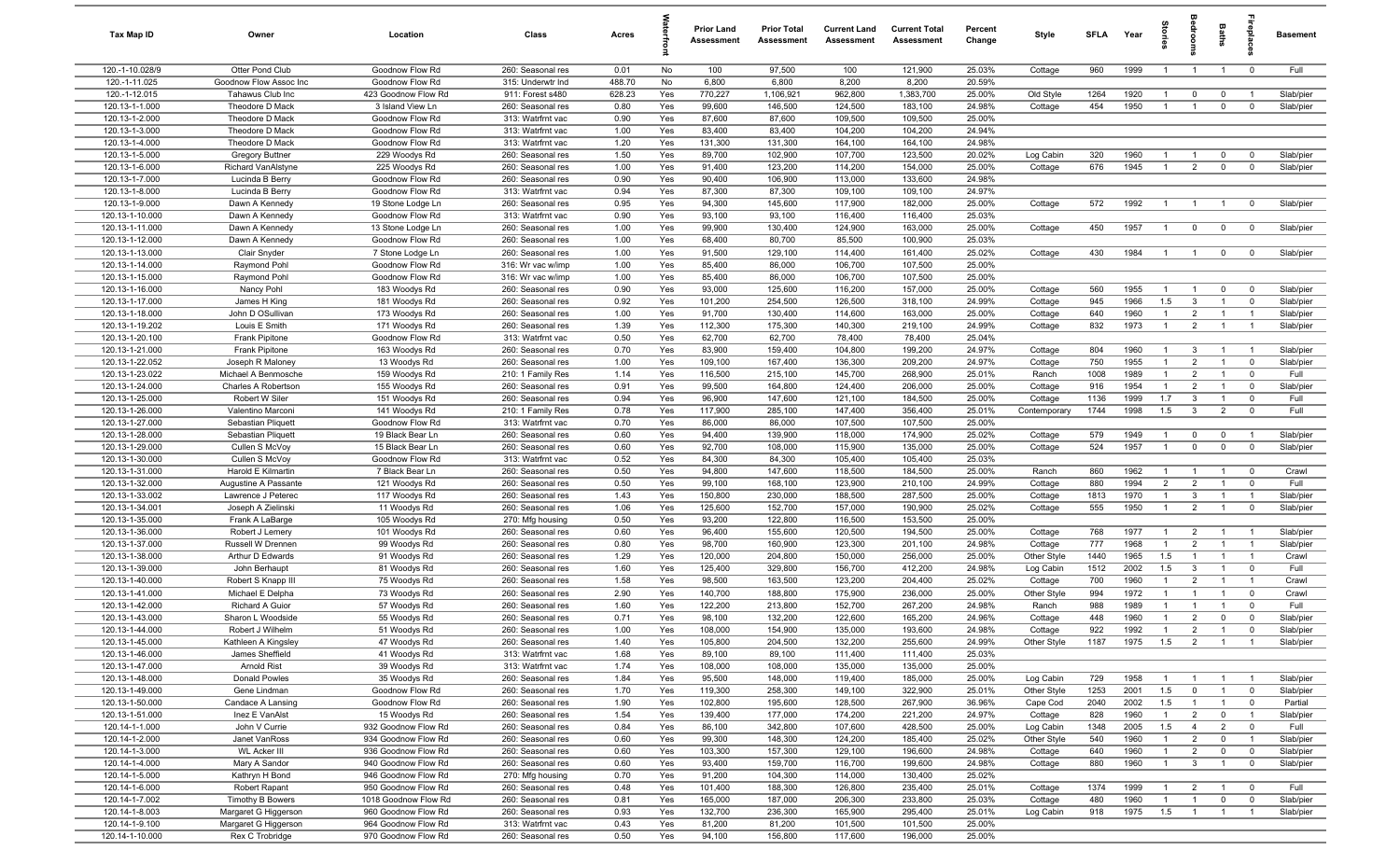| Tax Map ID | Owner | Location | Class | Acres | Waterfront | Prior Land Assessment | Prior Total Assessment | Current Land Assessment | Current Total Assessment | Percent Change | Style | SFLA | Year | Stories | Bedrooms | Baths | Fireplaces | Basement |
|---|---|---|---|---|---|---|---|---|---|---|---|---|---|---|---|---|---|---|
| 120.-1-10.028/9 | Otter Pond Club | Goodnow Flow Rd | 260: Seasonal res | 0.01 | No | 100 | 97,500 | 100 | 121,900 | 25.03% | Cottage | 960 | 1999 | 1 | 1 | 1 | 0 | Full |
| 120.-1-11.025 | Goodnow Flow Assoc Inc | Goodnow Flow Rd | 315: Underwtr Ind | 488.70 | No | 6,800 | 6,800 | 8,200 | 8,200 | 20.59% | | | | | | | | |
| 120.-1-12.015 | Tahawus Club Inc | 423 Goodnow Flow Rd | 911: Forest s480 | 628.23 | Yes | 770,227 | 1,106,921 | 962,800 | 1,383,700 | 25.00% | Old Style | 1264 | 1920 | 1 | 0 | 0 | 1 | Slab/pier |
| 120.13-1-1.000 | Theodore D Mack | 3 Island View Ln | 260: Seasonal res | 0.80 | Yes | 99,600 | 146,500 | 124,500 | 183,100 | 24.98% | Cottage | 454 | 1950 | 1 | 1 | 0 | 0 | Slab/pier |
| 120.13-1-2.000 | Theodore D Mack | Goodnow Flow Rd | 313: Watrfrnt vac | 0.90 | Yes | 87,600 | 87,600 | 109,500 | 109,500 | 25.00% | | | | | | | | |
| 120.13-1-3.000 | Theodore D Mack | Goodnow Flow Rd | 313: Watrfrnt vac | 1.00 | Yes | 83,400 | 83,400 | 104,200 | 104,200 | 24.94% | | | | | | | | |
| 120.13-1-4.000 | Theodore D Mack | Goodnow Flow Rd | 313: Watrfrnt vac | 1.20 | Yes | 131,300 | 131,300 | 164,100 | 164,100 | 24.98% | | | | | | | | |
| 120.13-1-5.000 | Gregory Buttner | 229 Woodys Rd | 260: Seasonal res | 1.50 | Yes | 89,700 | 102,900 | 107,700 | 123,500 | 20.02% | Log Cabin | 320 | 1960 | 1 | 1 | 0 | 0 | Slab/pier |
| 120.13-1-6.000 | Richard VanAlstyne | 225 Woodys Rd | 260: Seasonal res | 1.00 | Yes | 91,400 | 123,200 | 114,200 | 154,000 | 25.00% | Cottage | 676 | 1945 | 1 | 2 | 0 | 0 | Slab/pier |
| 120.13-1-7.000 | Lucinda B Berry | Goodnow Flow Rd | 260: Seasonal res | 0.90 | Yes | 90,400 | 106,900 | 113,000 | 133,600 | 24.98% | | | | | | | | |
| 120.13-1-8.000 | Lucinda B Berry | Goodnow Flow Rd | 313: Watrfrnt vac | 0.94 | Yes | 87,300 | 87,300 | 109,100 | 109,100 | 24.97% | | | | | | | | |
| 120.13-1-9.000 | Dawn A Kennedy | 19 Stone Lodge Ln | 260: Seasonal res | 0.95 | Yes | 94,300 | 145,600 | 117,900 | 182,000 | 25.00% | Cottage | 572 | 1992 | 1 | 1 | 1 | 0 | Slab/pier |
| 120.13-1-10.000 | Dawn A Kennedy | Goodnow Flow Rd | 313: Watrfrnt vac | 0.90 | Yes | 93,100 | 93,100 | 116,400 | 116,400 | 25.03% | | | | | | | | |
| 120.13-1-11.000 | Dawn A Kennedy | 13 Stone Lodge Ln | 260: Seasonal res | 1.00 | Yes | 99,900 | 130,400 | 124,900 | 163,000 | 25.00% | Cottage | 450 | 1957 | 1 | 0 | 0 | 0 | Slab/pier |
| 120.13-1-12.000 | Dawn A Kennedy | Goodnow Flow Rd | 260: Seasonal res | 1.00 | Yes | 68,400 | 80,700 | 85,500 | 100,900 | 25.03% | | | | | | | | |
| 120.13-1-13.000 | Clair Snyder | 7 Stone Lodge Ln | 260: Seasonal res | 1.00 | Yes | 91,500 | 129,100 | 114,400 | 161,400 | 25.02% | Cottage | 430 | 1984 | 1 | 1 | 0 | 0 | Slab/pier |
| 120.13-1-14.000 | Raymond Pohl | Goodnow Flow Rd | 316: Wr vac w/imp | 1.00 | Yes | 85,400 | 86,000 | 106,700 | 107,500 | 25.00% | | | | | | | | |
| 120.13-1-15.000 | Raymond Pohl | Goodnow Flow Rd | 316: Wr vac w/imp | 1.00 | Yes | 85,400 | 86,000 | 106,700 | 107,500 | 25.00% | | | | | | | | |
| 120.13-1-16.000 | Nancy Pohl | 183 Woodys Rd | 260: Seasonal res | 0.90 | Yes | 93,000 | 125,600 | 116,200 | 157,000 | 25.00% | Cottage | 560 | 1955 | 1 | 1 | 0 | 0 | Slab/pier |
| 120.13-1-17.000 | James H King | 181 Woodys Rd | 260: Seasonal res | 0.92 | Yes | 101,200 | 254,500 | 126,500 | 318,100 | 24.99% | Cottage | 945 | 1966 | 1.5 | 3 | 1 | 0 | Slab/pier |
| 120.13-1-18.000 | John D OSullivan | 173 Woodys Rd | 260: Seasonal res | 1.00 | Yes | 91,700 | 130,400 | 114,600 | 163,000 | 25.00% | Cottage | 640 | 1960 | 1 | 2 | 1 | 1 | Slab/pier |
| 120.13-1-19.202 | Louis E Smith | 171 Woodys Rd | 260: Seasonal res | 1.39 | Yes | 112,300 | 175,300 | 140,300 | 219,100 | 24.99% | Cottage | 832 | 1973 | 1 | 2 | 1 | 1 | Slab/pier |
| 120.13-1-20.100 | Frank Pipitone | Goodnow Flow Rd | 313: Watrfrnt vac | 0.50 | Yes | 62,700 | 62,700 | 78,400 | 78,400 | 25.04% | | | | | | | | |
| 120.13-1-21.000 | Frank Pipitone | 163 Woodys Rd | 260: Seasonal res | 0.70 | Yes | 83,900 | 159,400 | 104,800 | 199,200 | 24.97% | Cottage | 804 | 1960 | 1 | 3 | 1 | 1 | Slab/pier |
| 120.13-1-22.052 | Joseph R Maloney | 13 Woodys Rd | 260: Seasonal res | 1.00 | Yes | 109,100 | 167,400 | 136,300 | 209,200 | 24.97% | Cottage | 750 | 1955 | 1 | 2 | 1 | 0 | Slab/pier |
| 120.13-1-23.022 | Michael A Benmosche | 159 Woodys Rd | 210: 1 Family Res | 1.14 | Yes | 116,500 | 215,100 | 145,700 | 268,900 | 25.01% | Ranch | 1008 | 1989 | 1 | 2 | 1 | 0 | Full |
| 120.13-1-24.000 | Charles A Robertson | 155 Woodys Rd | 260: Seasonal res | 0.91 | Yes | 99,500 | 164,800 | 124,400 | 206,000 | 25.00% | Cottage | 916 | 1954 | 1 | 2 | 1 | 0 | Slab/pier |
| 120.13-1-25.000 | Robert W Siler | 151 Woodys Rd | 260: Seasonal res | 0.94 | Yes | 96,900 | 147,600 | 121,100 | 184,500 | 25.00% | Cottage | 1136 | 1999 | 1.7 | 3 | 1 | 0 | Full |
| 120.13-1-26.000 | Valentino Marconi | 141 Woodys Rd | 210: 1 Family Res | 0.78 | Yes | 117,900 | 285,100 | 147,400 | 356,400 | 25.01% | Contemporary | 1744 | 1998 | 1.5 | 3 | 2 | 0 | Full |
| 120.13-1-27.000 | Sebastian Pliquett | Goodnow Flow Rd | 313: Watrfrnt vac | 0.70 | Yes | 86,000 | 86,000 | 107,500 | 107,500 | 25.00% | | | | | | | | |
| 120.13-1-28.000 | Sebastian Pliquett | 19 Black Bear Ln | 260: Seasonal res | 0.60 | Yes | 94,400 | 139,900 | 118,000 | 174,900 | 25.02% | Cottage | 579 | 1949 | 1 | 0 | 0 | 1 | Slab/pier |
| 120.13-1-29.000 | Cullen S McVoy | 15 Black Bear Ln | 260: Seasonal res | 0.60 | Yes | 92,700 | 108,000 | 115,900 | 135,000 | 25.00% | Cottage | 524 | 1957 | 1 | 0 | 0 | 0 | Slab/pier |
| 120.13-1-30.000 | Cullen S McVoy | Goodnow Flow Rd | 313: Watrfrnt vac | 0.52 | Yes | 84,300 | 84,300 | 105,400 | 105,400 | 25.03% | | | | | | | | |
| 120.13-1-31.000 | Harold E Kilmartin | 7 Black Bear Ln | 260: Seasonal res | 0.50 | Yes | 94,800 | 147,600 | 118,500 | 184,500 | 25.00% | Ranch | 860 | 1962 | 1 | 1 | 1 | 0 | Crawl |
| 120.13-1-32.000 | Augustine A Passante | 121 Woodys Rd | 260: Seasonal res | 0.50 | Yes | 99,100 | 168,100 | 123,900 | 210,100 | 24.99% | Cottage | 880 | 1994 | 2 | 2 | 1 | 0 | Full |
| 120.13-1-33.002 | Lawrence J Peterec | 117 Woodys Rd | 260: Seasonal res | 1.43 | Yes | 150,800 | 230,000 | 188,500 | 287,500 | 25.00% | Cottage | 1813 | 1970 | 1 | 3 | 1 | 1 | Slab/pier |
| 120.13-1-34.001 | Joseph A Zielinski | 11 Woodys Rd | 260: Seasonal res | 1.06 | Yes | 125,600 | 152,700 | 157,000 | 190,900 | 25.02% | Cottage | 555 | 1950 | 1 | 2 | 1 | 0 | Slab/pier |
| 120.13-1-35.000 | Frank A LaBarge | 105 Woodys Rd | 270: Mfg housing | 0.50 | Yes | 93,200 | 122,800 | 116,500 | 153,500 | 25.00% | | | | | | | | |
| 120.13-1-36.000 | Robert J Lemery | 101 Woodys Rd | 260: Seasonal res | 0.60 | Yes | 96,400 | 155,600 | 120,500 | 194,500 | 25.00% | Cottage | 768 | 1977 | 1 | 2 | 1 | 1 | Slab/pier |
| 120.13-1-37.000 | Russell W Drennen | 99 Woodys Rd | 260: Seasonal res | 0.80 | Yes | 98,700 | 160,900 | 123,300 | 201,100 | 24.98% | Cottage | 777 | 1968 | 1 | 2 | 1 | 1 | Slab/pier |
| 120.13-1-38.000 | Arthur D Edwards | 91 Woodys Rd | 260: Seasonal res | 1.29 | Yes | 120,000 | 204,800 | 150,000 | 256,000 | 25.00% | Other Style | 1440 | 1965 | 1.5 | 1 | 1 | 1 | Crawl |
| 120.13-1-39.000 | John Berhaupt | 81 Woodys Rd | 260: Seasonal res | 1.60 | Yes | 125,400 | 329,800 | 156,700 | 412,200 | 24.98% | Log Cabin | 1512 | 2002 | 1.5 | 3 | 1 | 0 | Full |
| 120.13-1-40.000 | Robert S Knapp III | 75 Woodys Rd | 260: Seasonal res | 1.58 | Yes | 98,500 | 163,500 | 123,200 | 204,400 | 25.02% | Cottage | 700 | 1960 | 1 | 2 | 1 | 1 | Crawl |
| 120.13-1-41.000 | Michael E Delpha | 73 Woodys Rd | 260: Seasonal res | 2.90 | Yes | 140,700 | 188,800 | 175,900 | 236,000 | 25.00% | Other Style | 994 | 1972 | 1 | 1 | 1 | 0 | Crawl |
| 120.13-1-42.000 | Richard A Guior | 57 Woodys Rd | 260: Seasonal res | 1.60 | Yes | 122,200 | 213,800 | 152,700 | 267,200 | 24.98% | Ranch | 988 | 1989 | 1 | 1 | 1 | 0 | Full |
| 120.13-1-43.000 | Sharon L Woodside | 55 Woodys Rd | 260: Seasonal res | 0.71 | Yes | 98,100 | 132,200 | 122,600 | 165,200 | 24.96% | Cottage | 448 | 1960 | 1 | 2 | 0 | 0 | Slab/pier |
| 120.13-1-44.000 | Robert J Wilhelm | 51 Woodys Rd | 260: Seasonal res | 1.00 | Yes | 108,000 | 154,900 | 135,000 | 193,600 | 24.98% | Cottage | 922 | 1992 | 1 | 2 | 1 | 0 | Slab/pier |
| 120.13-1-45.000 | Kathleen A Kingsley | 47 Woodys Rd | 260: Seasonal res | 1.40 | Yes | 105,800 | 204,500 | 132,200 | 255,600 | 24.99% | Other Style | 1187 | 1975 | 1.5 | 2 | 1 | 1 | Slab/pier |
| 120.13-1-46.000 | James Sheffield | 41 Woodys Rd | 313: Watrfrnt vac | 1.68 | Yes | 89,100 | 89,100 | 111,400 | 111,400 | 25.03% | | | | | | | | |
| 120.13-1-47.000 | Arnold Rist | 39 Woodys Rd | 313: Watrfrnt vac | 1.74 | Yes | 108,000 | 108,000 | 135,000 | 135,000 | 25.00% | | | | | | | | |
| 120.13-1-48.000 | Donald Powles | 35 Woodys Rd | 260: Seasonal res | 1.84 | Yes | 95,500 | 148,000 | 119,400 | 185,000 | 25.00% | Log Cabin | 729 | 1958 | 1 | 1 | 1 | 1 | Slab/pier |
| 120.13-1-49.000 | Gene Lindman | Goodnow Flow Rd | 260: Seasonal res | 1.70 | Yes | 119,300 | 258,300 | 149,100 | 322,900 | 25.01% | Other Style | 1253 | 2001 | 1.5 | 0 | 1 | 0 | Slab/pier |
| 120.13-1-50.000 | Candace A Lansing | Goodnow Flow Rd | 260: Seasonal res | 1.90 | Yes | 102,800 | 195,600 | 128,500 | 267,900 | 36.96% | Cape Cod | 2040 | 2002 | 1.5 | 1 | 1 | 0 | Partial |
| 120.13-1-51.000 | Inez E VanAlst | 15 Woodys Rd | 260: Seasonal res | 1.54 | Yes | 139,400 | 177,000 | 174,200 | 221,200 | 24.97% | Cottage | 828 | 1960 | 1 | 2 | 0 | 1 | Slab/pier |
| 120.14-1-1.000 | John V Currie | 932 Goodnow Flow Rd | 260: Seasonal res | 0.84 | Yes | 86,100 | 342,800 | 107,600 | 428,500 | 25.00% | Log Cabin | 1348 | 2005 | 1.5 | 4 | 2 | 0 | Full |
| 120.14-1-2.000 | Janet VanRoss | 934 Goodnow Flow Rd | 260: Seasonal res | 0.60 | Yes | 99,300 | 148,300 | 124,200 | 185,400 | 25.02% | Other Style | 540 | 1960 | 1 | 2 | 0 | 1 | Slab/pier |
| 120.14-1-3.000 | WL Acker III | 936 Goodnow Flow Rd | 260: Seasonal res | 0.60 | Yes | 103,300 | 157,300 | 129,100 | 196,600 | 24.98% | Cottage | 640 | 1960 | 1 | 2 | 0 | 0 | Slab/pier |
| 120.14-1-4.000 | Mary A Sandor | 940 Goodnow Flow Rd | 260: Seasonal res | 0.60 | Yes | 93,400 | 159,700 | 116,700 | 199,600 | 24.98% | Cottage | 880 | 1960 | 1 | 3 | 1 | 0 | Slab/pier |
| 120.14-1-5.000 | Kathryn H Bond | 946 Goodnow Flow Rd | 270: Mfg housing | 0.70 | Yes | 91,200 | 104,300 | 114,000 | 130,400 | 25.02% | | | | | | | | |
| 120.14-1-6.000 | Robert Rapant | 950 Goodnow Flow Rd | 260: Seasonal res | 0.48 | Yes | 101,400 | 188,300 | 126,800 | 235,400 | 25.01% | Cottage | 1374 | 1999 | 1 | 2 | 1 | 0 | Full |
| 120.14-1-7.002 | Timothy B Bowers | 1018 Goodnow Flow Rd | 260: Seasonal res | 0.81 | Yes | 165,000 | 187,000 | 206,300 | 233,800 | 25.03% | Cottage | 480 | 1960 | 1 | 1 | 0 | 0 | Slab/pier |
| 120.14-1-8.003 | Margaret G Higgerson | 960 Goodnow Flow Rd | 260: Seasonal res | 0.93 | Yes | 132,700 | 236,300 | 165,900 | 295,400 | 25.01% | Log Cabin | 918 | 1975 | 1.5 | 1 | 1 | 1 | Slab/pier |
| 120.14-1-9.100 | Margaret G Higgerson | 964 Goodnow Flow Rd | 313: Watrfrnt vac | 0.43 | Yes | 81,200 | 81,200 | 101,500 | 101,500 | 25.00% | | | | | | | | |
| 120.14-1-10.000 | Rex C Trobridge | 970 Goodnow Flow Rd | 260: Seasonal res | 0.50 | Yes | 94,100 | 156,800 | 117,600 | 196,000 | 25.00% | | | | | | | | |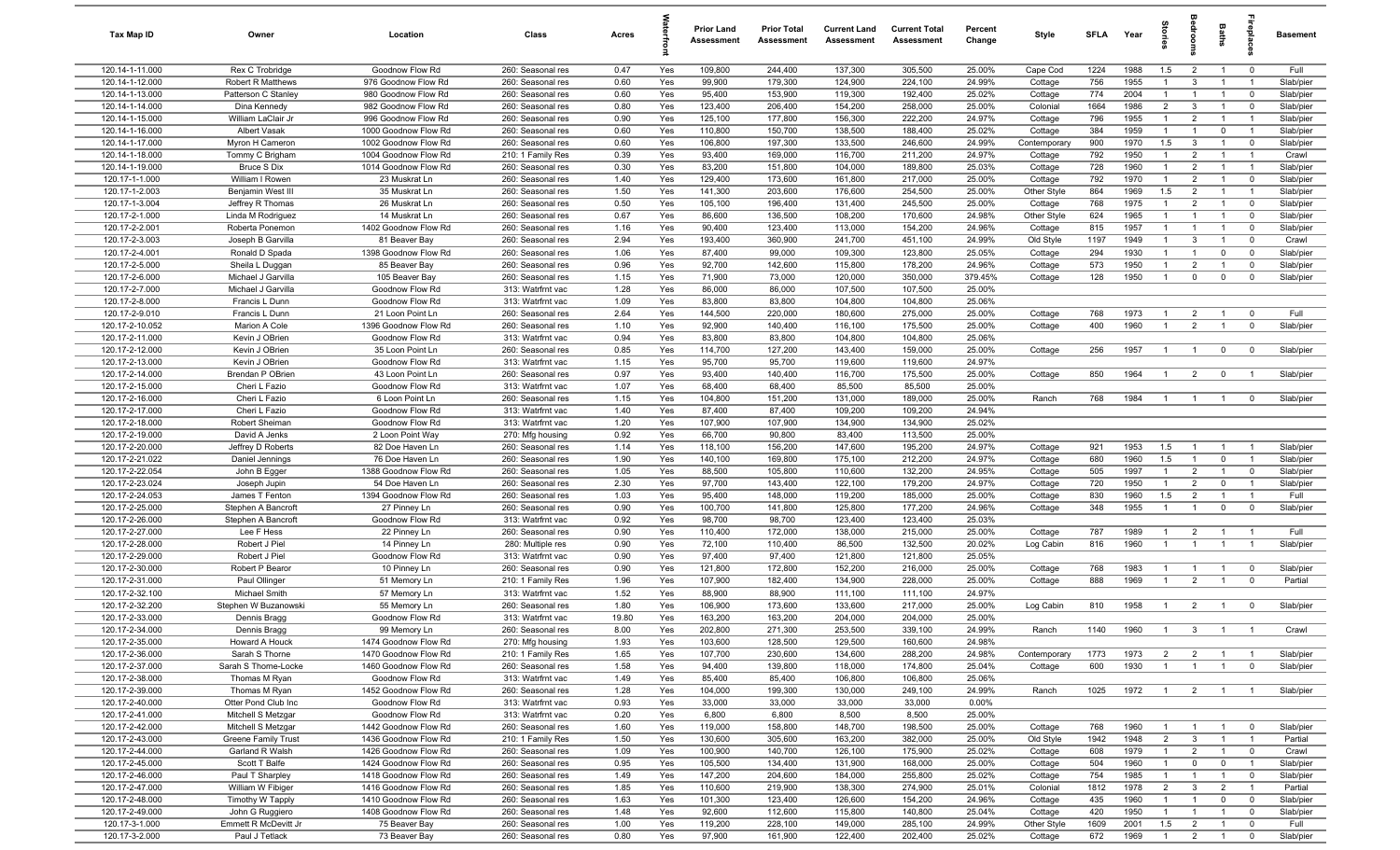| Tax Map ID | Owner | Location | Class | Acres | Waterfront | Prior Land Assessment | Prior Total Assessment | Current Land Assessment | Current Total Assessment | Percent Change | Style | SFLA | Year | Stories | Bedrooms | Baths | Fireplaces | Basement |
|---|---|---|---|---|---|---|---|---|---|---|---|---|---|---|---|---|---|---|
| 120.14-1-11.000 | Rex C Trobridge | Goodnow Flow Rd | 260: Seasonal res | 0.47 | Yes | 109,800 | 244,400 | 137,300 | 305,500 | 25.00% | Cape Cod | 1224 | 1988 | 1.5 | 2 | 1 | 0 | Full |
| 120.14-1-12.000 | Robert R Matthews | 976 Goodnow Flow Rd | 260: Seasonal res | 0.60 | Yes | 99,900 | 179,300 | 124,900 | 224,100 | 24.99% | Cottage | 756 | 1955 | 1 | 3 | 1 | 1 | Slab/pier |
| 120.14-1-13.000 | Patterson C Stanley | 980 Goodnow Flow Rd | 260: Seasonal res | 0.60 | Yes | 95,400 | 153,900 | 119,300 | 192,400 | 25.02% | Cottage | 774 | 2004 | 1 | 1 | 1 | 0 | Slab/pier |
| 120.14-1-14.000 | Dina Kennedy | 982 Goodnow Flow Rd | 260: Seasonal res | 0.80 | Yes | 123,400 | 206,400 | 154,200 | 258,000 | 25.00% | Colonial | 1664 | 1986 | 2 | 3 | 1 | 0 | Slab/pier |
| 120.14-1-15.000 | William LaClair Jr | 996 Goodnow Flow Rd | 260: Seasonal res | 0.90 | Yes | 125,100 | 177,800 | 156,300 | 222,200 | 24.97% | Cottage | 796 | 1955 | 1 | 2 | 1 | 1 | Slab/pier |
| 120.14-1-16.000 | Albert Vasak | 1000 Goodnow Flow Rd | 260: Seasonal res | 0.60 | Yes | 110,800 | 150,700 | 138,500 | 188,400 | 25.02% | Cottage | 384 | 1959 | 1 | 1 | 0 | 1 | Slab/pier |
| 120.14-1-17.000 | Myron H Cameron | 1002 Goodnow Flow Rd | 260: Seasonal res | 0.60 | Yes | 106,800 | 197,300 | 133,500 | 246,600 | 24.99% | Contemporary | 900 | 1970 | 1.5 | 3 | 1 | 0 | Slab/pier |
| 120.14-1-18.000 | Tommy C Brigham | 1004 Goodnow Flow Rd | 210: 1 Family Res | 0.39 | Yes | 93,400 | 169,000 | 116,700 | 211,200 | 24.97% | Cottage | 792 | 1950 | 1 | 2 | 1 | 1 | Crawl |
| 120.14-1-19.000 | Bruce S Dix | 1014 Goodnow Flow Rd | 260: Seasonal res | 0.30 | Yes | 83,200 | 151,800 | 104,000 | 189,800 | 25.03% | Cottage | 728 | 1960 | 1 | 2 | 1 | 1 | Slab/pier |
| 120.17-1-1.000 | William I Rowen | 23 Muskrat Ln | 260: Seasonal res | 1.40 | Yes | 129,400 | 173,600 | 161,800 | 217,000 | 25.00% | Cottage | 792 | 1970 | 1 | 2 | 1 | 0 | Slab/pier |
| 120.17-1-2.003 | Benjamin West III | 35 Muskrat Ln | 260: Seasonal res | 1.50 | Yes | 141,300 | 203,600 | 176,600 | 254,500 | 25.00% | Other Style | 864 | 1969 | 1.5 | 2 | 1 | 1 | Slab/pier |
| 120.17-1-3.004 | Jeffrey R Thomas | 26 Muskrat Ln | 260: Seasonal res | 0.50 | Yes | 105,100 | 196,400 | 131,400 | 245,500 | 25.00% | Cottage | 768 | 1975 | 1 | 2 | 1 | 0 | Slab/pier |
| 120.17-2-1.000 | Linda M Rodriguez | 14 Muskrat Ln | 260: Seasonal res | 0.67 | Yes | 86,600 | 136,500 | 108,200 | 170,600 | 24.98% | Other Style | 624 | 1965 | 1 | 1 | 1 | 0 | Slab/pier |
| 120.17-2-2.001 | Roberta Ponemon | 1402 Goodnow Flow Rd | 260: Seasonal res | 1.16 | Yes | 90,400 | 123,400 | 113,000 | 154,200 | 24.96% | Cottage | 815 | 1957 | 1 | 1 | 1 | 0 | Slab/pier |
| 120.17-2-3.003 | Joseph B Garvilla | 81 Beaver Bay | 260: Seasonal res | 2.94 | Yes | 193,400 | 360,900 | 241,700 | 451,100 | 24.99% | Old Style | 1197 | 1949 | 1 | 3 | 1 | 0 | Crawl |
| 120.17-2-4.001 | Ronald D Spada | 1398 Goodnow Flow Rd | 260: Seasonal res | 1.06 | Yes | 87,400 | 99,000 | 109,300 | 123,800 | 25.05% | Cottage | 294 | 1930 | 1 | 1 | 0 | 0 | Slab/pier |
| 120.17-2-5.000 | Sheila L Duggan | 85 Beaver Bay | 260: Seasonal res | 0.96 | Yes | 92,700 | 142,600 | 115,800 | 178,200 | 24.96% | Cottage | 573 | 1950 | 1 | 2 | 1 | 0 | Slab/pier |
| 120.17-2-6.000 | Michael J Garvilla | 105 Beaver Bay | 260: Seasonal res | 1.15 | Yes | 71,900 | 73,000 | 120,000 | 350,000 | 379.45% | Cottage | 128 | 1950 | 1 | 0 | 0 | 0 | Slab/pier |
| 120.17-2-7.000 | Michael J Garvilla | Goodnow Flow Rd | 313: Watrfrnt vac | 1.28 | Yes | 86,000 | 86,000 | 107,500 | 107,500 | 25.00% | | | | | | | | |
| 120.17-2-8.000 | Francis L Dunn | Goodnow Flow Rd | 313: Watrfrnt vac | 1.09 | Yes | 83,800 | 83,800 | 104,800 | 104,800 | 25.06% | | | | | | | | |
| 120.17-2-9.010 | Francis L Dunn | 21 Loon Point Ln | 260: Seasonal res | 2.64 | Yes | 144,500 | 220,000 | 180,600 | 275,000 | 25.00% | Cottage | 768 | 1973 | 1 | 2 | 1 | 0 | Full |
| 120.17-2-10.052 | Marion A Cole | 1396 Goodnow Flow Rd | 260: Seasonal res | 1.10 | Yes | 92,900 | 140,400 | 116,100 | 175,500 | 25.00% | Cottage | 400 | 1960 | 1 | 2 | 1 | 0 | Slab/pier |
| 120.17-2-11.000 | Kevin J OBrien | Goodnow Flow Rd | 313: Watrfrnt vac | 0.94 | Yes | 83,800 | 83,800 | 104,800 | 104,800 | 25.06% | | | | | | | | |
| 120.17-2-12.000 | Kevin J OBrien | 35 Loon Point Ln | 260: Seasonal res | 0.85 | Yes | 114,700 | 127,200 | 143,400 | 159,000 | 25.00% | Cottage | 256 | 1957 | 1 | 1 | 0 | 0 | Slab/pier |
| 120.17-2-13.000 | Kevin J OBrien | Goodnow Flow Rd | 313: Watrfrnt vac | 1.15 | Yes | 95,700 | 95,700 | 119,600 | 119,600 | 24.97% | | | | | | | | |
| 120.17-2-14.000 | Brendan P OBrien | 43 Loon Point Ln | 260: Seasonal res | 0.97 | Yes | 93,400 | 140,400 | 116,700 | 175,500 | 25.00% | Cottage | 850 | 1964 | 1 | 2 | 0 | 1 | Slab/pier |
| 120.17-2-15.000 | Cheri L Fazio | Goodnow Flow Rd | 313: Watrfrnt vac | 1.07 | Yes | 68,400 | 68,400 | 85,500 | 85,500 | 25.00% | | | | | | | | |
| 120.17-2-16.000 | Cheri L Fazio | 6 Loon Point Ln | 260: Seasonal res | 1.15 | Yes | 104,800 | 151,200 | 131,000 | 189,000 | 25.00% | Ranch | 768 | 1984 | 1 | 1 | 1 | 0 | Slab/pier |
| 120.17-2-17.000 | Cheri L Fazio | Goodnow Flow Rd | 313: Watrfrnt vac | 1.40 | Yes | 87,400 | 87,400 | 109,200 | 109,200 | 24.94% | | | | | | | | |
| 120.17-2-18.000 | Robert Sheiman | Goodnow Flow Rd | 313: Watrfrnt vac | 1.20 | Yes | 107,900 | 107,900 | 134,900 | 134,900 | 25.02% | | | | | | | | |
| 120.17-2-19.000 | David A Jenks | 2 Loon Point Way | 270: Mfg housing | 0.92 | Yes | 66,700 | 90,800 | 83,400 | 113,500 | 25.00% | | | | | | | | |
| 120.17-2-20.000 | Jeffrey D Roberts | 82 Doe Haven Ln | 260: Seasonal res | 1.14 | Yes | 118,100 | 156,200 | 147,600 | 195,200 | 24.97% | Cottage | 921 | 1953 | 1.5 | 1 | 1 | 1 | Slab/pier |
| 120.17-2-21.022 | Daniel Jennings | 76 Doe Haven Ln | 260: Seasonal res | 1.90 | Yes | 140,100 | 169,800 | 175,100 | 212,200 | 24.97% | Cottage | 680 | 1960 | 1.5 | 1 | 0 | 1 | Slab/pier |
| 120.17-2-22.054 | John B Egger | 1388 Goodnow Flow Rd | 260: Seasonal res | 1.05 | Yes | 88,500 | 105,800 | 110,600 | 132,200 | 24.95% | Cottage | 505 | 1997 | 1 | 2 | 1 | 0 | Slab/pier |
| 120.17-2-23.024 | Joseph Jupin | 54 Doe Haven Ln | 260: Seasonal res | 2.30 | Yes | 97,700 | 143,400 | 122,100 | 179,200 | 24.97% | Cottage | 720 | 1950 | 1 | 2 | 0 | 1 | Slab/pier |
| 120.17-2-24.053 | James T Fenton | 1394 Goodnow Flow Rd | 260: Seasonal res | 1.03 | Yes | 95,400 | 148,000 | 119,200 | 185,000 | 25.00% | Cottage | 830 | 1960 | 1.5 | 2 | 1 | 1 | Full |
| 120.17-2-25.000 | Stephen A Bancroft | 27 Pinney Ln | 260: Seasonal res | 0.90 | Yes | 100,700 | 141,800 | 125,800 | 177,200 | 24.96% | Cottage | 348 | 1955 | 1 | 1 | 0 | 0 | Slab/pier |
| 120.17-2-26.000 | Stephen A Bancroft | Goodnow Flow Rd | 313: Watrfrnt vac | 0.92 | Yes | 98,700 | 98,700 | 123,400 | 123,400 | 25.03% | | | | | | | | |
| 120.17-2-27.000 | Lee F Hess | 22 Pinney Ln | 260: Seasonal res | 0.90 | Yes | 110,400 | 172,000 | 138,000 | 215,000 | 25.00% | Cottage | 787 | 1989 | 1 | 2 | 1 | 1 | Full |
| 120.17-2-28.000 | Robert J Piel | 14 Pinney Ln | 280: Multiple res | 0.90 | Yes | 72,100 | 110,400 | 86,500 | 132,500 | 20.02% | Log Cabin | 816 | 1960 | 1 | 1 | 1 | 1 | Slab/pier |
| 120.17-2-29.000 | Robert J Piel | Goodnow Flow Rd | 313: Watrfrnt vac | 0.90 | Yes | 97,400 | 97,400 | 121,800 | 121,800 | 25.05% | | | | | | | | |
| 120.17-2-30.000 | Robert P Bearor | 10 Pinney Ln | 260: Seasonal res | 0.90 | Yes | 121,800 | 172,800 | 152,200 | 216,000 | 25.00% | Cottage | 768 | 1983 | 1 | 1 | 1 | 0 | Slab/pier |
| 120.17-2-31.000 | Paul Ollinger | 51 Memory Ln | 210: 1 Family Res | 1.96 | Yes | 107,900 | 182,400 | 134,900 | 228,000 | 25.00% | Cottage | 888 | 1969 | 1 | 2 | 1 | 0 | Partial |
| 120.17-2-32.100 | Michael Smith | 57 Memory Ln | 313: Watrfrnt vac | 1.52 | Yes | 88,900 | 88,900 | 111,100 | 111,100 | 24.97% | | | | | | | | |
| 120.17-2-32.200 | Stephen W Buzanowski | 55 Memory Ln | 260: Seasonal res | 1.80 | Yes | 106,900 | 173,600 | 133,600 | 217,000 | 25.00% | Log Cabin | 810 | 1958 | 1 | 2 | 1 | 0 | Slab/pier |
| 120.17-2-33.000 | Dennis Bragg | Goodnow Flow Rd | 313: Watrfrnt vac | 19.80 | Yes | 163,200 | 163,200 | 204,000 | 204,000 | 25.00% | | | | | | | | |
| 120.17-2-34.000 | Dennis Bragg | 99 Memory Ln | 260: Seasonal res | 8.00 | Yes | 202,800 | 271,300 | 253,500 | 339,100 | 24.99% | Ranch | 1140 | 1960 | 1 | 3 | 1 | 1 | Crawl |
| 120.17-2-35.000 | Howard A Houck | 1474 Goodnow Flow Rd | 270: Mfg housing | 1.93 | Yes | 103,600 | 128,500 | 129,500 | 160,600 | 24.98% | | | | | | | | |
| 120.17-2-36.000 | Sarah S Thorne | 1470 Goodnow Flow Rd | 210: 1 Family Res | 1.65 | Yes | 107,700 | 230,600 | 134,600 | 288,200 | 24.98% | Contemporary | 1773 | 1973 | 2 | 2 | 1 | 1 | Slab/pier |
| 120.17-2-37.000 | Sarah S Thorne-Locke | 1460 Goodnow Flow Rd | 260: Seasonal res | 1.58 | Yes | 94,400 | 139,800 | 118,000 | 174,800 | 25.04% | Cottage | 600 | 1930 | 1 | 1 | 1 | 0 | Slab/pier |
| 120.17-2-38.000 | Thomas M Ryan | Goodnow Flow Rd | 313: Watrfrnt vac | 1.49 | Yes | 85,400 | 85,400 | 106,800 | 106,800 | 25.06% | | | | | | | | |
| 120.17-2-39.000 | Thomas M Ryan | 1452 Goodnow Flow Rd | 260: Seasonal res | 1.28 | Yes | 104,000 | 199,300 | 130,000 | 249,100 | 24.99% | Ranch | 1025 | 1972 | 1 | 2 | 1 | 1 | Slab/pier |
| 120.17-2-40.000 | Otter Pond Club Inc | Goodnow Flow Rd | 313: Watrfrnt vac | 0.93 | Yes | 33,000 | 33,000 | 33,000 | 33,000 | 0.00% | | | | | | | | |
| 120.17-2-41.000 | Mitchell S Metzgar | Goodnow Flow Rd | 313: Watrfrnt vac | 0.20 | Yes | 6,800 | 6,800 | 8,500 | 8,500 | 25.00% | | | | | | | | |
| 120.17-2-42.000 | Mitchell S Metzgar | 1442 Goodnow Flow Rd | 260: Seasonal res | 1.60 | Yes | 119,000 | 158,800 | 148,700 | 198,500 | 25.00% | Cottage | 768 | 1960 | 1 | 1 | 1 | 0 | Slab/pier |
| 120.17-2-43.000 | Greene Family Trust | 1436 Goodnow Flow Rd | 210: 1 Family Res | 1.50 | Yes | 130,600 | 305,600 | 163,200 | 382,000 | 25.00% | Old Style | 1942 | 1948 | 2 | 3 | 1 | 1 | Partial |
| 120.17-2-44.000 | Garland R Walsh | 1426 Goodnow Flow Rd | 260: Seasonal res | 1.09 | Yes | 100,900 | 140,700 | 126,100 | 175,900 | 25.02% | Cottage | 608 | 1979 | 1 | 2 | 1 | 0 | Crawl |
| 120.17-2-45.000 | Scott T Balfe | 1424 Goodnow Flow Rd | 260: Seasonal res | 0.95 | Yes | 105,500 | 134,400 | 131,900 | 168,000 | 25.00% | Cottage | 504 | 1960 | 1 | 0 | 0 | 1 | Slab/pier |
| 120.17-2-46.000 | Paul T Sharpley | 1418 Goodnow Flow Rd | 260: Seasonal res | 1.49 | Yes | 147,200 | 204,600 | 184,000 | 255,800 | 25.02% | Cottage | 754 | 1985 | 1 | 1 | 1 | 0 | Slab/pier |
| 120.17-2-47.000 | William W Fibiger | 1416 Goodnow Flow Rd | 260: Seasonal res | 1.85 | Yes | 110,600 | 219,900 | 138,300 | 274,900 | 25.01% | Colonial | 1812 | 1978 | 2 | 3 | 2 | 1 | Partial |
| 120.17-2-48.000 | Timothy W Tapply | 1410 Goodnow Flow Rd | 260: Seasonal res | 1.63 | Yes | 101,300 | 123,400 | 126,600 | 154,200 | 24.96% | Cottage | 435 | 1960 | 1 | 1 | 0 | 0 | Slab/pier |
| 120.17-2-49.000 | John G Ruggiero | 1408 Goodnow Flow Rd | 260: Seasonal res | 1.48 | Yes | 92,600 | 112,600 | 115,800 | 140,800 | 25.04% | Cottage | 420 | 1950 | 1 | 1 | 1 | 0 | Slab/pier |
| 120.17-3-1.000 | Emmett R McDevitt Jr | 75 Beaver Bay | 260: Seasonal res | 1.00 | Yes | 119,200 | 228,100 | 149,000 | 285,100 | 24.99% | Other Style | 1609 | 2001 | 1.5 | 2 | 1 | 0 | Full |
| 120.17-3-2.000 | Paul J Tetlack | 73 Beaver Bay | 260: Seasonal res | 0.80 | Yes | 97,900 | 161,900 | 122,400 | 202,400 | 25.02% | Cottage | 672 | 1969 | 1 | 2 | 1 | 0 | Slab/pier |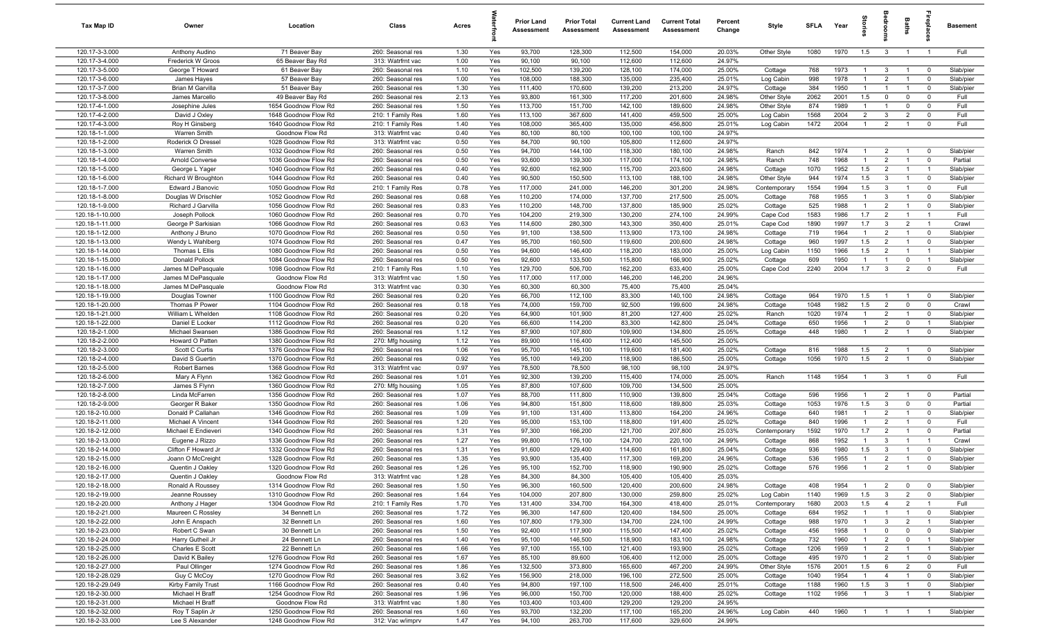| Tax Map ID | Owner | Location | Class | Acres | Waterfront | Prior Land Assessment | Prior Total Assessment | Current Land Assessment | Current Total Assessment | Percent Change | Style | SFLA | Year | Stories | Bedrooms | Baths | Fireplaces | Basement |
|---|---|---|---|---|---|---|---|---|---|---|---|---|---|---|---|---|---|---|
| 120.17-3-3.000 | Anthony Audino | 71 Beaver Bay | 260: Seasonal res | 1.30 | Yes | 93,700 | 128,300 | 112,500 | 154,000 | 20.03% | Other Style | 1080 | 1970 | 1.5 | 3 | 1 | 1 | Full |
| 120.17-3-4.000 | Frederick W Groos | 65 Beaver Bay Rd | 313: Watrfrnt vac | 1.00 | Yes | 90,100 | 90,100 | 112,600 | 112,600 | 24.97% | | | | | | | | |
| 120.17-3-5.000 | George T Howard | 61 Beaver Bay | 260: Seasonal res | 1.10 | Yes | 102,500 | 139,200 | 128,100 | 174,000 | 25.00% | Cottage | 768 | 1973 | 1 | 3 | 1 | 0 | Slab/pier |
| 120.17-3-6.000 | James Hayes | 57 Beaver Bay | 260: Seasonal res | 1.00 | Yes | 108,000 | 188,300 | 135,000 | 235,400 | 25.01% | Log Cabin | 998 | 1978 | 1 | 2 | 1 | 0 | Slab/pier |
| 120.17-3-7.000 | Brian M Garvilla | 51 Beaver Bay | 260: Seasonal res | 1.30 | Yes | 111,400 | 170,600 | 139,200 | 213,200 | 24.97% | Cottage | 384 | 1950 | 1 | 1 | 1 | 0 | Slab/pier |
| 120.17-3-8.000 | James Marcello | 49 Beaver Bay Rd | 260: Seasonal res | 2.13 | Yes | 93,800 | 161,300 | 117,200 | 201,600 | 24.98% | Other Style | 2062 | 2001 | 1.5 | 0 | 0 | 0 | Full |
| 120.17-4-1.000 | Josephine Jules | 1654 Goodnow Flow Rd | 260: Seasonal res | 1.50 | Yes | 113,700 | 151,700 | 142,100 | 189,600 | 24.98% | Other Style | 874 | 1989 | 1 | 1 | 0 | 0 | Full |
| 120.17-4-2.000 | David J Oxley | 1648 Goodnow Flow Rd | 210: 1 Family Res | 1.60 | Yes | 113,100 | 367,600 | 141,400 | 459,500 | 25.00% | Log Cabin | 1568 | 2004 | 2 | 3 | 2 | 0 | Full |
| 120.17-4-3.000 | Roy H Ginsberg | 1640 Goodnow Flow Rd | 210: 1 Family Res | 1.40 | Yes | 108,000 | 365,400 | 135,000 | 456,800 | 25.01% | Log Cabin | 1472 | 2004 | 1 | 2 | 1 | 0 | Full |
| 120.18-1-1.000 | Warren Smith | Goodnow Flow Rd | 313: Watrfrnt vac | 0.40 | Yes | 80,100 | 80,100 | 100,100 | 100,100 | 24.97% | | | | | | | | |
| 120.18-1-2.000 | Roderick O Dressel | 1028 Goodnow Flow Rd | 313: Watrfrnt vac | 0.50 | Yes | 84,700 | 90,100 | 105,800 | 112,600 | 24.97% | | | | | | | | |
| 120.18-1-3.000 | Warren Smith | 1032 Goodnow Flow Rd | 260: Seasonal res | 0.50 | Yes | 94,700 | 144,100 | 118,300 | 180,100 | 24.98% | Ranch | 842 | 1974 | 1 | 2 | 1 | 0 | Slab/pier |
| 120.18-1-4.000 | Arnold Converse | 1036 Goodnow Flow Rd | 260: Seasonal res | 0.50 | Yes | 93,600 | 139,300 | 117,000 | 174,100 | 24.98% | Ranch | 748 | 1968 | 1 | 2 | 1 | 0 | Partial |
| 120.18-1-5.000 | George L Yager | 1040 Goodnow Flow Rd | 260: Seasonal res | 0.40 | Yes | 92,600 | 162,900 | 115,700 | 203,600 | 24.98% | Cottage | 1070 | 1952 | 1.5 | 2 | 1 | 1 | Slab/pier |
| 120.18-1-6.000 | Richard W Broughton | 1044 Goodnow Flow Rd | 260: Seasonal res | 0.40 | Yes | 90,500 | 150,500 | 113,100 | 188,100 | 24.98% | Other Style | 944 | 1974 | 1.5 | 3 | 1 | 0 | Slab/pier |
| 120.18-1-7.000 | Edward J Banovic | 1050 Goodnow Flow Rd | 210: 1 Family Res | 0.78 | Yes | 117,000 | 241,000 | 146,200 | 301,200 | 24.98% | Contemporary | 1554 | 1994 | 1.5 | 3 | 1 | 0 | Full |
| 120.18-1-8.000 | Douglas W Drischler | 1052 Goodnow Flow Rd | 260: Seasonal res | 0.68 | Yes | 110,200 | 174,000 | 137,700 | 217,500 | 25.00% | Cottage | 768 | 1955 | 1 | 3 | 1 | 0 | Slab/pier |
| 120.18-1-9.000 | Richard J Garvilla | 1056 Goodnow Flow Rd | 260: Seasonal res | 0.83 | Yes | 110,200 | 148,700 | 137,800 | 185,900 | 25.02% | Cottage | 525 | 1988 | 1 | 2 | 1 | 0 | Slab/pier |
| 120.18-1-10.000 | Joseph Pollock | 1060 Goodnow Flow Rd | 260: Seasonal res | 0.70 | Yes | 104,200 | 219,300 | 130,200 | 274,100 | 24.99% | Cape Cod | 1583 | 1986 | 1.7 | 2 | 1 | 1 | Full |
| 120.18-1-11.000 | George P Sarkisian | 1066 Goodnow Flow Rd | 260: Seasonal res | 0.63 | Yes | 114,600 | 280,300 | 143,300 | 350,400 | 25.01% | Cape Cod | 1890 | 1997 | 1.7 | 3 | 2 | 1 | Crawl |
| 120.18-1-12.000 | Anthony J Bruno | 1070 Goodnow Flow Rd | 260: Seasonal res | 0.50 | Yes | 91,100 | 138,500 | 113,900 | 173,100 | 24.98% | Cottage | 719 | 1964 | 1 | 2 | 1 | 0 | Slab/pier |
| 120.18-1-13.000 | Wendy L Wahlberg | 1074 Goodnow Flow Rd | 260: Seasonal res | 0.47 | Yes | 95,700 | 160,500 | 119,600 | 200,600 | 24.98% | Cottage | 960 | 1997 | 1.5 | 2 | 1 | 0 | Slab/pier |
| 120.18-1-14.000 | Thomas L Ellis | 1080 Goodnow Flow Rd | 260: Seasonal res | 0.50 | Yes | 94,600 | 146,400 | 118,200 | 183,000 | 25.00% | Log Cabin | 1150 | 1966 | 1.5 | 2 | 1 | 1 | Slab/pier |
| 120.18-1-15.000 | Donald Pollock | 1084 Goodnow Flow Rd | 260: Seasonal res | 0.50 | Yes | 92,600 | 133,500 | 115,800 | 166,900 | 25.02% | Cottage | 609 | 1950 | 1 | 1 | 0 | 1 | Slab/pier |
| 120.18-1-16.000 | James M DePasquale | 1098 Goodnow Flow Rd | 210: 1 Family Res | 1.10 | Yes | 129,700 | 506,700 | 162,200 | 633,400 | 25.00% | Cape Cod | 2240 | 2004 | 1.7 | 3 | 2 | 0 | Full |
| 120.18-1-17.000 | James M DePasquale | Goodnow Flow Rd | 313: Watrfrnt vac | 1.50 | Yes | 117,000 | 117,000 | 146,200 | 146,200 | 24.96% | | | | | | | | |
| 120.18-1-18.000 | James M DePasquale | Goodnow Flow Rd | 313: Watrfrnt vac | 0.30 | Yes | 60,300 | 60,300 | 75,400 | 75,400 | 25.04% | | | | | | | | |
| 120.18-1-19.000 | Douglas Towner | 1100 Goodnow Flow Rd | 260: Seasonal res | 0.20 | Yes | 66,700 | 112,100 | 83,300 | 140,100 | 24.98% | Cottage | 964 | 1970 | 1.5 | 1 | 1 | 0 | Slab/pier |
| 120.18-1-20.000 | Thomas P Power | 1104 Goodnow Flow Rd | 260: Seasonal res | 0.18 | Yes | 74,000 | 159,700 | 92,500 | 199,600 | 24.98% | Cottage | 1048 | 1982 | 1.5 | 2 | 0 | 0 | Crawl |
| 120.18-1-21.000 | William L Whelden | 1108 Goodnow Flow Rd | 260: Seasonal res | 0.20 | Yes | 64,900 | 101,900 | 81,200 | 127,400 | 25.02% | Ranch | 1020 | 1974 | 1 | 2 | 1 | 0 | Slab/pier |
| 120.18-1-22.000 | Daniel E Locker | 1112 Goodnow Flow Rd | 260: Seasonal res | 0.20 | Yes | 66,600 | 114,200 | 83,300 | 142,800 | 25.04% | Cottage | 650 | 1956 | 1 | 2 | 0 | 1 | Slab/pier |
| 120.18-2-1.000 | Michael Swansen | 1386 Goodnow Flow Rd | 260: Seasonal res | 1.12 | Yes | 87,900 | 107,800 | 109,900 | 134,800 | 25.05% | Cottage | 448 | 1980 | 1 | 2 | 1 | 0 | Slab/pier |
| 120.18-2-2.000 | Howard O Patten | 1380 Goodnow Flow Rd | 270: Mfg housing | 1.12 | Yes | 89,900 | 116,400 | 112,400 | 145,500 | 25.00% | | | | | | | | |
| 120.18-2-3.000 | Scott C Curtis | 1376 Goodnow Flow Rd | 260: Seasonal res | 1.06 | Yes | 95,700 | 145,100 | 119,600 | 181,400 | 25.02% | Cottage | 816 | 1988 | 1.5 | 2 | 1 | 0 | Slab/pier |
| 120.18-2-4.000 | David S Guertin | 1370 Goodnow Flow Rd | 260: Seasonal res | 0.92 | Yes | 95,100 | 149,200 | 118,900 | 186,500 | 25.00% | Cottage | 1056 | 1970 | 1.5 | 2 | 1 | 0 | Slab/pier |
| 120.18-2-5.000 | Robert Barnes | 1368 Goodnow Flow Rd | 313: Watrfrnt vac | 0.97 | Yes | 78,500 | 78,500 | 98,100 | 98,100 | 24.97% | | | | | | | | |
| 120.18-2-6.000 | Mary A Flynn | 1362 Goodnow Flow Rd | 260: Seasonal res | 1.01 | Yes | 92,300 | 139,200 | 115,400 | 174,000 | 25.00% | Ranch | 1148 | 1954 | 1 | 3 | 1 | 0 | Full |
| 120.18-2-7.000 | James S Flynn | 1360 Goodnow Flow Rd | 270: Mfg housing | 1.05 | Yes | 87,800 | 107,600 | 109,700 | 134,500 | 25.00% | | | | | | | | |
| 120.18-2-8.000 | Linda McFarren | 1356 Goodnow Flow Rd | 260: Seasonal res | 1.07 | Yes | 88,700 | 111,800 | 110,900 | 139,800 | 25.04% | Cottage | 596 | 1956 | 1 | 2 | 1 | 0 | Partial |
| 120.18-2-9.000 | Georger R Baker | 1350 Goodnow Flow Rd | 260: Seasonal res | 1.06 | Yes | 94,800 | 151,800 | 118,600 | 189,800 | 25.03% | Cottage | 1053 | 1976 | 1.5 | 3 | 0 | 0 | Partial |
| 120.18-2-10.000 | Donald P Callahan | 1346 Goodnow Flow Rd | 260: Seasonal res | 1.09 | Yes | 91,100 | 131,400 | 113,800 | 164,200 | 24.96% | Cottage | 640 | 1981 | 1 | 2 | 1 | 0 | Slab/pier |
| 120.18-2-11.000 | Michael A Vincent | 1344 Goodnow Flow Rd | 260: Seasonal res | 1.20 | Yes | 95,000 | 153,100 | 118,800 | 191,400 | 25.02% | Cottage | 840 | 1996 | 1 | 2 | 1 | 0 | Full |
| 120.18-2-12.000 | Michael E Endieveri | 1340 Goodnow Flow Rd | 260: Seasonal res | 1.31 | Yes | 97,300 | 166,200 | 121,700 | 207,800 | 25.03% | Contemporary | 1592 | 1970 | 1.7 | 2 | 1 | 0 | Partial |
| 120.18-2-13.000 | Eugene J Rizzo | 1336 Goodnow Flow Rd | 260: Seasonal res | 1.27 | Yes | 99,800 | 176,100 | 124,700 | 220,100 | 24.99% | Cottage | 868 | 1952 | 1 | 3 | 1 | 1 | Crawl |
| 120.18-2-14.000 | Clifton F Howard Jr | 1332 Goodnow Flow Rd | 260: Seasonal res | 1.31 | Yes | 91,600 | 129,400 | 114,600 | 161,800 | 25.04% | Cottage | 936 | 1980 | 1.5 | 3 | 1 | 0 | Slab/pier |
| 120.18-2-15.000 | Joann O McCreight | 1328 Goodnow Flow Rd | 260: Seasonal res | 1.35 | Yes | 93,900 | 135,400 | 117,300 | 169,200 | 24.96% | Cottage | 536 | 1955 | 1 | 2 | 1 | 0 | Slab/pier |
| 120.18-2-16.000 | Quentin J Oakley | 1320 Goodnow Flow Rd | 260: Seasonal res | 1.26 | Yes | 95,100 | 152,700 | 118,900 | 190,900 | 25.02% | Cottage | 576 | 1956 | 1 | 2 | 1 | 0 | Slab/pier |
| 120.18-2-17.000 | Quentin J Oakley | Goodnow Flow Rd | 313: Watrfrnt vac | 1.28 | Yes | 84,300 | 84,300 | 105,400 | 105,400 | 25.03% | | | | | | | | |
| 120.18-2-18.000 | Ronald A Roussey | 1314 Goodnow Flow Rd | 260: Seasonal res | 1.50 | Yes | 96,300 | 160,500 | 120,400 | 200,600 | 24.98% | Cottage | 408 | 1954 | 1 | 2 | 0 | 0 | Slab/pier |
| 120.18-2-19.000 | Jeanne Roussey | 1310 Goodnow Flow Rd | 260: Seasonal res | 1.64 | Yes | 104,000 | 207,800 | 130,000 | 259,800 | 25.02% | Log Cabin | 1140 | 1969 | 1.5 | 3 | 2 | 0 | Slab/pier |
| 120.18-2-20.000 | Anthony J Hager | 1304 Goodnow Flow Rd | 210: 1 Family Res | 1.70 | Yes | 131,400 | 334,700 | 164,300 | 418,400 | 25.01% | Contemporary | 1680 | 2003 | 1.5 | 4 | 2 | 1 | Full |
| 120.18-2-21.000 | Maureen C Rossley | 34 Bennett Ln | 260: Seasonal res | 1.72 | Yes | 96,300 | 147,600 | 120,400 | 184,500 | 25.00% | Cottage | 684 | 1952 | 1 | 1 | 1 | 0 | Slab/pier |
| 120.18-2-22.000 | John E Anspach | 32 Bennett Ln | 260: Seasonal res | 1.60 | Yes | 107,800 | 179,300 | 134,700 | 224,100 | 24.99% | Cottage | 988 | 1970 | 1 | 3 | 2 | 1 | Slab/pier |
| 120.18-2-23.000 | Robert C Swan | 30 Bennett Ln | 260: Seasonal res | 1.50 | Yes | 92,400 | 117,900 | 115,500 | 147,400 | 25.02% | Cottage | 456 | 1958 | 1 | 0 | 0 | 0 | Slab/pier |
| 120.18-2-24.000 | Harry Gutheil Jr | 24 Bennett Ln | 260: Seasonal res | 1.40 | Yes | 95,100 | 146,500 | 118,900 | 183,100 | 24.98% | Cottage | 732 | 1960 | 1 | 2 | 0 | 1 | Slab/pier |
| 120.18-2-25.000 | Charles E Scott | 22 Bennett Ln | 260: Seasonal res | 1.66 | Yes | 97,100 | 155,100 | 121,400 | 193,900 | 25.02% | Cottage | 1206 | 1959 | 1 | 2 | 1 | 1 | Slab/pier |
| 120.18-2-26.000 | David K Bailey | 1276 Goodnow Flow Rd | 260: Seasonal res | 1.67 | Yes | 85,100 | 89,600 | 106,400 | 112,000 | 25.00% | Cottage | 495 | 1970 | 1 | 2 | 1 | 0 | Slab/pier |
| 120.18-2-27.000 | Paul Ollinger | 1274 Goodnow Flow Rd | 260: Seasonal res | 1.86 | Yes | 132,500 | 373,800 | 165,600 | 467,200 | 24.99% | Other Style | 1576 | 2001 | 1.5 | 6 | 2 | 0 | Full |
| 120.18-2-28.029 | Guy C McCoy | 1270 Goodnow Flow Rd | 260: Seasonal res | 3.62 | Yes | 156,900 | 218,000 | 196,100 | 272,500 | 25.00% | Cottage | 1040 | 1954 | 1 | 4 | 1 | 0 | Slab/pier |
| 120.18-2-29.049 | Kirby Family Trust | 1166 Goodnow Flow Rd | 260: Seasonal res | 0.40 | Yes | 94,800 | 197,100 | 118,500 | 246,400 | 25.01% | Cottage | 1188 | 1960 | 1.5 | 3 | 1 | 0 | Slab/pier |
| 120.18-2-30.000 | Michael H Braff | 1254 Goodnow Flow Rd | 260: Seasonal res | 1.96 | Yes | 96,000 | 150,700 | 120,000 | 188,400 | 25.02% | Cottage | 1102 | 1956 | 1 | 3 | 1 | 1 | Slab/pier |
| 120.18-2-31.000 | Michael H Braff | Goodnow Flow Rd | 313: Watrfrnt vac | 1.80 | Yes | 103,400 | 103,400 | 129,200 | 129,200 | 24.95% | | | | | | | | |
| 120.18-2-32.000 | Roy T Saplin Jr | 1250 Goodnow Flow Rd | 260: Seasonal res | 1.60 | Yes | 93,700 | 132,200 | 117,100 | 165,200 | 24.96% | Log Cabin | 440 | 1960 | 1 | 1 | 1 | 1 | Slab/pier |
| 120.18-2-33.000 | Lee S Alexander | 1248 Goodnow Flow Rd | 312: Vac w/imprv | 1.47 | Yes | 94,100 | 263,700 | 117,600 | 329,600 | 24.99% | | | | | | | | |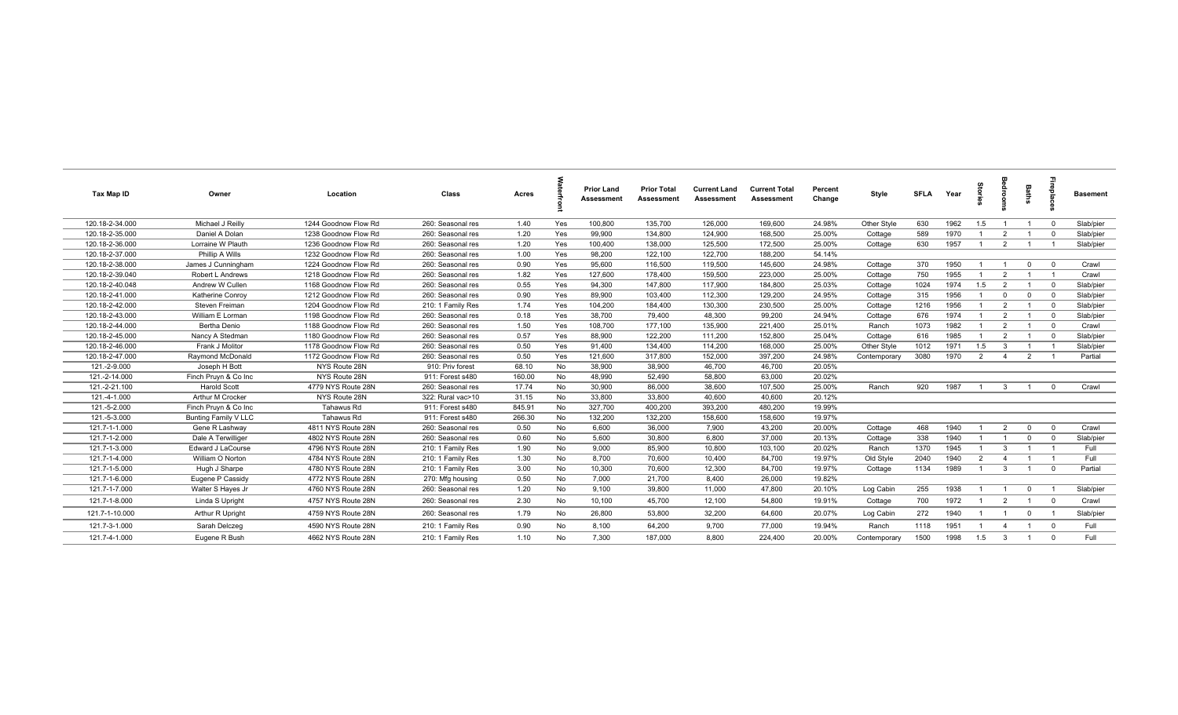| Tax Map ID | Owner | Location | Class | Acres | Waterfront | Prior Land Assessment | Prior Total Assessment | Current Land Assessment | Current Total Assessment | Percent Change | Style | SFLA | Year | Stories | Bedrooms | Baths | Fireplaces | Basement |
|---|---|---|---|---|---|---|---|---|---|---|---|---|---|---|---|---|---|---|
| 120.18-2-34.000 | Michael J Reilly | 1244 Goodnow Flow Rd | 260: Seasonal res | 1.40 | Yes | 100,800 | 135,700 | 126,000 | 169,600 | 24.98% | Other Style | 630 | 1962 | 1.5 | 1 | 1 | 0 | Slab/pier |
| 120.18-2-35.000 | Daniel A Dolan | 1238 Goodnow Flow Rd | 260: Seasonal res | 1.20 | Yes | 99,900 | 134,800 | 124,900 | 168,500 | 25.00% | Cottage | 589 | 1970 | 1 | 2 | 1 | 0 | Slab/pier |
| 120.18-2-36.000 | Lorraine W Plauth | 1236 Goodnow Flow Rd | 260: Seasonal res | 1.20 | Yes | 100,400 | 138,000 | 125,500 | 172,500 | 25.00% | Cottage | 630 | 1957 | 1 | 2 | 1 | 1 | Slab/pier |
| 120.18-2-37.000 | Phillip A Wills | 1232 Goodnow Flow Rd | 260: Seasonal res | 1.00 | Yes | 98,200 | 122,100 | 122,700 | 188,200 | 54.14% | | | | | | | | |
| 120.18-2-38.000 | James J Cunningham | 1224 Goodnow Flow Rd | 260: Seasonal res | 0.90 | Yes | 95,600 | 116,500 | 119,500 | 145,600 | 24.98% | Cottage | 370 | 1950 | 1 | 1 | 0 | 0 | Crawl |
| 120.18-2-39.040 | Robert L Andrews | 1218 Goodnow Flow Rd | 260: Seasonal res | 1.82 | Yes | 127,600 | 178,400 | 159,500 | 223,000 | 25.00% | Cottage | 750 | 1955 | 1 | 2 | 1 | 1 | Crawl |
| 120.18-2-40.048 | Andrew W Cullen | 1168 Goodnow Flow Rd | 260: Seasonal res | 0.55 | Yes | 94,300 | 147,800 | 117,900 | 184,800 | 25.03% | Cottage | 1024 | 1974 | 1.5 | 2 | 1 | 0 | Slab/pier |
| 120.18-2-41.000 | Katherine Conroy | 1212 Goodnow Flow Rd | 260: Seasonal res | 0.90 | Yes | 89,900 | 103,400 | 112,300 | 129,200 | 24.95% | Cottage | 315 | 1956 | 1 | 0 | 0 | 0 | Slab/pier |
| 120.18-2-42.000 | Steven Freiman | 1204 Goodnow Flow Rd | 210: 1 Family Res | 1.74 | Yes | 104,200 | 184,400 | 130,300 | 230,500 | 25.00% | Cottage | 1216 | 1956 | 1 | 2 | 1 | 0 | Slab/pier |
| 120.18-2-43.000 | William E Lorman | 1198 Goodnow Flow Rd | 260: Seasonal res | 0.18 | Yes | 38,700 | 79,400 | 48,300 | 99,200 | 24.94% | Cottage | 676 | 1974 | 1 | 2 | 1 | 0 | Slab/pier |
| 120.18-2-44.000 | Bertha Denio | 1188 Goodnow Flow Rd | 260: Seasonal res | 1.50 | Yes | 108,700 | 177,100 | 135,900 | 221,400 | 25.01% | Ranch | 1073 | 1982 | 1 | 2 | 1 | 0 | Crawl |
| 120.18-2-45.000 | Nancy A Stedman | 1180 Goodnow Flow Rd | 260: Seasonal res | 0.57 | Yes | 88,900 | 122,200 | 111,200 | 152,800 | 25.04% | Cottage | 616 | 1985 | 1 | 2 | 1 | 0 | Slab/pier |
| 120.18-2-46.000 | Frank J Molitor | 1178 Goodnow Flow Rd | 260: Seasonal res | 0.50 | Yes | 91,400 | 134,400 | 114,200 | 168,000 | 25.00% | Other Style | 1012 | 1971 | 1.5 | 3 | 1 | 1 | Slab/pier |
| 120.18-2-47.000 | Raymond McDonald | 1172 Goodnow Flow Rd | 260: Seasonal res | 0.50 | Yes | 121,600 | 317,800 | 152,000 | 397,200 | 24.98% | Contemporary | 3080 | 1970 | 2 | 4 | 2 | 1 | Partial |
| 121.-2-9.000 | Joseph H Bott | NYS Route 28N | 910: Priv forest | 68.10 | No | 38,900 | 38,900 | 46,700 | 46,700 | 20.05% | | | | | | | | |
| 121.-2-14.000 | Finch Pruyn & Co Inc | NYS Route 28N | 911: Forest s480 | 160.00 | No | 48,990 | 52,490 | 58,800 | 63,000 | 20.02% | | | | | | | | |
| 121.-2-21.100 | Harold Scott | 4779 NYS Route 28N | 260: Seasonal res | 17.74 | No | 30,900 | 86,000 | 38,600 | 107,500 | 25.00% | Ranch | 920 | 1987 | 1 | 3 | 1 | 0 | Crawl |
| 121.-4-1.000 | Arthur M Crocker | NYS Route 28N | 322: Rural vac>10 | 31.15 | No | 33,800 | 33,800 | 40,600 | 40,600 | 20.12% | | | | | | | | |
| 121.-5-2.000 | Finch Pruyn & Co Inc | Tahawus Rd | 911: Forest s480 | 845.91 | No | 327,700 | 400,200 | 393,200 | 480,200 | 19.99% | | | | | | | | |
| 121.-5-3.000 | Bunting Family V LLC | Tahawus Rd | 911: Forest s480 | 266.30 | No | 132,200 | 132,200 | 158,600 | 158,600 | 19.97% | | | | | | | | |
| 121.7-1-1.000 | Gene R Lashway | 4811 NYS Route 28N | 260: Seasonal res | 0.50 | No | 6,600 | 36,000 | 7,900 | 43,200 | 20.00% | Cottage | 468 | 1940 | 1 | 2 | 0 | 0 | Crawl |
| 121.7-1-2.000 | Dale A Terwilliger | 4802 NYS Route 28N | 260: Seasonal res | 0.60 | No | 5,600 | 30,800 | 6,800 | 37,000 | 20.13% | Cottage | 338 | 1940 | 1 | 1 | 0 | 0 | Slab/pier |
| 121.7-1-3.000 | Edward J LaCourse | 4796 NYS Route 28N | 210: 1 Family Res | 1.90 | No | 9,000 | 85,900 | 10,800 | 103,100 | 20.02% | Ranch | 1370 | 1945 | 1 | 3 | 1 | 1 | Full |
| 121.7-1-4.000 | William O Norton | 4784 NYS Route 28N | 210: 1 Family Res | 1.30 | No | 8,700 | 70,600 | 10,400 | 84,700 | 19.97% | Old Style | 2040 | 1940 | 2 | 4 | 1 | 1 | Full |
| 121.7-1-5.000 | Hugh J Sharpe | 4780 NYS Route 28N | 210: 1 Family Res | 3.00 | No | 10,300 | 70,600 | 12,300 | 84,700 | 19.97% | Cottage | 1134 | 1989 | 1 | 3 | 1 | 0 | Partial |
| 121.7-1-6.000 | Eugene P Cassidy | 4772 NYS Route 28N | 270: Mfg housing | 0.50 | No | 7,000 | 21,700 | 8,400 | 26,000 | 19.82% | | | | | | | | |
| 121.7-1-7.000 | Walter S Hayes Jr | 4760 NYS Route 28N | 260: Seasonal res | 1.20 | No | 9,100 | 39,800 | 11,000 | 47,800 | 20.10% | Log Cabin | 255 | 1938 | 1 | 1 | 0 | 1 | Slab/pier |
| 121.7-1-8.000 | Linda S Upright | 4757 NYS Route 28N | 260: Seasonal res | 2.30 | No | 10,100 | 45,700 | 12,100 | 54,800 | 19.91% | Cottage | 700 | 1972 | 1 | 2 | 1 | 0 | Crawl |
| 121.7-1-10.000 | Arthur R Upright | 4759 NYS Route 28N | 260: Seasonal res | 1.79 | No | 26,800 | 53,800 | 32,200 | 64,600 | 20.07% | Log Cabin | 272 | 1940 | 1 | 1 | 0 | 1 | Slab/pier |
| 121.7-3-1.000 | Sarah Delczeg | 4590 NYS Route 28N | 210: 1 Family Res | 0.90 | No | 8,100 | 64,200 | 9,700 | 77,000 | 19.94% | Ranch | 1118 | 1951 | 1 | 4 | 1 | 0 | Full |
| 121.7-4-1.000 | Eugene R Bush | 4662 NYS Route 28N | 210: 1 Family Res | 1.10 | No | 7,300 | 187,000 | 8,800 | 224,400 | 20.00% | Contemporary | 1500 | 1998 | 1.5 | 3 | 1 | 0 | Full |